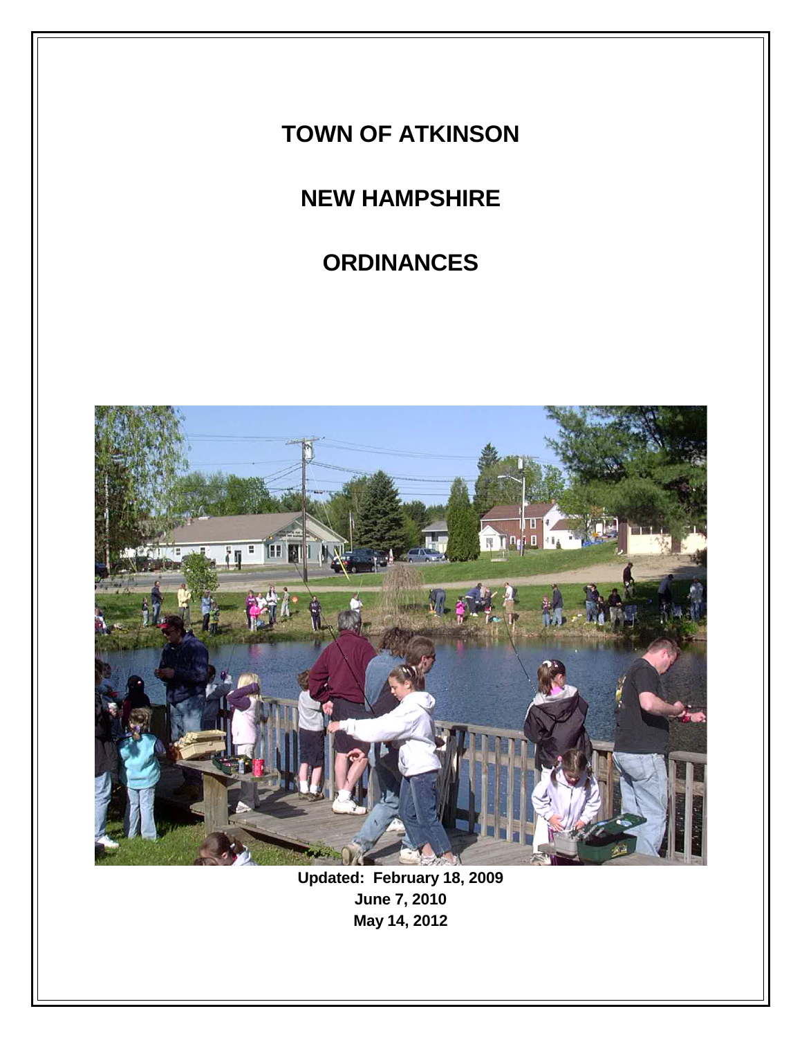# TOWN OF ATKINSON

# NEW HAMPSHIRE

# ORDINANCES

**Updated: February 18, 2009**
**June 7, 2010**
**May 14, 2012**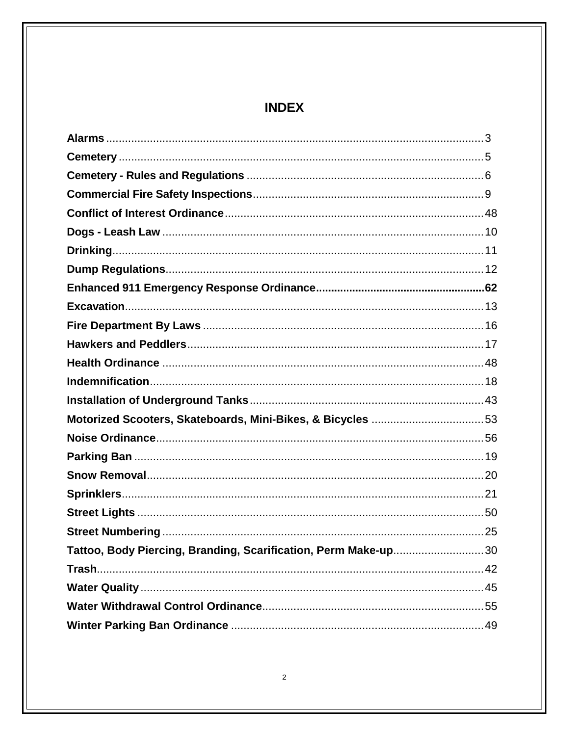# INDEX

| Section | Page |
|---|---|
| **Alarms** | 3 |
| **Cemetery** | 5 |
| **Cemetery - Rules and Regulations** | 6 |
| **Commercial Fire Safety Inspections** | 9 |
| **Conflict of Interest Ordinance** | 48 |
| **Dogs - Leash Law** | 10 |
| **Drinking** | 11 |
| **Dump Regulations** | 12 |
| **Enhanced 911 Emergency Response Ordinance** | **62** |
| **Excavation** | 13 |
| **Fire Department By Laws** | 16 |
| **Hawkers and Peddlers** | 17 |
| **Health Ordinance** | 48 |
| **Indemnification** | 18 |
| **Installation of Underground Tanks** | 43 |
| **Motorized Scooters, Skateboards, Mini-Bikes, & Bicycles** | 53 |
| **Noise Ordinance** | 56 |
| **Parking Ban** | 19 |
| **Snow Removal** | 20 |
| **Sprinklers** | 21 |
| **Street Lights** | 50 |
| **Street Numbering** | 25 |
| **Tattoo, Body Piercing, Branding, Scarification, Perm Make-up** | 30 |
| **Trash** | 42 |
| **Water Quality** | 45 |
| **Water Withdrawal Control Ordinance** | 55 |
| **Winter Parking Ban Ordinance** | 49 |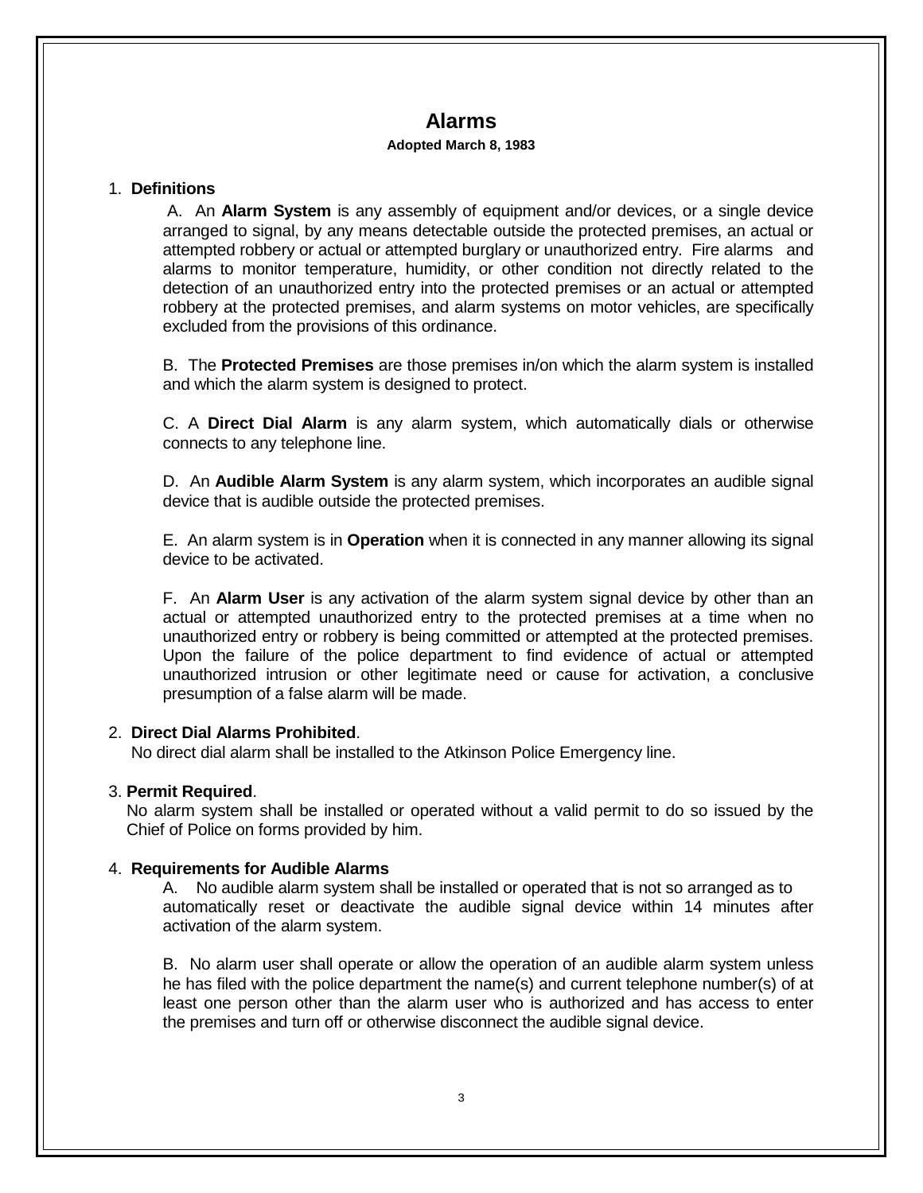# Alarms

**Adopted March 8, 1983**

1. **Definitions**

   A. An **Alarm System** is any assembly of equipment and/or devices, or a single device arranged to signal, by any means detectable outside the protected premises, an actual or attempted robbery or actual or attempted burglary or unauthorized entry. Fire alarms and alarms to monitor temperature, humidity, or other condition not directly related to the detection of an unauthorized entry into the protected premises or an actual or attempted robbery at the protected premises, and alarm systems on motor vehicles, are specifically excluded from the provisions of this ordinance.

   B. The **Protected Premises** are those premises in/on which the alarm system is installed and which the alarm system is designed to protect.

   C. A **Direct Dial Alarm** is any alarm system, which automatically dials or otherwise connects to any telephone line.

   D. An **Audible Alarm System** is any alarm system, which incorporates an audible signal device that is audible outside the protected premises.

   E. An alarm system is in **Operation** when it is connected in any manner allowing its signal device to be activated.

   F. An **Alarm User** is any activation of the alarm system signal device by other than an actual or attempted unauthorized entry to the protected premises at a time when no unauthorized entry or robbery is being committed or attempted at the protected premises. Upon the failure of the police department to find evidence of actual or attempted unauthorized intrusion or other legitimate need or cause for activation, a conclusive presumption of a false alarm will be made.

2. **Direct Dial Alarms Prohibited**.
   No direct dial alarm shall be installed to the Atkinson Police Emergency line.

3. **Permit Required**.
   No alarm system shall be installed or operated without a valid permit to do so issued by the Chief of Police on forms provided by him.

4. **Requirements for Audible Alarms**

   A. No audible alarm system shall be installed or operated that is not so arranged as to automatically reset or deactivate the audible signal device within 14 minutes after activation of the alarm system.

   B. No alarm user shall operate or allow the operation of an audible alarm system unless he has filed with the police department the name(s) and current telephone number(s) of at least one person other than the alarm user who is authorized and has access to enter the premises and turn off or otherwise disconnect the audible signal device.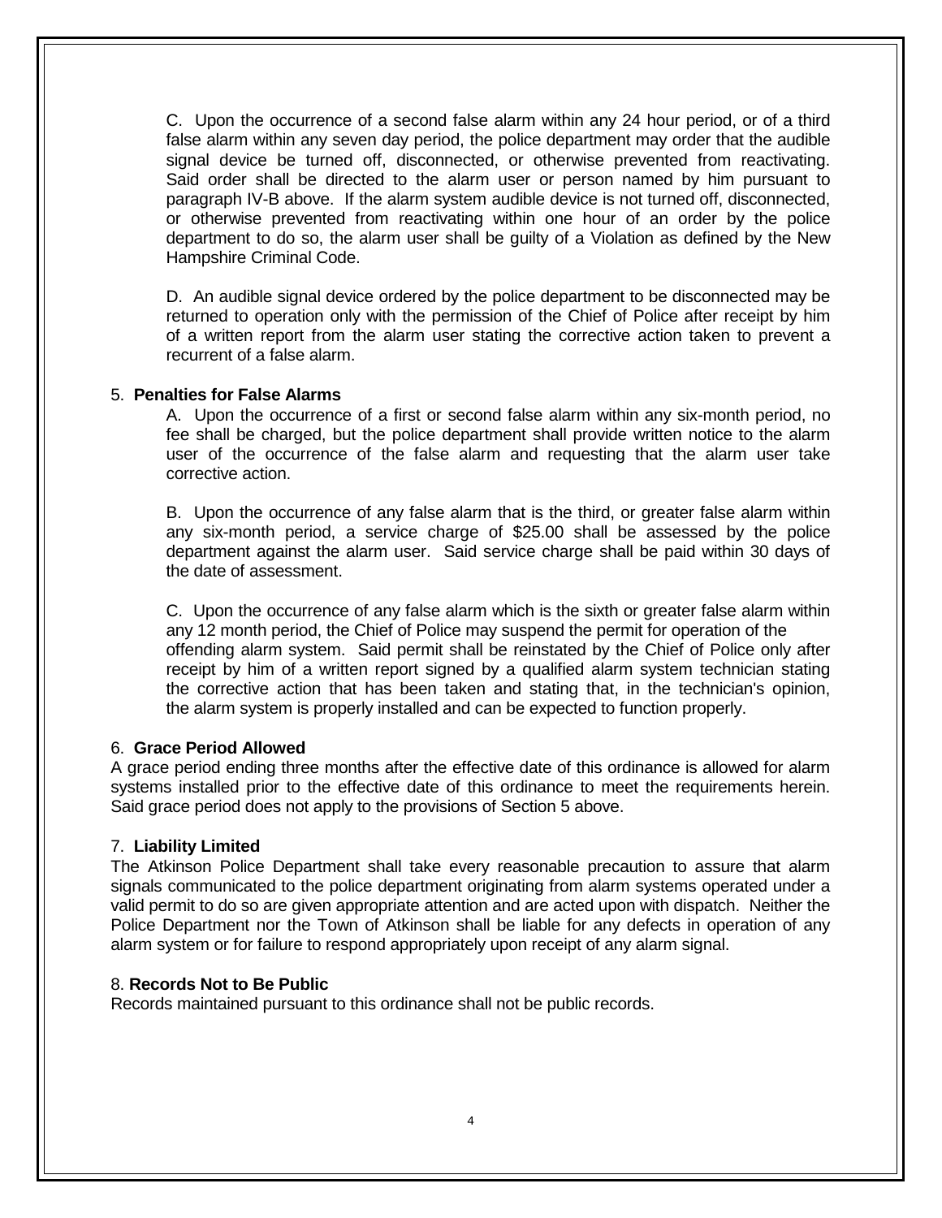C. Upon the occurrence of a second false alarm within any 24 hour period, or of a third false alarm within any seven day period, the police department may order that the audible signal device be turned off, disconnected, or otherwise prevented from reactivating. Said order shall be directed to the alarm user or person named by him pursuant to paragraph IV-B above. If the alarm system audible device is not turned off, disconnected, or otherwise prevented from reactivating within one hour of an order by the police department to do so, the alarm user shall be guilty of a Violation as defined by the New Hampshire Criminal Code.

D. An audible signal device ordered by the police department to be disconnected may be returned to operation only with the permission of the Chief of Police after receipt by him of a written report from the alarm user stating the corrective action taken to prevent a recurrent of a false alarm.

5. **Penalties for False Alarms**

A. Upon the occurrence of a first or second false alarm within any six-month period, no fee shall be charged, but the police department shall provide written notice to the alarm user of the occurrence of the false alarm and requesting that the alarm user take corrective action.

B. Upon the occurrence of any false alarm that is the third, or greater false alarm within any six-month period, a service charge of $25.00 shall be assessed by the police department against the alarm user. Said service charge shall be paid within 30 days of the date of assessment.

C. Upon the occurrence of any false alarm which is the sixth or greater false alarm within any 12 month period, the Chief of Police may suspend the permit for operation of the offending alarm system. Said permit shall be reinstated by the Chief of Police only after receipt by him of a written report signed by a qualified alarm system technician stating the corrective action that has been taken and stating that, in the technician's opinion, the alarm system is properly installed and can be expected to function properly.

6. **Grace Period Allowed**

A grace period ending three months after the effective date of this ordinance is allowed for alarm systems installed prior to the effective date of this ordinance to meet the requirements herein. Said grace period does not apply to the provisions of Section 5 above.

7. **Liability Limited**

The Atkinson Police Department shall take every reasonable precaution to assure that alarm signals communicated to the police department originating from alarm systems operated under a valid permit to do so are given appropriate attention and are acted upon with dispatch. Neither the Police Department nor the Town of Atkinson shall be liable for any defects in operation of any alarm system or for failure to respond appropriately upon receipt of any alarm signal.

8. **Records Not to Be Public**

Records maintained pursuant to this ordinance shall not be public records.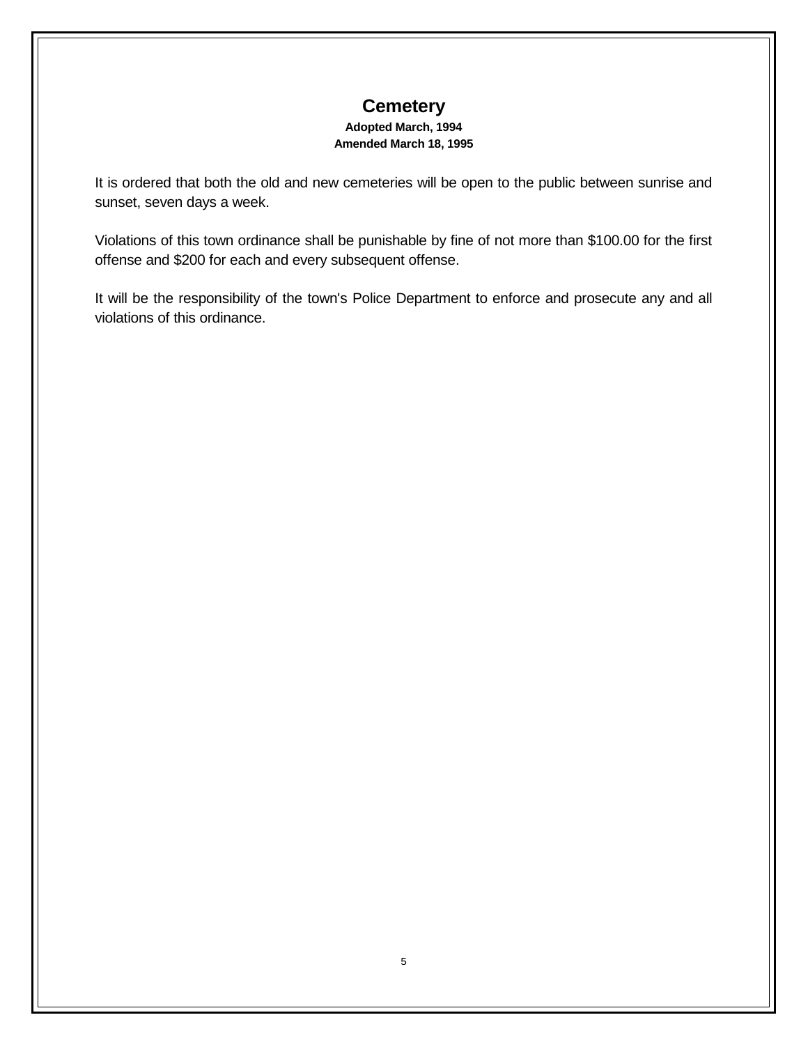# Cemetery

**Adopted March, 1994**
**Amended March 18, 1995**

It is ordered that both the old and new cemeteries will be open to the public between sunrise and sunset, seven days a week.

Violations of this town ordinance shall be punishable by fine of not more than $100.00 for the first offense and $200 for each and every subsequent offense.

It will be the responsibility of the town's Police Department to enforce and prosecute any and all violations of this ordinance.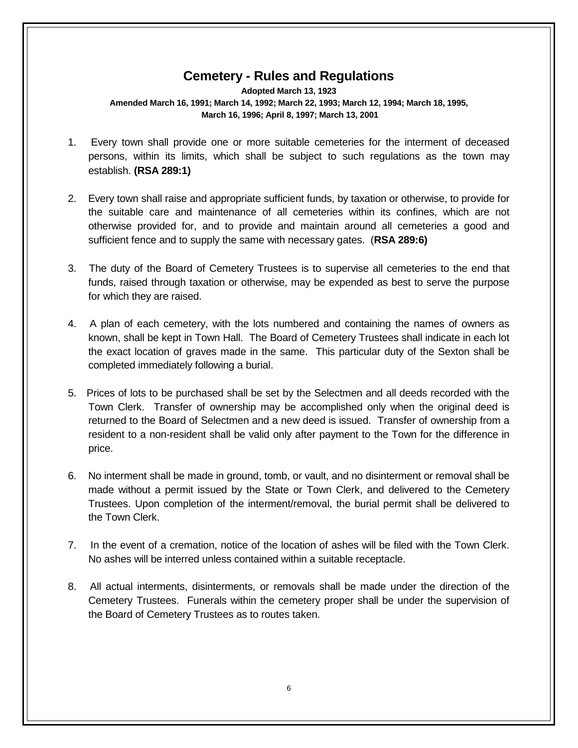# Cemetery - Rules and Regulations

**Adopted March 13, 1923**
**Amended March 16, 1991; March 14, 1992; March 22, 1993; March 12, 1994; March 18, 1995, March 16, 1996; April 8, 1997; March 13, 2001**

1. Every town shall provide one or more suitable cemeteries for the interment of deceased persons, within its limits, which shall be subject to such regulations as the town may establish. **(RSA 289:1)**

2. Every town shall raise and appropriate sufficient funds, by taxation or otherwise, to provide for the suitable care and maintenance of all cemeteries within its confines, which are not otherwise provided for, and to provide and maintain around all cemeteries a good and sufficient fence and to supply the same with necessary gates. (**RSA 289:6)**

3. The duty of the Board of Cemetery Trustees is to supervise all cemeteries to the end that funds, raised through taxation or otherwise, may be expended as best to serve the purpose for which they are raised.

4. A plan of each cemetery, with the lots numbered and containing the names of owners as known, shall be kept in Town Hall. The Board of Cemetery Trustees shall indicate in each lot the exact location of graves made in the same. This particular duty of the Sexton shall be completed immediately following a burial.

5. Prices of lots to be purchased shall be set by the Selectmen and all deeds recorded with the Town Clerk. Transfer of ownership may be accomplished only when the original deed is returned to the Board of Selectmen and a new deed is issued. Transfer of ownership from a resident to a non-resident shall be valid only after payment to the Town for the difference in price.

6. No interment shall be made in ground, tomb, or vault, and no disinterment or removal shall be made without a permit issued by the State or Town Clerk, and delivered to the Cemetery Trustees. Upon completion of the interment/removal, the burial permit shall be delivered to the Town Clerk.

7. In the event of a cremation, notice of the location of ashes will be filed with the Town Clerk. No ashes will be interred unless contained within a suitable receptacle.

8. All actual interments, disinterments, or removals shall be made under the direction of the Cemetery Trustees. Funerals within the cemetery proper shall be under the supervision of the Board of Cemetery Trustees as to routes taken.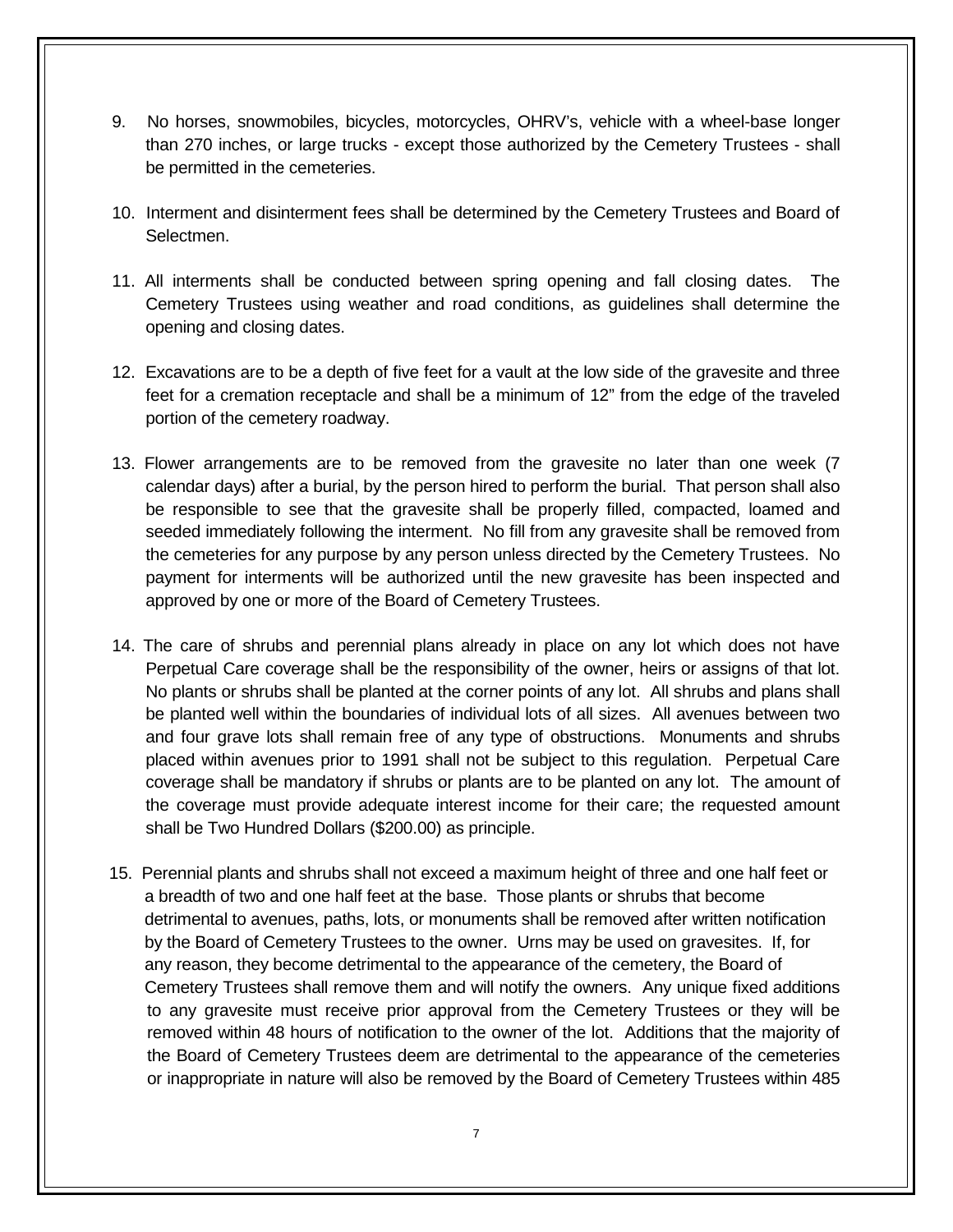9. No horses, snowmobiles, bicycles, motorcycles, OHRV's, vehicle with a wheel-base longer than 270 inches, or large trucks - except those authorized by the Cemetery Trustees - shall be permitted in the cemeteries.

10. Interment and disinterment fees shall be determined by the Cemetery Trustees and Board of Selectmen.

11. All interments shall be conducted between spring opening and fall closing dates. The Cemetery Trustees using weather and road conditions, as guidelines shall determine the opening and closing dates.

12. Excavations are to be a depth of five feet for a vault at the low side of the gravesite and three feet for a cremation receptacle and shall be a minimum of 12" from the edge of the traveled portion of the cemetery roadway.

13. Flower arrangements are to be removed from the gravesite no later than one week (7 calendar days) after a burial, by the person hired to perform the burial. That person shall also be responsible to see that the gravesite shall be properly filled, compacted, loamed and seeded immediately following the interment. No fill from any gravesite shall be removed from the cemeteries for any purpose by any person unless directed by the Cemetery Trustees. No payment for interments will be authorized until the new gravesite has been inspected and approved by one or more of the Board of Cemetery Trustees.

14. The care of shrubs and perennial plans already in place on any lot which does not have Perpetual Care coverage shall be the responsibility of the owner, heirs or assigns of that lot. No plants or shrubs shall be planted at the corner points of any lot. All shrubs and plans shall be planted well within the boundaries of individual lots of all sizes. All avenues between two and four grave lots shall remain free of any type of obstructions. Monuments and shrubs placed within avenues prior to 1991 shall not be subject to this regulation. Perpetual Care coverage shall be mandatory if shrubs or plants are to be planted on any lot. The amount of the coverage must provide adequate interest income for their care; the requested amount shall be Two Hundred Dollars ($200.00) as principle.

15. Perennial plants and shrubs shall not exceed a maximum height of three and one half feet or a breadth of two and one half feet at the base. Those plants or shrubs that become detrimental to avenues, paths, lots, or monuments shall be removed after written notification by the Board of Cemetery Trustees to the owner. Urns may be used on gravesites. If, for any reason, they become detrimental to the appearance of the cemetery, the Board of Cemetery Trustees shall remove them and will notify the owners. Any unique fixed additions to any gravesite must receive prior approval from the Cemetery Trustees or they will be removed within 48 hours of notification to the owner of the lot. Additions that the majority of the Board of Cemetery Trustees deem are detrimental to the appearance of the cemeteries or inappropriate in nature will also be removed by the Board of Cemetery Trustees within 485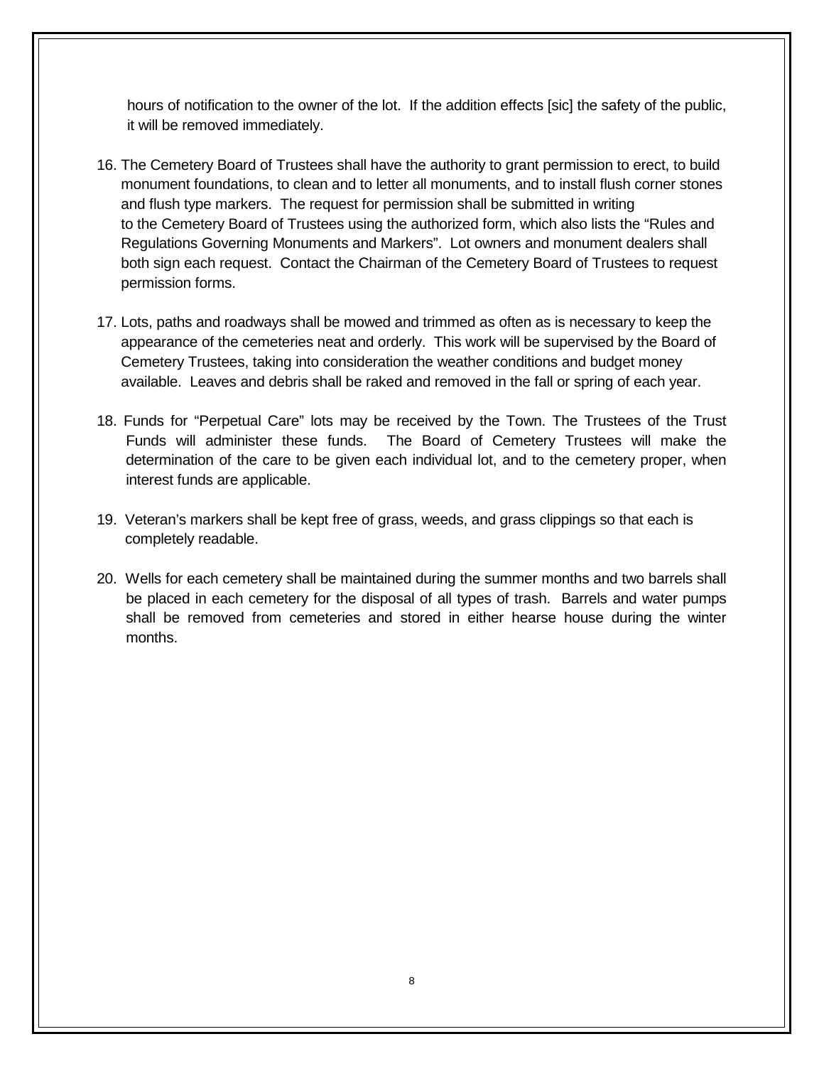hours of notification to the owner of the lot. If the addition effects [sic] the safety of the public, it will be removed immediately.

16. The Cemetery Board of Trustees shall have the authority to grant permission to erect, to build monument foundations, to clean and to letter all monuments, and to install flush corner stones and flush type markers. The request for permission shall be submitted in writing to the Cemetery Board of Trustees using the authorized form, which also lists the "Rules and Regulations Governing Monuments and Markers". Lot owners and monument dealers shall both sign each request. Contact the Chairman of the Cemetery Board of Trustees to request permission forms.

17. Lots, paths and roadways shall be mowed and trimmed as often as is necessary to keep the appearance of the cemeteries neat and orderly. This work will be supervised by the Board of Cemetery Trustees, taking into consideration the weather conditions and budget money available. Leaves and debris shall be raked and removed in the fall or spring of each year.

18. Funds for "Perpetual Care" lots may be received by the Town. The Trustees of the Trust Funds will administer these funds. The Board of Cemetery Trustees will make the determination of the care to be given each individual lot, and to the cemetery proper, when interest funds are applicable.

19. Veteran's markers shall be kept free of grass, weeds, and grass clippings so that each is completely readable.

20. Wells for each cemetery shall be maintained during the summer months and two barrels shall be placed in each cemetery for the disposal of all types of trash. Barrels and water pumps shall be removed from cemeteries and stored in either hearse house during the winter months.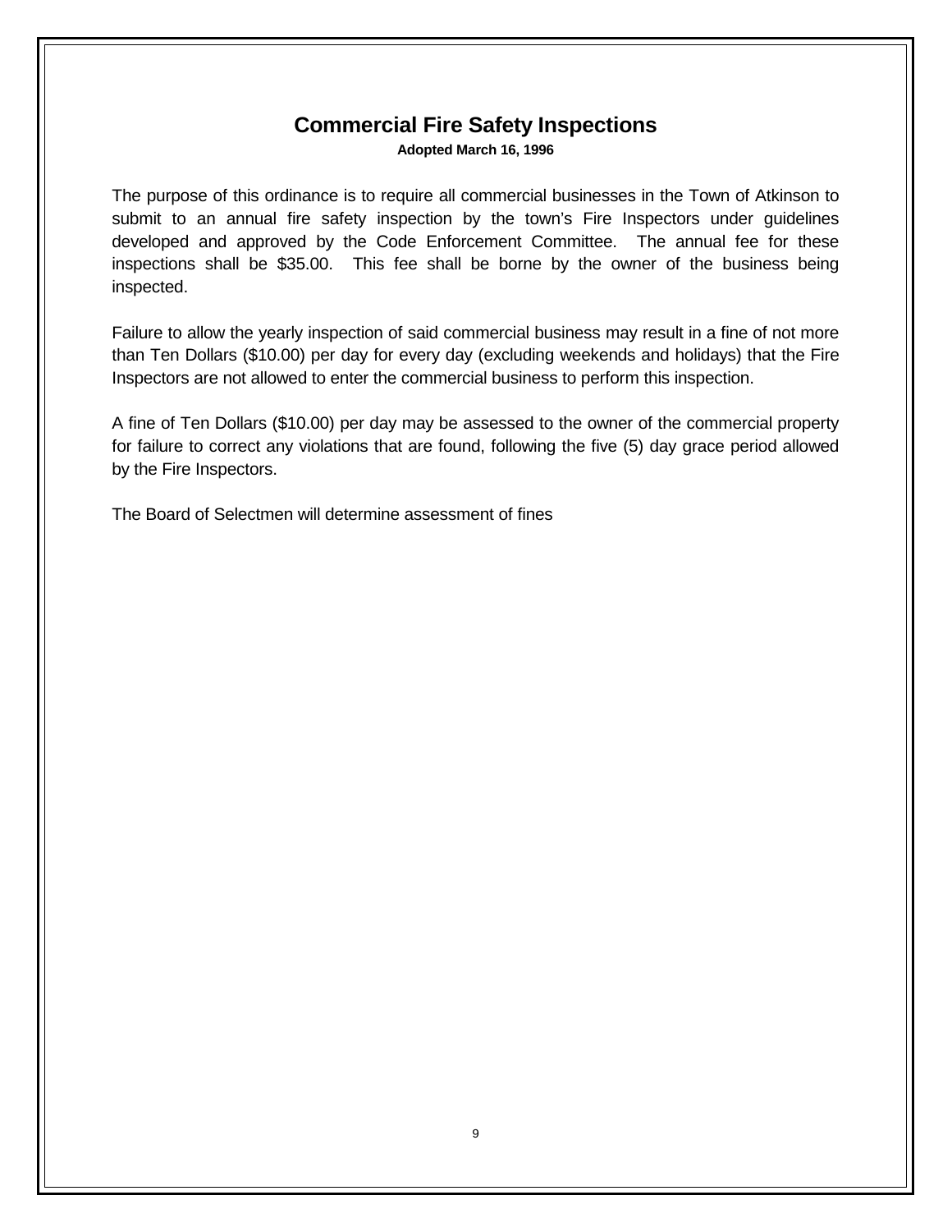# Commercial Fire Safety Inspections

**Adopted March 16, 1996**

The purpose of this ordinance is to require all commercial businesses in the Town of Atkinson to submit to an annual fire safety inspection by the town's Fire Inspectors under guidelines developed and approved by the Code Enforcement Committee. The annual fee for these inspections shall be $35.00. This fee shall be borne by the owner of the business being inspected.

Failure to allow the yearly inspection of said commercial business may result in a fine of not more than Ten Dollars ($10.00) per day for every day (excluding weekends and holidays) that the Fire Inspectors are not allowed to enter the commercial business to perform this inspection.

A fine of Ten Dollars ($10.00) per day may be assessed to the owner of the commercial property for failure to correct any violations that are found, following the five (5) day grace period allowed by the Fire Inspectors.

The Board of Selectmen will determine assessment of fines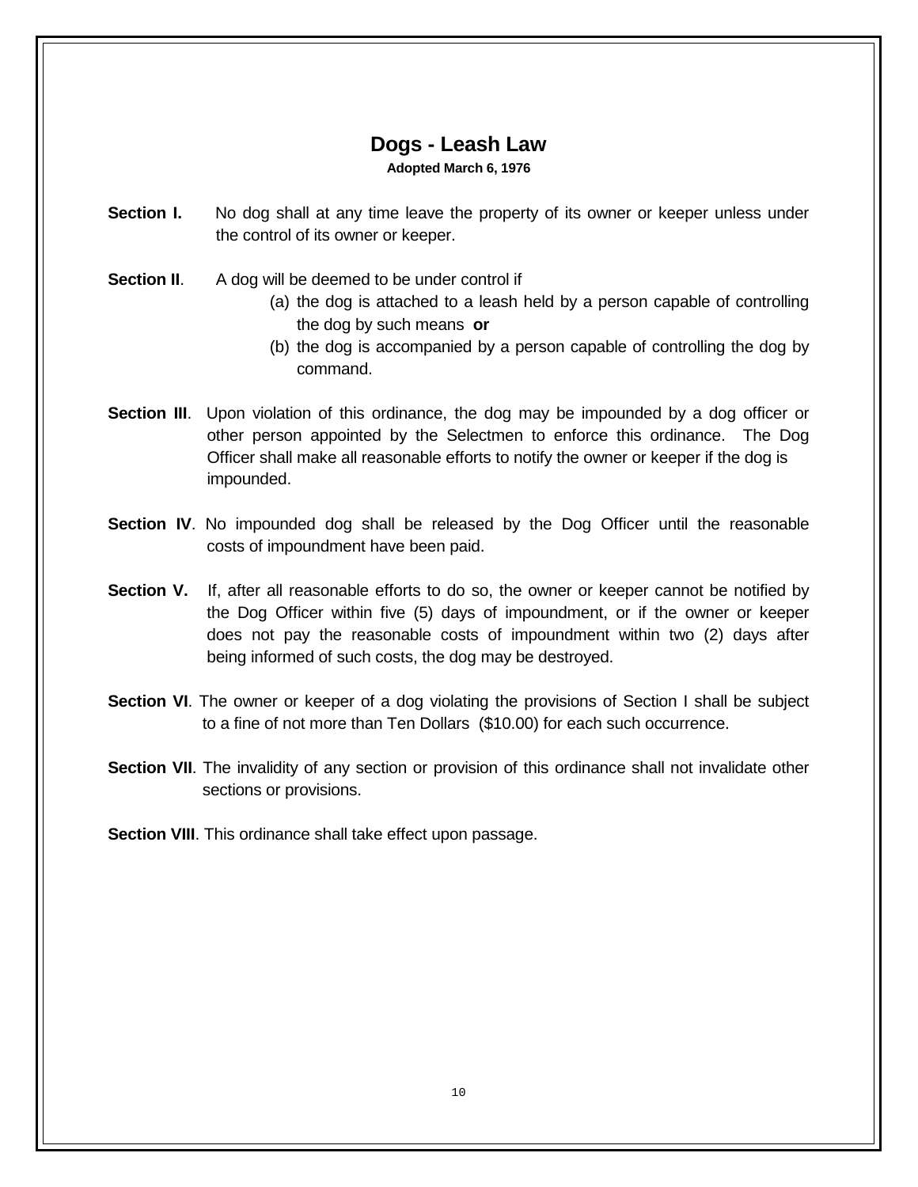# Dogs - Leash Law

**Adopted March 6, 1976**

**Section I.** No dog shall at any time leave the property of its owner or keeper unless under the control of its owner or keeper.

**Section II**. A dog will be deemed to be under control if

(a) the dog is attached to a leash held by a person capable of controlling the dog by such means **or**

(b) the dog is accompanied by a person capable of controlling the dog by command.

**Section III**. Upon violation of this ordinance, the dog may be impounded by a dog officer or other person appointed by the Selectmen to enforce this ordinance. The Dog Officer shall make all reasonable efforts to notify the owner or keeper if the dog is impounded.

**Section IV**. No impounded dog shall be released by the Dog Officer until the reasonable costs of impoundment have been paid.

**Section V.** If, after all reasonable efforts to do so, the owner or keeper cannot be notified by the Dog Officer within five (5) days of impoundment, or if the owner or keeper does not pay the reasonable costs of impoundment within two (2) days after being informed of such costs, the dog may be destroyed.

**Section VI**. The owner or keeper of a dog violating the provisions of Section I shall be subject to a fine of not more than Ten Dollars ($10.00) for each such occurrence.

**Section VII**. The invalidity of any section or provision of this ordinance shall not invalidate other sections or provisions.

**Section VIII**. This ordinance shall take effect upon passage.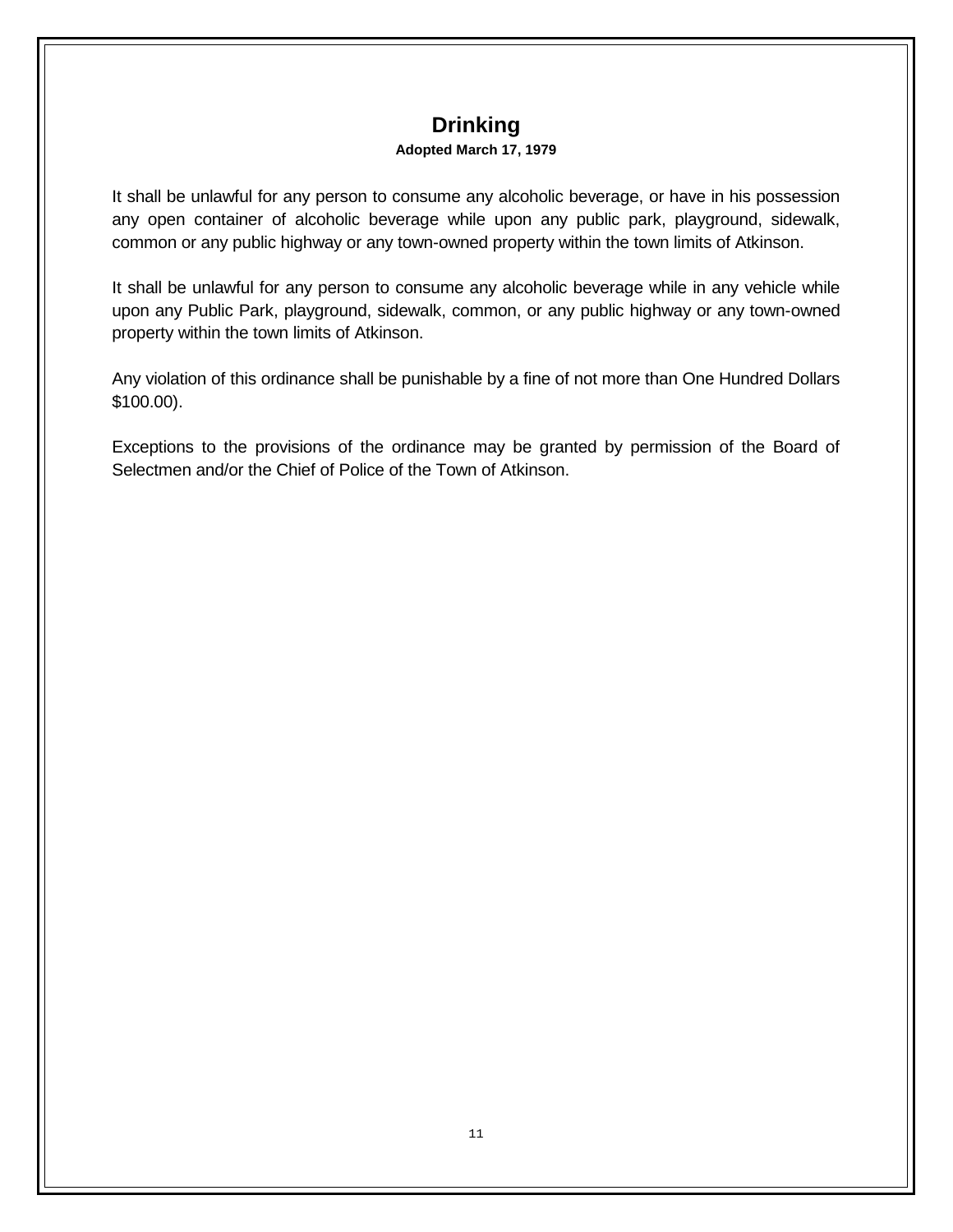# Drinking

**Adopted March 17, 1979**

It shall be unlawful for any person to consume any alcoholic beverage, or have in his possession any open container of alcoholic beverage while upon any public park, playground, sidewalk, common or any public highway or any town-owned property within the town limits of Atkinson.

It shall be unlawful for any person to consume any alcoholic beverage while in any vehicle while upon any Public Park, playground, sidewalk, common, or any public highway or any town-owned property within the town limits of Atkinson.

Any violation of this ordinance shall be punishable by a fine of not more than One Hundred Dollars $100.00).

Exceptions to the provisions of the ordinance may be granted by permission of the Board of Selectmen and/or the Chief of Police of the Town of Atkinson.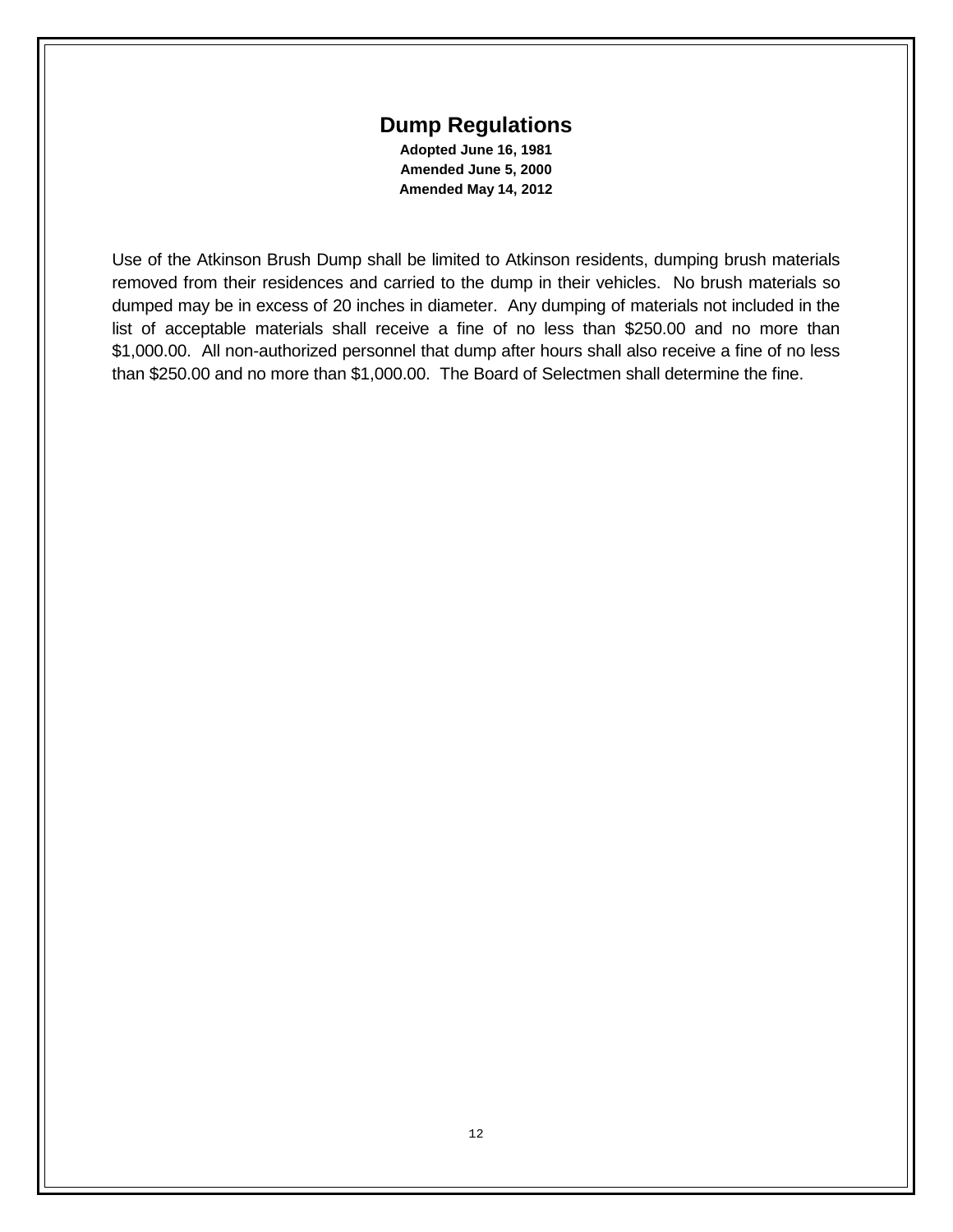# Dump Regulations

**Adopted June 16, 1981**
**Amended June 5, 2000**
**Amended May 14, 2012**

Use of the Atkinson Brush Dump shall be limited to Atkinson residents, dumping brush materials removed from their residences and carried to the dump in their vehicles. No brush materials so dumped may be in excess of 20 inches in diameter. Any dumping of materials not included in the list of acceptable materials shall receive a fine of no less than $250.00 and no more than $1,000.00. All non-authorized personnel that dump after hours shall also receive a fine of no less than $250.00 and no more than $1,000.00. The Board of Selectmen shall determine the fine.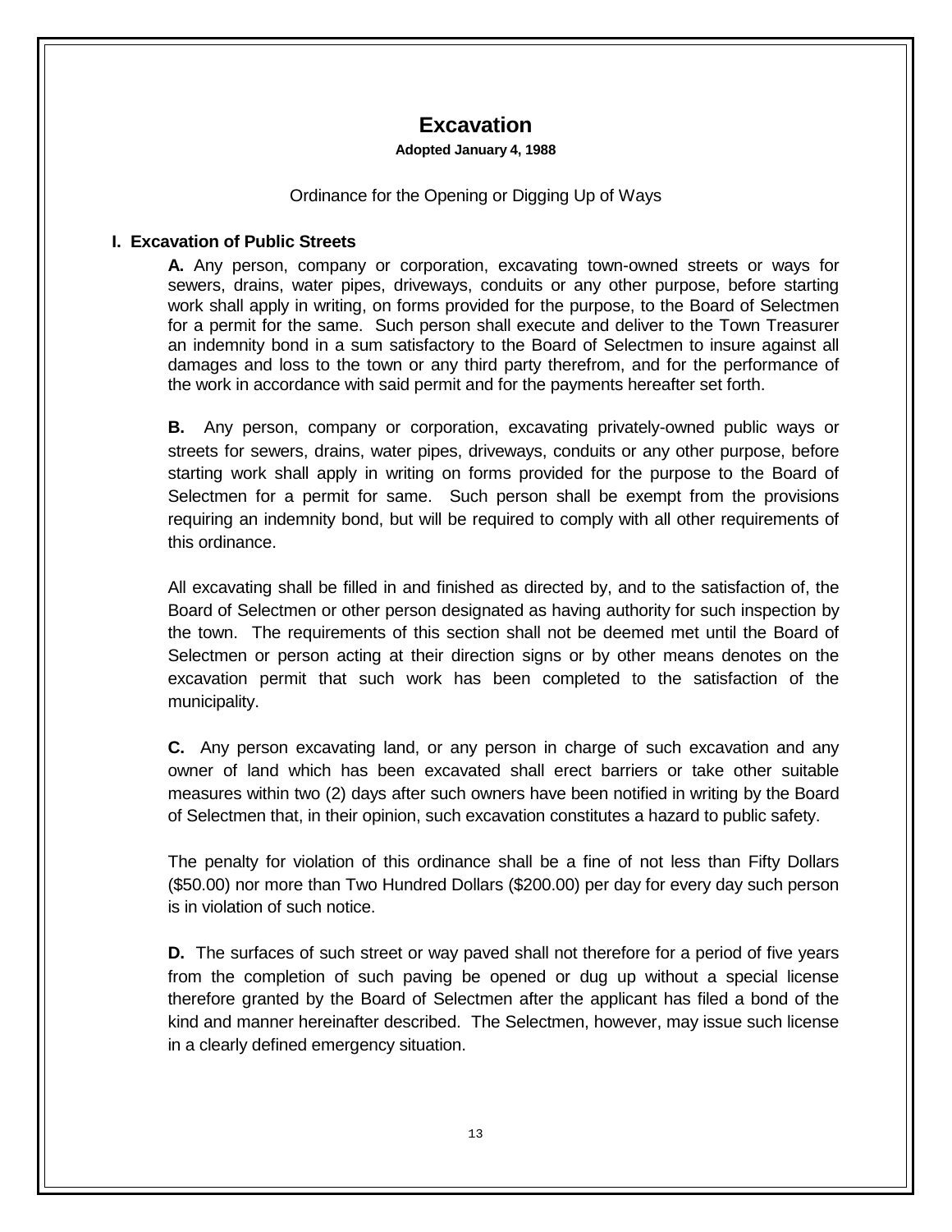# Excavation

**Adopted January 4, 1988**

Ordinance for the Opening or Digging Up of Ways

## I. Excavation of Public Streets

**A.** Any person, company or corporation, excavating town-owned streets or ways for sewers, drains, water pipes, driveways, conduits or any other purpose, before starting work shall apply in writing, on forms provided for the purpose, to the Board of Selectmen for a permit for the same. Such person shall execute and deliver to the Town Treasurer an indemnity bond in a sum satisfactory to the Board of Selectmen to insure against all damages and loss to the town or any third party therefrom, and for the performance of the work in accordance with said permit and for the payments hereafter set forth.

**B.** Any person, company or corporation, excavating privately-owned public ways or streets for sewers, drains, water pipes, driveways, conduits or any other purpose, before starting work shall apply in writing on forms provided for the purpose to the Board of Selectmen for a permit for same. Such person shall be exempt from the provisions requiring an indemnity bond, but will be required to comply with all other requirements of this ordinance.

All excavating shall be filled in and finished as directed by, and to the satisfaction of, the Board of Selectmen or other person designated as having authority for such inspection by the town. The requirements of this section shall not be deemed met until the Board of Selectmen or person acting at their direction signs or by other means denotes on the excavation permit that such work has been completed to the satisfaction of the municipality.

**C.** Any person excavating land, or any person in charge of such excavation and any owner of land which has been excavated shall erect barriers or take other suitable measures within two (2) days after such owners have been notified in writing by the Board of Selectmen that, in their opinion, such excavation constitutes a hazard to public safety.

The penalty for violation of this ordinance shall be a fine of not less than Fifty Dollars ($50.00) nor more than Two Hundred Dollars ($200.00) per day for every day such person is in violation of such notice.

**D.** The surfaces of such street or way paved shall not therefore for a period of five years from the completion of such paving be opened or dug up without a special license therefore granted by the Board of Selectmen after the applicant has filed a bond of the kind and manner hereinafter described. The Selectmen, however, may issue such license in a clearly defined emergency situation.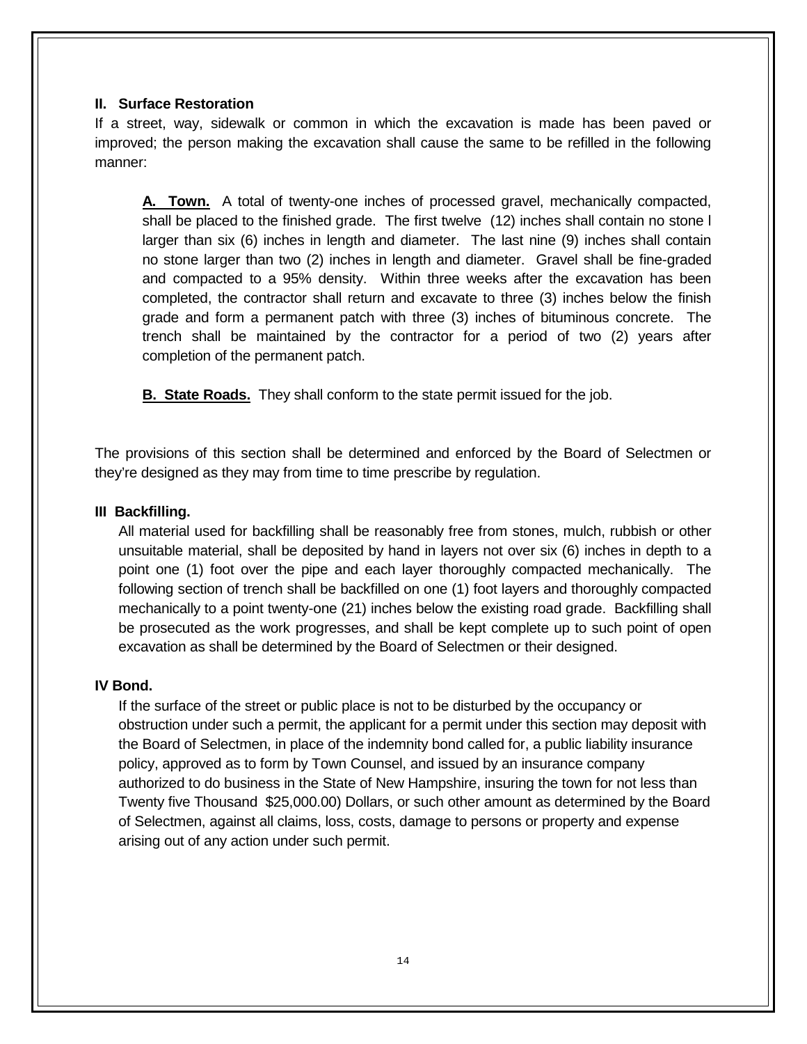### II. Surface Restoration

If a street, way, sidewalk or common in which the excavation is made has been paved or improved; the person making the excavation shall cause the same to be refilled in the following manner:

**A. Town.** A total of twenty-one inches of processed gravel, mechanically compacted, shall be placed to the finished grade. The first twelve (12) inches shall contain no stone l larger than six (6) inches in length and diameter. The last nine (9) inches shall contain no stone larger than two (2) inches in length and diameter. Gravel shall be fine-graded and compacted to a 95% density. Within three weeks after the excavation has been completed, the contractor shall return and excavate to three (3) inches below the finish grade and form a permanent patch with three (3) inches of bituminous concrete. The trench shall be maintained by the contractor for a period of two (2) years after completion of the permanent patch.

**B. State Roads.** They shall conform to the state permit issued for the job.

The provisions of this section shall be determined and enforced by the Board of Selectmen or they're designed as they may from time to time prescribe by regulation.

### III Backfilling.

All material used for backfilling shall be reasonably free from stones, mulch, rubbish or other unsuitable material, shall be deposited by hand in layers not over six (6) inches in depth to a point one (1) foot over the pipe and each layer thoroughly compacted mechanically. The following section of trench shall be backfilled on one (1) foot layers and thoroughly compacted mechanically to a point twenty-one (21) inches below the existing road grade. Backfilling shall be prosecuted as the work progresses, and shall be kept complete up to such point of open excavation as shall be determined by the Board of Selectmen or their designed.

### IV Bond.

If the surface of the street or public place is not to be disturbed by the occupancy or obstruction under such a permit, the applicant for a permit under this section may deposit with the Board of Selectmen, in place of the indemnity bond called for, a public liability insurance policy, approved as to form by Town Counsel, and issued by an insurance company authorized to do business in the State of New Hampshire, insuring the town for not less than Twenty five Thousand $25,000.00) Dollars, or such other amount as determined by the Board of Selectmen, against all claims, loss, costs, damage to persons or property and expense arising out of any action under such permit.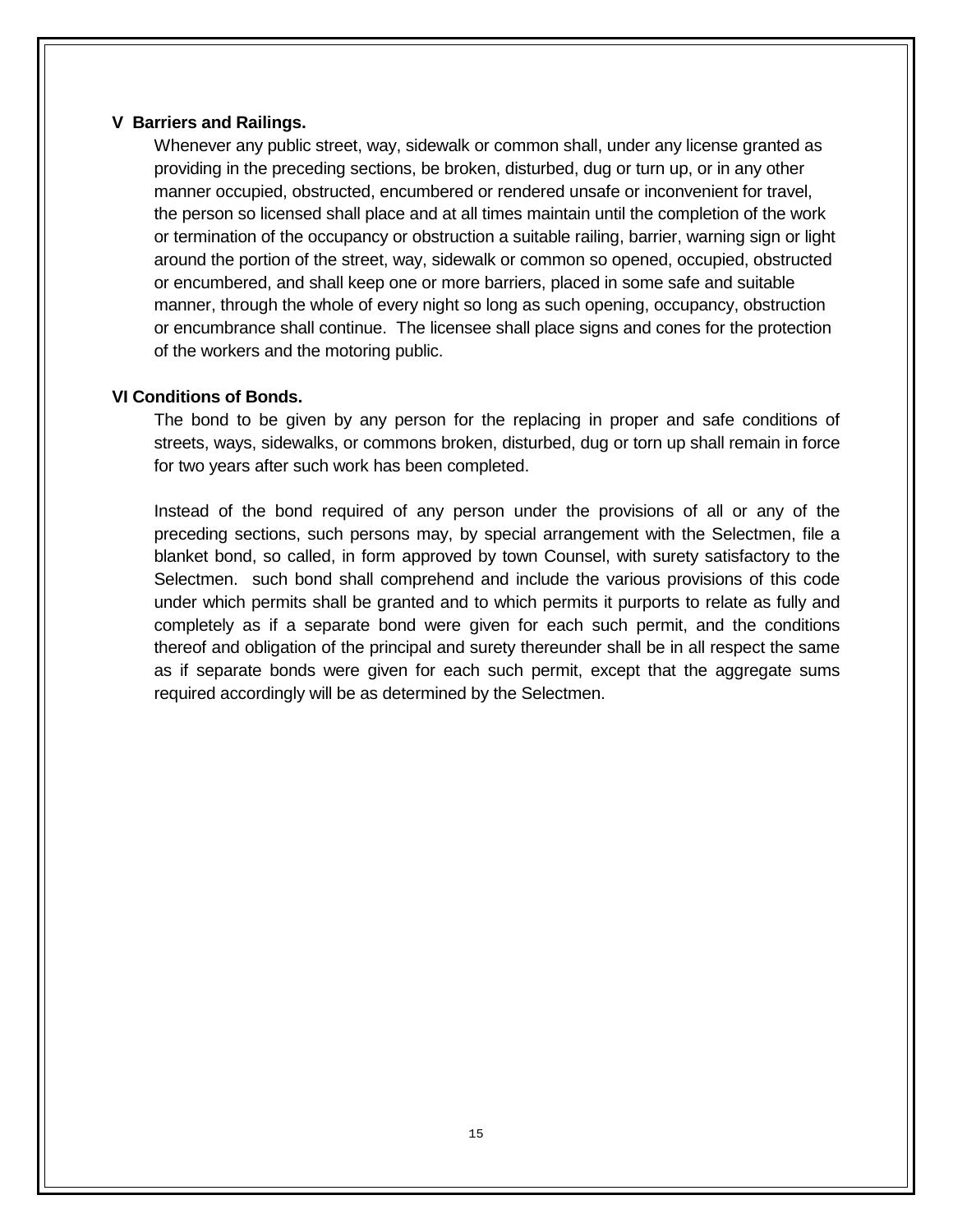**V  Barriers and Railings.**

Whenever any public street, way, sidewalk or common shall, under any license granted as providing in the preceding sections, be broken, disturbed, dug or turn up, or in any other manner occupied, obstructed, encumbered or rendered unsafe or inconvenient for travel, the person so licensed shall place and at all times maintain until the completion of the work or termination of the occupancy or obstruction a suitable railing, barrier, warning sign or light around the portion of the street, way, sidewalk or common so opened, occupied, obstructed or encumbered, and shall keep one or more barriers, placed in some safe and suitable manner, through the whole of every night so long as such opening, occupancy, obstruction or encumbrance shall continue.  The licensee shall place signs and cones for the protection of the workers and the motoring public.

**VI Conditions of Bonds.**

The bond to be given by any person for the replacing in proper and safe conditions of streets, ways, sidewalks, or commons broken, disturbed, dug or torn up shall remain in force for two years after such work has been completed.

Instead of the bond required of any person under the provisions of all or any of the preceding sections, such persons may, by special arrangement with the Selectmen, file a blanket bond, so called, in form approved by town Counsel, with surety satisfactory to the Selectmen.  such bond shall comprehend and include the various provisions of this code under which permits shall be granted and to which permits it purports to relate as fully and completely as if a separate bond were given for each such permit, and the conditions thereof and obligation of the principal and surety thereunder shall be in all respect the same as if separate bonds were given for each such permit, except that the aggregate sums required accordingly will be as determined by the Selectmen.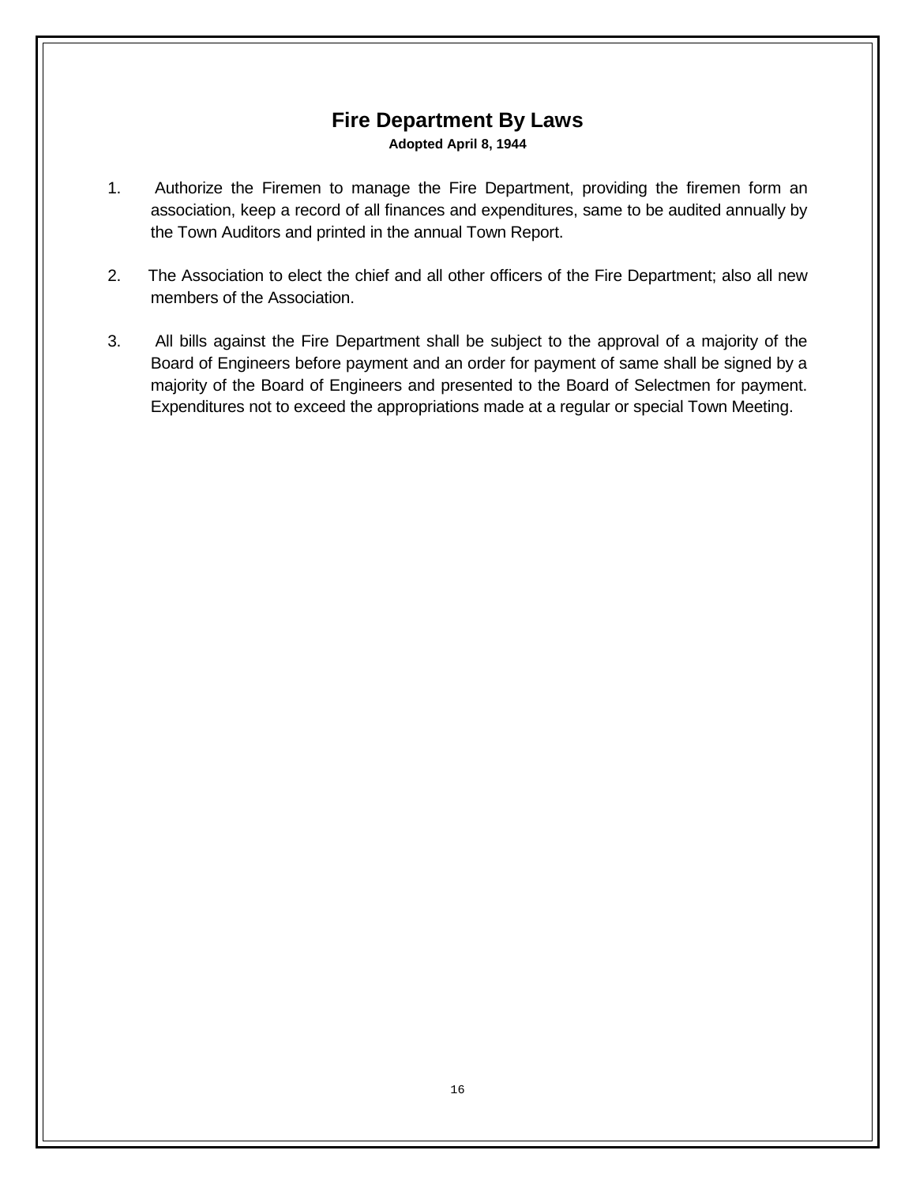# Fire Department By Laws

**Adopted April 8, 1944**

1. Authorize the Firemen to manage the Fire Department, providing the firemen form an association, keep a record of all finances and expenditures, same to be audited annually by the Town Auditors and printed in the annual Town Report.

2. The Association to elect the chief and all other officers of the Fire Department; also all new members of the Association.

3. All bills against the Fire Department shall be subject to the approval of a majority of the Board of Engineers before payment and an order for payment of same shall be signed by a majority of the Board of Engineers and presented to the Board of Selectmen for payment. Expenditures not to exceed the appropriations made at a regular or special Town Meeting.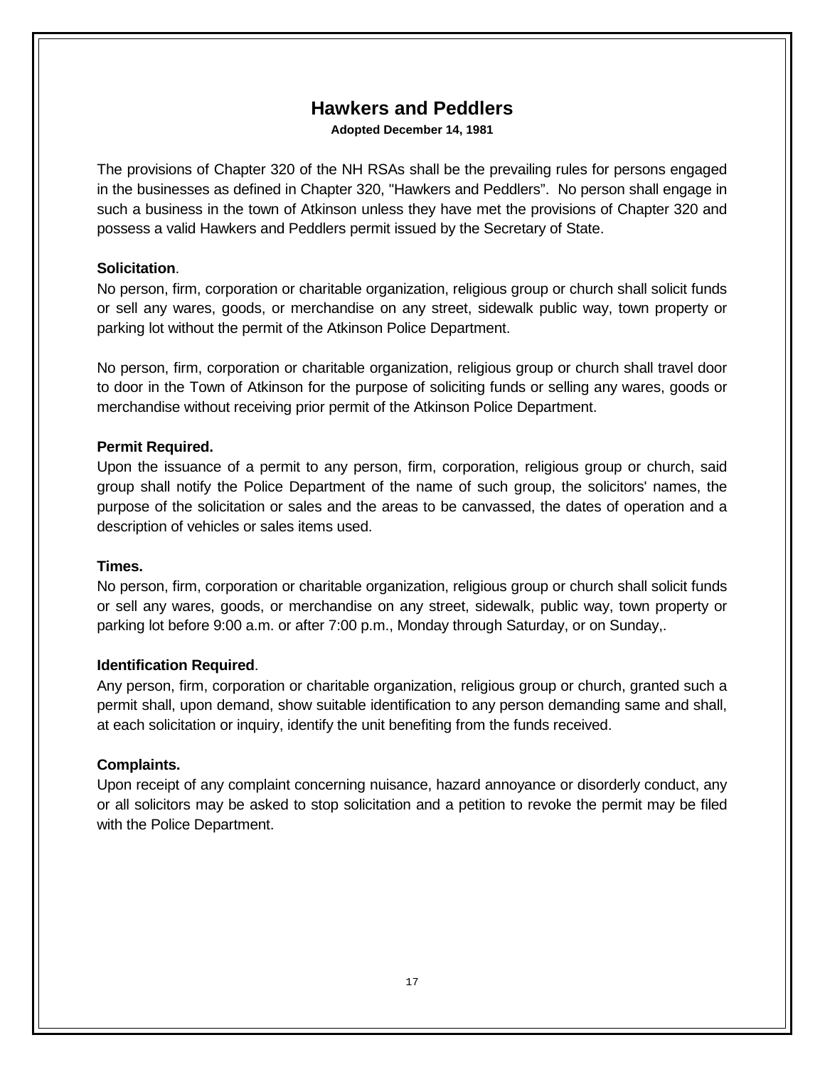# Hawkers and Peddlers

**Adopted December 14, 1981**

The provisions of Chapter 320 of the NH RSAs shall be the prevailing rules for persons engaged in the businesses as defined in Chapter 320, "Hawkers and Peddlers". No person shall engage in such a business in the town of Atkinson unless they have met the provisions of Chapter 320 and possess a valid Hawkers and Peddlers permit issued by the Secretary of State.

**Solicitation**.

No person, firm, corporation or charitable organization, religious group or church shall solicit funds or sell any wares, goods, or merchandise on any street, sidewalk public way, town property or parking lot without the permit of the Atkinson Police Department.

No person, firm, corporation or charitable organization, religious group or church shall travel door to door in the Town of Atkinson for the purpose of soliciting funds or selling any wares, goods or merchandise without receiving prior permit of the Atkinson Police Department.

**Permit Required.**

Upon the issuance of a permit to any person, firm, corporation, religious group or church, said group shall notify the Police Department of the name of such group, the solicitors' names, the purpose of the solicitation or sales and the areas to be canvassed, the dates of operation and a description of vehicles or sales items used.

**Times.**

No person, firm, corporation or charitable organization, religious group or church shall solicit funds or sell any wares, goods, or merchandise on any street, sidewalk, public way, town property or parking lot before 9:00 a.m. or after 7:00 p.m., Monday through Saturday, or on Sunday,.

**Identification Required**.

Any person, firm, corporation or charitable organization, religious group or church, granted such a permit shall, upon demand, show suitable identification to any person demanding same and shall, at each solicitation or inquiry, identify the unit benefiting from the funds received.

**Complaints.**

Upon receipt of any complaint concerning nuisance, hazard annoyance or disorderly conduct, any or all solicitors may be asked to stop solicitation and a petition to revoke the permit may be filed with the Police Department.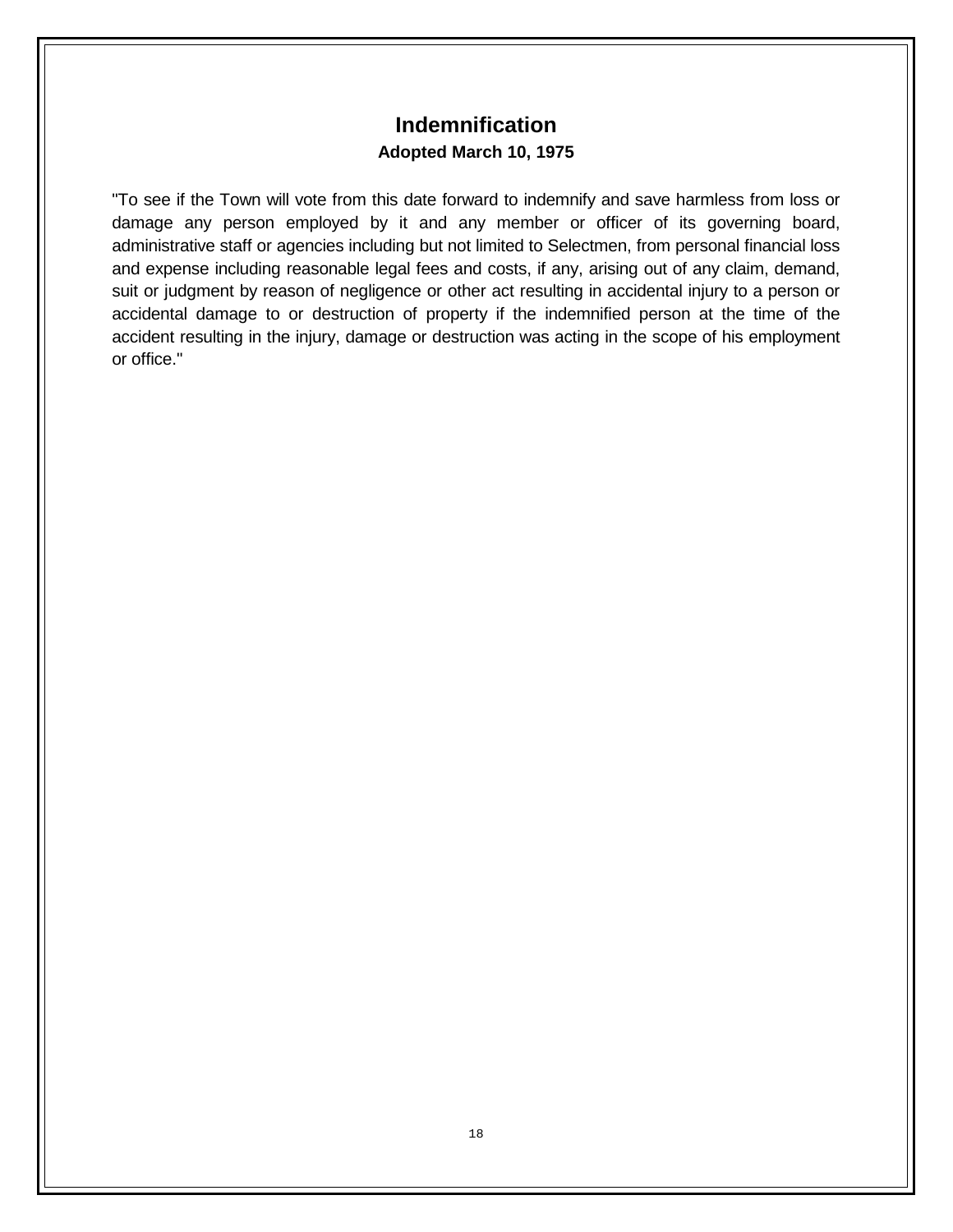## Indemnification

**Adopted March 10, 1975**

"To see if the Town will vote from this date forward to indemnify and save harmless from loss or damage any person employed by it and any member or officer of its governing board, administrative staff or agencies including but not limited to Selectmen, from personal financial loss and expense including reasonable legal fees and costs, if any, arising out of any claim, demand, suit or judgment by reason of negligence or other act resulting in accidental injury to a person or accidental damage to or destruction of property if the indemnified person at the time of the accident resulting in the injury, damage or destruction was acting in the scope of his employment or office."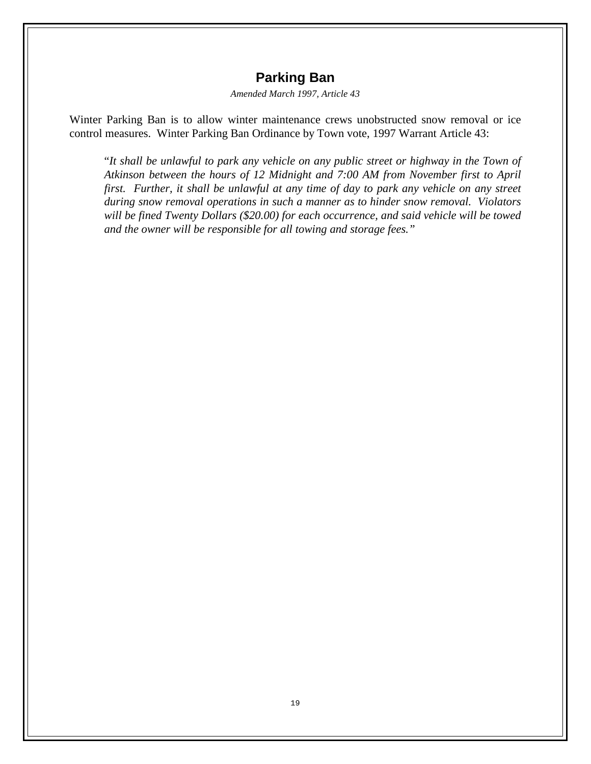## Parking Ban

*Amended March 1997, Article 43*

Winter Parking Ban is to allow winter maintenance crews unobstructed snow removal or ice control measures. Winter Parking Ban Ordinance by Town vote, 1997 Warrant Article 43:

> "*It shall be unlawful to park any vehicle on any public street or highway in the Town of Atkinson between the hours of 12 Midnight and 7:00 AM from November first to April first. Further, it shall be unlawful at any time of day to park any vehicle on any street during snow removal operations in such a manner as to hinder snow removal. Violators will be fined Twenty Dollars ($20.00) for each occurrence, and said vehicle will be towed and the owner will be responsible for all towing and storage fees.*"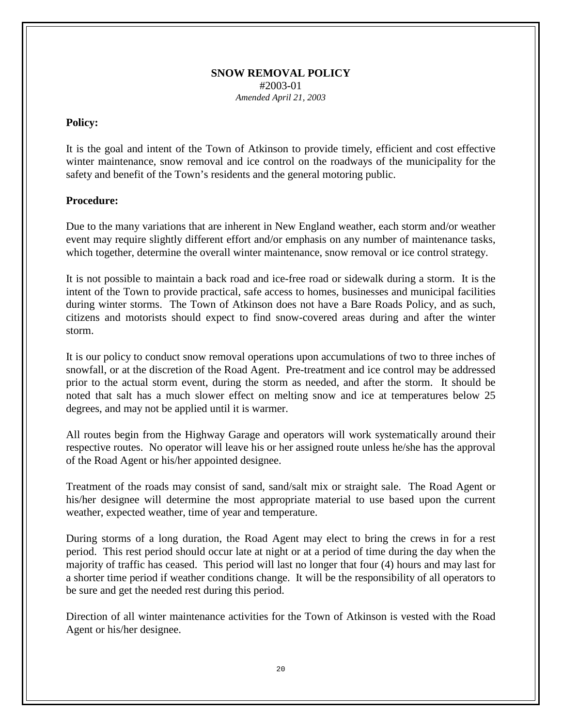# SNOW REMOVAL POLICY

#2003-01

*Amended April 21, 2003*

**Policy:**

It is the goal and intent of the Town of Atkinson to provide timely, efficient and cost effective winter maintenance, snow removal and ice control on the roadways of the municipality for the safety and benefit of the Town's residents and the general motoring public.

**Procedure:**

Due to the many variations that are inherent in New England weather, each storm and/or weather event may require slightly different effort and/or emphasis on any number of maintenance tasks, which together, determine the overall winter maintenance, snow removal or ice control strategy.

It is not possible to maintain a back road and ice-free road or sidewalk during a storm. It is the intent of the Town to provide practical, safe access to homes, businesses and municipal facilities during winter storms. The Town of Atkinson does not have a Bare Roads Policy, and as such, citizens and motorists should expect to find snow-covered areas during and after the winter storm.

It is our policy to conduct snow removal operations upon accumulations of two to three inches of snowfall, or at the discretion of the Road Agent. Pre-treatment and ice control may be addressed prior to the actual storm event, during the storm as needed, and after the storm. It should be noted that salt has a much slower effect on melting snow and ice at temperatures below 25 degrees, and may not be applied until it is warmer.

All routes begin from the Highway Garage and operators will work systematically around their respective routes. No operator will leave his or her assigned route unless he/she has the approval of the Road Agent or his/her appointed designee.

Treatment of the roads may consist of sand, sand/salt mix or straight sale. The Road Agent or his/her designee will determine the most appropriate material to use based upon the current weather, expected weather, time of year and temperature.

During storms of a long duration, the Road Agent may elect to bring the crews in for a rest period. This rest period should occur late at night or at a period of time during the day when the majority of traffic has ceased. This period will last no longer that four (4) hours and may last for a shorter time period if weather conditions change. It will be the responsibility of all operators to be sure and get the needed rest during this period.

Direction of all winter maintenance activities for the Town of Atkinson is vested with the Road Agent or his/her designee.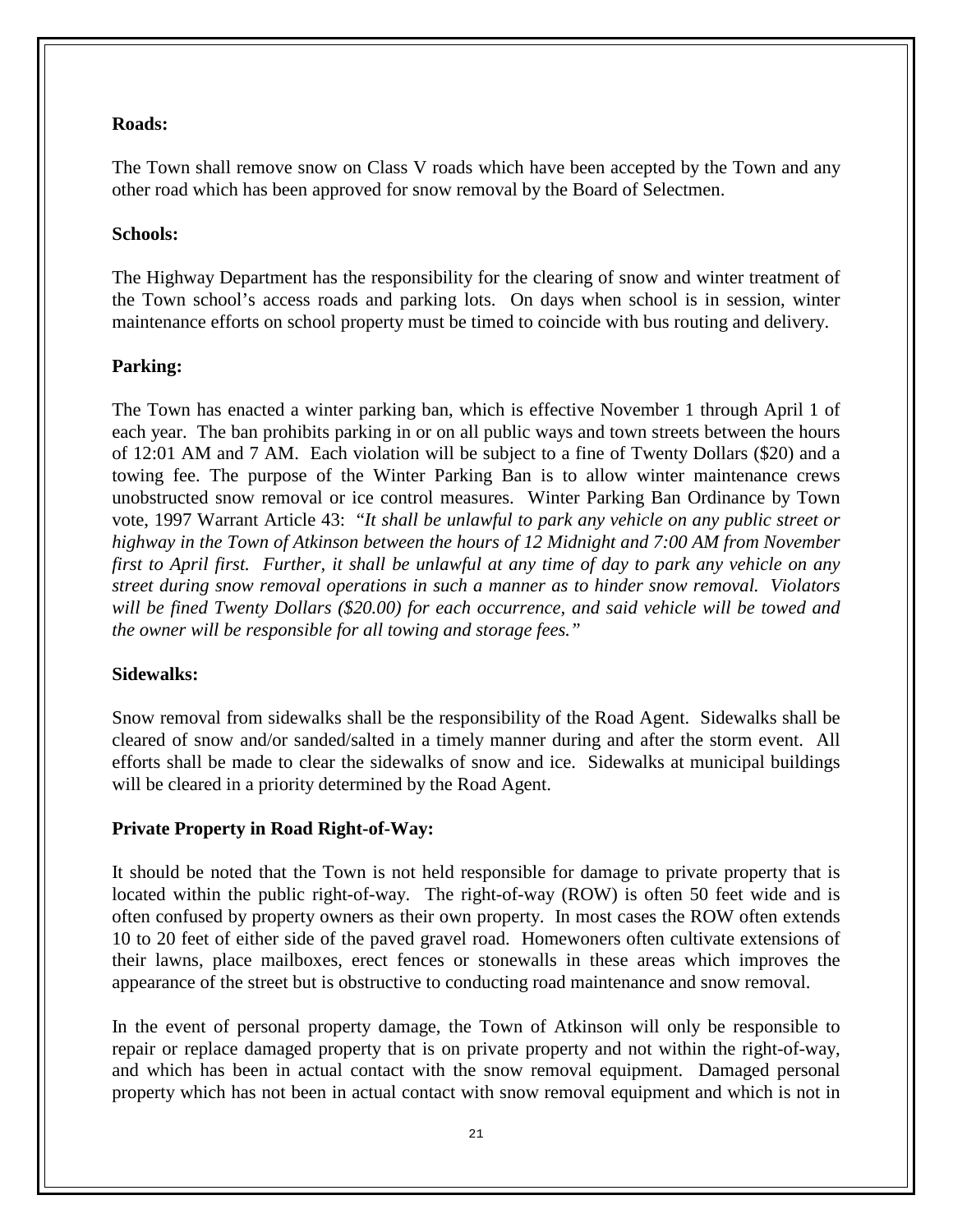**Roads:**

The Town shall remove snow on Class V roads which have been accepted by the Town and any other road which has been approved for snow removal by the Board of Selectmen.

**Schools:**

The Highway Department has the responsibility for the clearing of snow and winter treatment of the Town school's access roads and parking lots. On days when school is in session, winter maintenance efforts on school property must be timed to coincide with bus routing and delivery.

**Parking:**

The Town has enacted a winter parking ban, which is effective November 1 through April 1 of each year. The ban prohibits parking in or on all public ways and town streets between the hours of 12:01 AM and 7 AM. Each violation will be subject to a fine of Twenty Dollars ($20) and a towing fee. The purpose of the Winter Parking Ban is to allow winter maintenance crews unobstructed snow removal or ice control measures. Winter Parking Ban Ordinance by Town vote, 1997 Warrant Article 43: *"It shall be unlawful to park any vehicle on any public street or highway in the Town of Atkinson between the hours of 12 Midnight and 7:00 AM from November first to April first. Further, it shall be unlawful at any time of day to park any vehicle on any street during snow removal operations in such a manner as to hinder snow removal. Violators will be fined Twenty Dollars ($20.00) for each occurrence, and said vehicle will be towed and the owner will be responsible for all towing and storage fees."*

**Sidewalks:**

Snow removal from sidewalks shall be the responsibility of the Road Agent. Sidewalks shall be cleared of snow and/or sanded/salted in a timely manner during and after the storm event. All efforts shall be made to clear the sidewalks of snow and ice. Sidewalks at municipal buildings will be cleared in a priority determined by the Road Agent.

**Private Property in Road Right-of-Way:**

It should be noted that the Town is not held responsible for damage to private property that is located within the public right-of-way. The right-of-way (ROW) is often 50 feet wide and is often confused by property owners as their own property. In most cases the ROW often extends 10 to 20 feet of either side of the paved gravel road. Homewoners often cultivate extensions of their lawns, place mailboxes, erect fences or stonewalls in these areas which improves the appearance of the street but is obstructive to conducting road maintenance and snow removal.

In the event of personal property damage, the Town of Atkinson will only be responsible to repair or replace damaged property that is on private property and not within the right-of-way, and which has been in actual contact with the snow removal equipment. Damaged personal property which has not been in actual contact with snow removal equipment and which is not in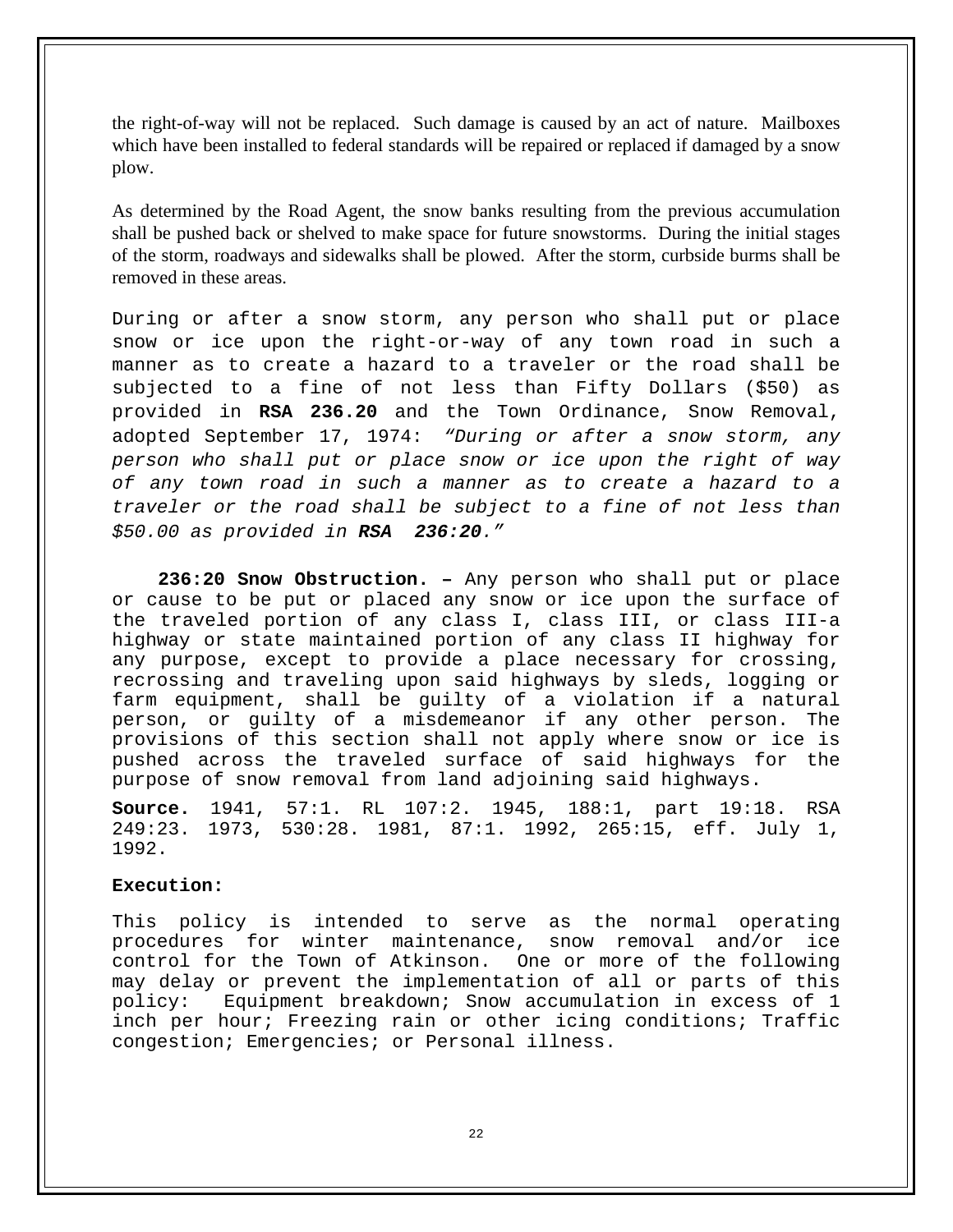the right-of-way will not be replaced. Such damage is caused by an act of nature. Mailboxes which have been installed to federal standards will be repaired or replaced if damaged by a snow plow.

As determined by the Road Agent, the snow banks resulting from the previous accumulation shall be pushed back or shelved to make space for future snowstorms. During the initial stages of the storm, roadways and sidewalks shall be plowed. After the storm, curbside burms shall be removed in these areas.

During or after a snow storm, any person who shall put or place snow or ice upon the right-or-way of any town road in such a manner as to create a hazard to a traveler or the road shall be subjected to a fine of not less than Fifty Dollars ($50) as provided in **RSA 236.20** and the Town Ordinance, Snow Removal, adopted September 17, 1974: *"During or after a snow storm, any person who shall put or place snow or ice upon the right of way of any town road in such a manner as to create a hazard to a traveler or the road shall be subject to a fine of not less than $50.00 as provided in* ***RSA 236:20****."*

**236:20 Snow Obstruction. –** Any person who shall put or place or cause to be put or placed any snow or ice upon the surface of the traveled portion of any class I, class III, or class III-a highway or state maintained portion of any class II highway for any purpose, except to provide a place necessary for crossing, recrossing and traveling upon said highways by sleds, logging or farm equipment, shall be guilty of a violation if a natural person, or guilty of a misdemeanor if any other person. The provisions of this section shall not apply where snow or ice is pushed across the traveled surface of said highways for the purpose of snow removal from land adjoining said highways.

**Source.** 1941, 57:1. RL 107:2. 1945, 188:1, part 19:18. RSA 249:23. 1973, 530:28. 1981, 87:1. 1992, 265:15, eff. July 1, 1992.

**Execution:**

This policy is intended to serve as the normal operating procedures for winter maintenance, snow removal and/or ice control for the Town of Atkinson. One or more of the following may delay or prevent the implementation of all or parts of this policy: Equipment breakdown; Snow accumulation in excess of 1 inch per hour; Freezing rain or other icing conditions; Traffic congestion; Emergencies; or Personal illness.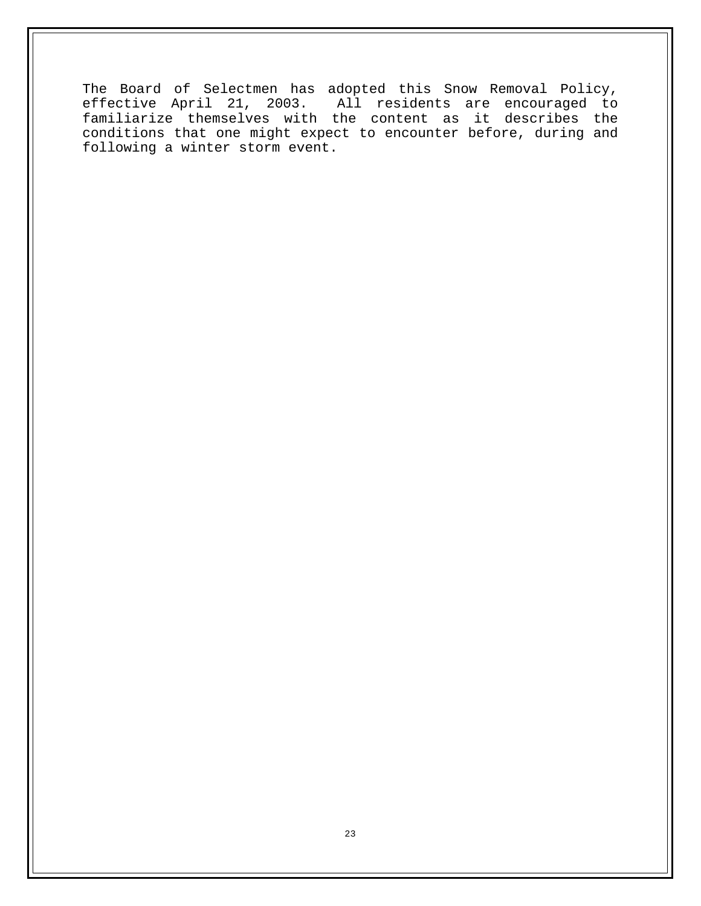The Board of Selectmen has adopted this Snow Removal Policy, effective April 21, 2003. All residents are encouraged to familiarize themselves with the content as it describes the conditions that one might expect to encounter before, during and following a winter storm event.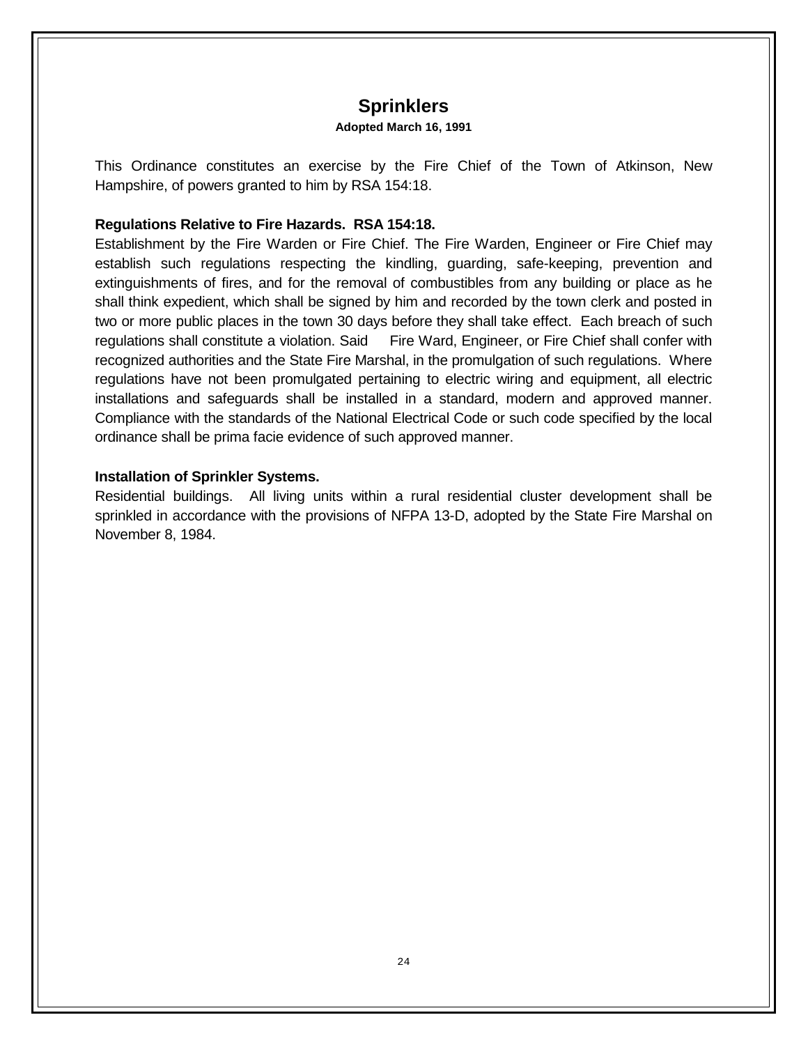# Sprinklers

**Adopted March 16, 1991**

This Ordinance constitutes an exercise by the Fire Chief of the Town of Atkinson, New Hampshire, of powers granted to him by RSA 154:18.

**Regulations Relative to Fire Hazards. RSA 154:18.**

Establishment by the Fire Warden or Fire Chief. The Fire Warden, Engineer or Fire Chief may establish such regulations respecting the kindling, guarding, safe-keeping, prevention and extinguishments of fires, and for the removal of combustibles from any building or place as he shall think expedient, which shall be signed by him and recorded by the town clerk and posted in two or more public places in the town 30 days before they shall take effect. Each breach of such regulations shall constitute a violation. Said Fire Ward, Engineer, or Fire Chief shall confer with recognized authorities and the State Fire Marshal, in the promulgation of such regulations. Where regulations have not been promulgated pertaining to electric wiring and equipment, all electric installations and safeguards shall be installed in a standard, modern and approved manner. Compliance with the standards of the National Electrical Code or such code specified by the local ordinance shall be prima facie evidence of such approved manner.

**Installation of Sprinkler Systems.**

Residential buildings. All living units within a rural residential cluster development shall be sprinkled in accordance with the provisions of NFPA 13-D, adopted by the State Fire Marshal on November 8, 1984.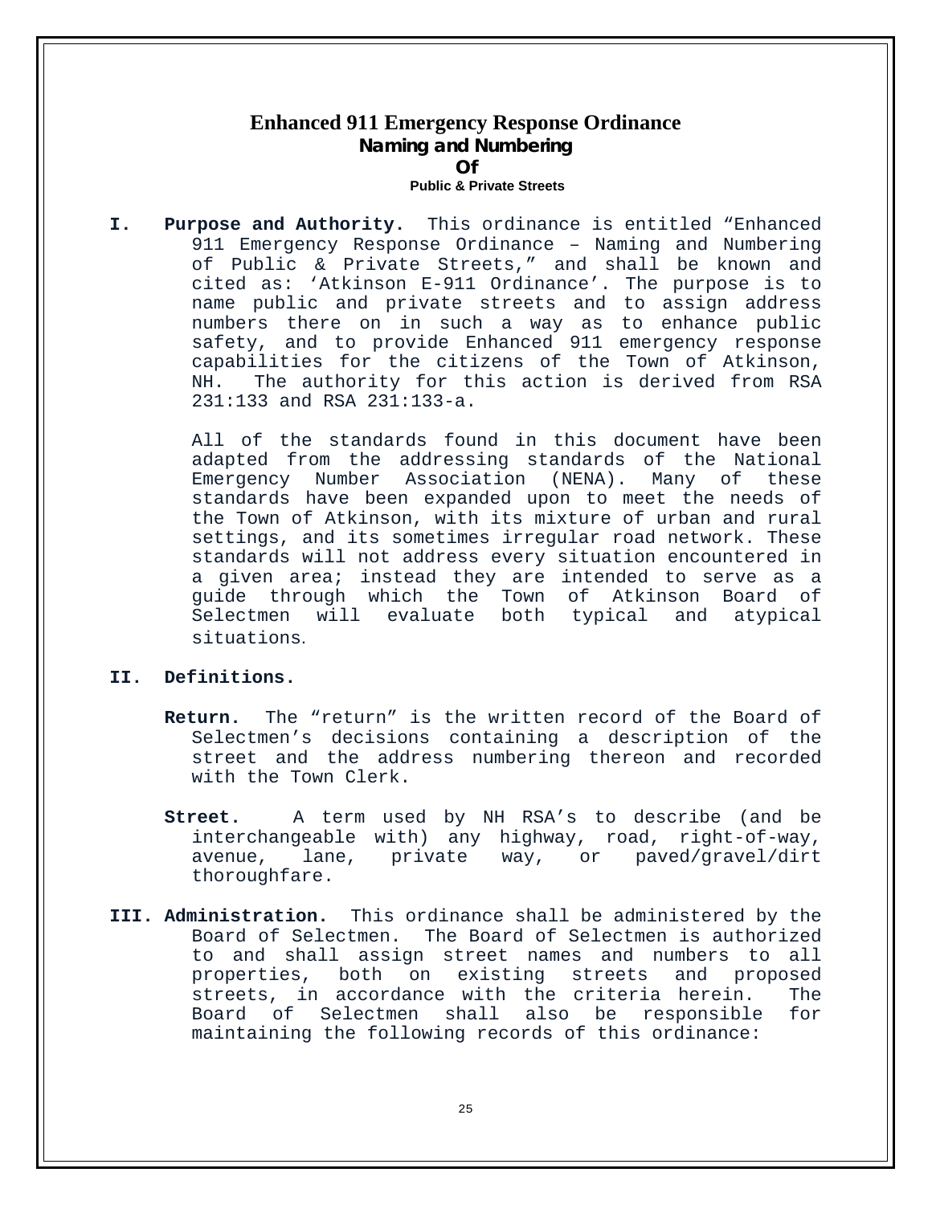# Enhanced 911 Emergency Response Ordinance
## Naming and Numbering
## Of
### Public & Private Streets

**I. Purpose and Authority.** This ordinance is entitled "Enhanced 911 Emergency Response Ordinance – Naming and Numbering of Public & Private Streets," and shall be known and cited as: 'Atkinson E-911 Ordinance'. The purpose is to name public and private streets and to assign address numbers there on in such a way as to enhance public safety, and to provide Enhanced 911 emergency response capabilities for the citizens of the Town of Atkinson, NH. The authority for this action is derived from RSA 231:133 and RSA 231:133-a.

All of the standards found in this document have been adapted from the addressing standards of the National Emergency Number Association (NENA). Many of these standards have been expanded upon to meet the needs of the Town of Atkinson, with its mixture of urban and rural settings, and its sometimes irregular road network. These standards will not address every situation encountered in a given area; instead they are intended to serve as a guide through which the Town of Atkinson Board of Selectmen will evaluate both typical and atypical situations.

**II. Definitions.**

**Return.** The "return" is the written record of the Board of Selectmen's decisions containing a description of the street and the address numbering thereon and recorded with the Town Clerk.

**Street.** A term used by NH RSA's to describe (and be interchangeable with) any highway, road, right-of-way, avenue, lane, private way, or paved/gravel/dirt thoroughfare.

**III. Administration.** This ordinance shall be administered by the Board of Selectmen. The Board of Selectmen is authorized to and shall assign street names and numbers to all properties, both on existing streets and proposed streets, in accordance with the criteria herein. The Board of Selectmen shall also be responsible for maintaining the following records of this ordinance: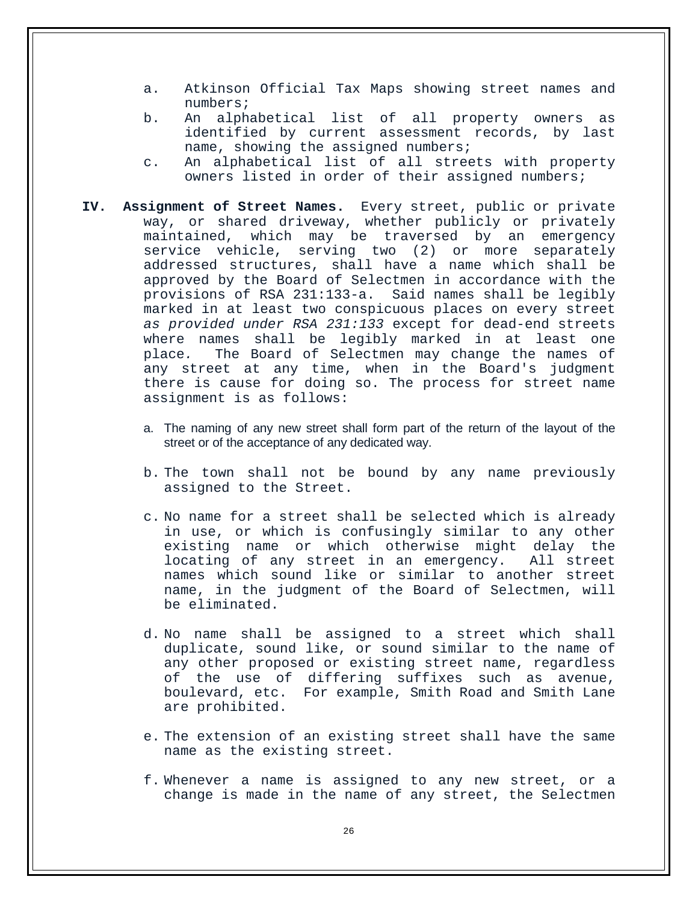a. Atkinson Official Tax Maps showing street names and numbers;
b. An alphabetical list of all property owners as identified by current assessment records, by last name, showing the assigned numbers;
c. An alphabetical list of all streets with property owners listed in order of their assigned numbers;

**IV. Assignment of Street Names.** Every street, public or private way, or shared driveway, whether publicly or privately maintained, which may be traversed by an emergency service vehicle, serving two (2) or more separately addressed structures, shall have a name which shall be approved by the Board of Selectmen in accordance with the provisions of RSA 231:133-a. Said names shall be legibly marked in at least two conspicuous places on every street *as provided under RSA 231:133* except for dead-end streets where names shall be legibly marked in at least one place. The Board of Selectmen may change the names of any street at any time, when in the Board's judgment there is cause for doing so. The process for street name assignment is as follows:

a. The naming of any new street shall form part of the return of the layout of the street or of the acceptance of any dedicated way.

b. The town shall not be bound by any name previously assigned to the Street.

c. No name for a street shall be selected which is already in use, or which is confusingly similar to any other existing name or which otherwise might delay the locating of any street in an emergency. All street names which sound like or similar to another street name, in the judgment of the Board of Selectmen, will be eliminated.

d. No name shall be assigned to a street which shall duplicate, sound like, or sound similar to the name of any other proposed or existing street name, regardless of the use of differing suffixes such as avenue, boulevard, etc. For example, Smith Road and Smith Lane are prohibited.

e. The extension of an existing street shall have the same name as the existing street.

f. Whenever a name is assigned to any new street, or a change is made in the name of any street, the Selectmen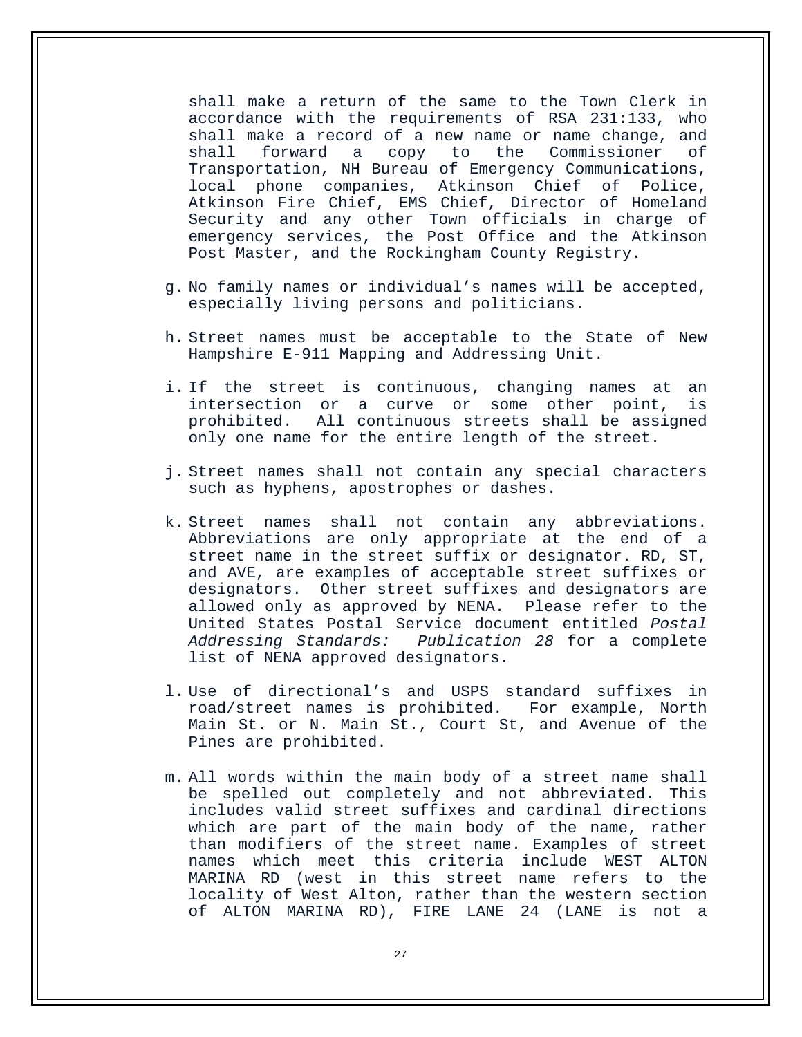shall make a return of the same to the Town Clerk in accordance with the requirements of RSA 231:133, who shall make a record of a new name or name change, and shall forward a copy to the Commissioner of Transportation, NH Bureau of Emergency Communications, local phone companies, Atkinson Chief of Police, Atkinson Fire Chief, EMS Chief, Director of Homeland Security and any other Town officials in charge of emergency services, the Post Office and the Atkinson Post Master, and the Rockingham County Registry.

g. No family names or individual's names will be accepted, especially living persons and politicians.

h. Street names must be acceptable to the State of New Hampshire E-911 Mapping and Addressing Unit.

i. If the street is continuous, changing names at an intersection or a curve or some other point, is prohibited. All continuous streets shall be assigned only one name for the entire length of the street.

j. Street names shall not contain any special characters such as hyphens, apostrophes or dashes.

k. Street names shall not contain any abbreviations. Abbreviations are only appropriate at the end of a street name in the street suffix or designator. RD, ST, and AVE, are examples of acceptable street suffixes or designators. Other street suffixes and designators are allowed only as approved by NENA. Please refer to the United States Postal Service document entitled *Postal Addressing Standards: Publication 28* for a complete list of NENA approved designators.

l. Use of directional's and USPS standard suffixes in road/street names is prohibited. For example, North Main St. or N. Main St., Court St, and Avenue of the Pines are prohibited.

m. All words within the main body of a street name shall be spelled out completely and not abbreviated. This includes valid street suffixes and cardinal directions which are part of the main body of the name, rather than modifiers of the street name. Examples of street names which meet this criteria include WEST ALTON MARINA RD (west in this street name refers to the locality of West Alton, rather than the western section of ALTON MARINA RD), FIRE LANE 24 (LANE is not a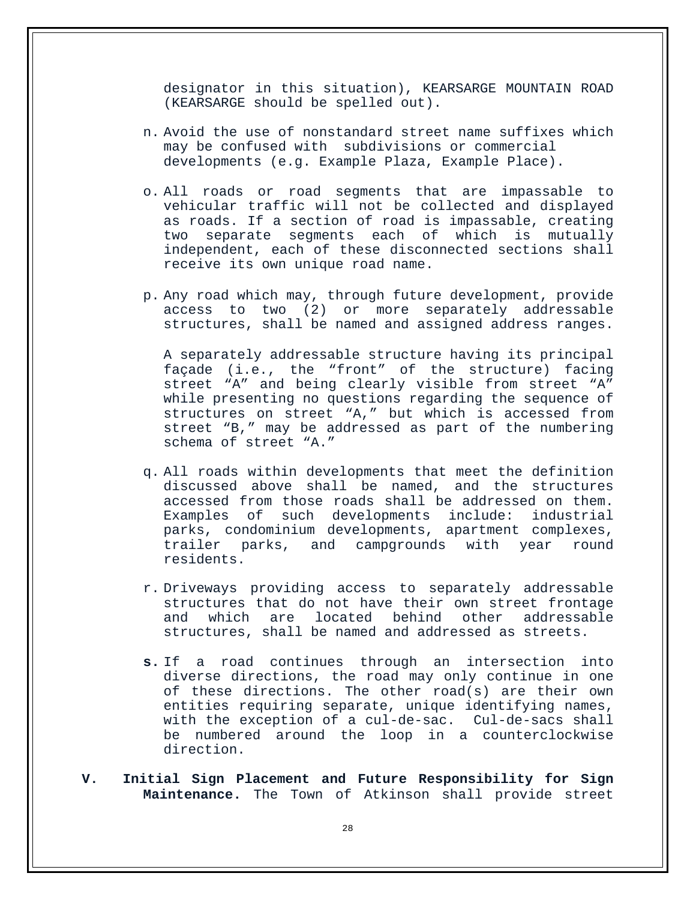designator in this situation), KEARSARGE MOUNTAIN ROAD (KEARSARGE should be spelled out).

n. Avoid the use of nonstandard street name suffixes which may be confused with subdivisions or commercial developments (e.g. Example Plaza, Example Place).

o. All roads or road segments that are impassable to vehicular traffic will not be collected and displayed as roads. If a section of road is impassable, creating two separate segments each of which is mutually independent, each of these disconnected sections shall receive its own unique road name.

p. Any road which may, through future development, provide access to two (2) or more separately addressable structures, shall be named and assigned address ranges.

   A separately addressable structure having its principal façade (i.e., the "front" of the structure) facing street "A" and being clearly visible from street "A" while presenting no questions regarding the sequence of structures on street "A," but which is accessed from street "B," may be addressed as part of the numbering schema of street "A."

q. All roads within developments that meet the definition discussed above shall be named, and the structures accessed from those roads shall be addressed on them. Examples of such developments include: industrial parks, condominium developments, apartment complexes, trailer parks, and campgrounds with year round residents.

r. Driveways providing access to separately addressable structures that do not have their own street frontage and which are located behind other addressable structures, shall be named and addressed as streets.

**s.** If a road continues through an intersection into diverse directions, the road may only continue in one of these directions. The other road(s) are their own entities requiring separate, unique identifying names, with the exception of a cul-de-sac. Cul-de-sacs shall be numbered around the loop in a counterclockwise direction.

**V. Initial Sign Placement and Future Responsibility for Sign Maintenance.** The Town of Atkinson shall provide street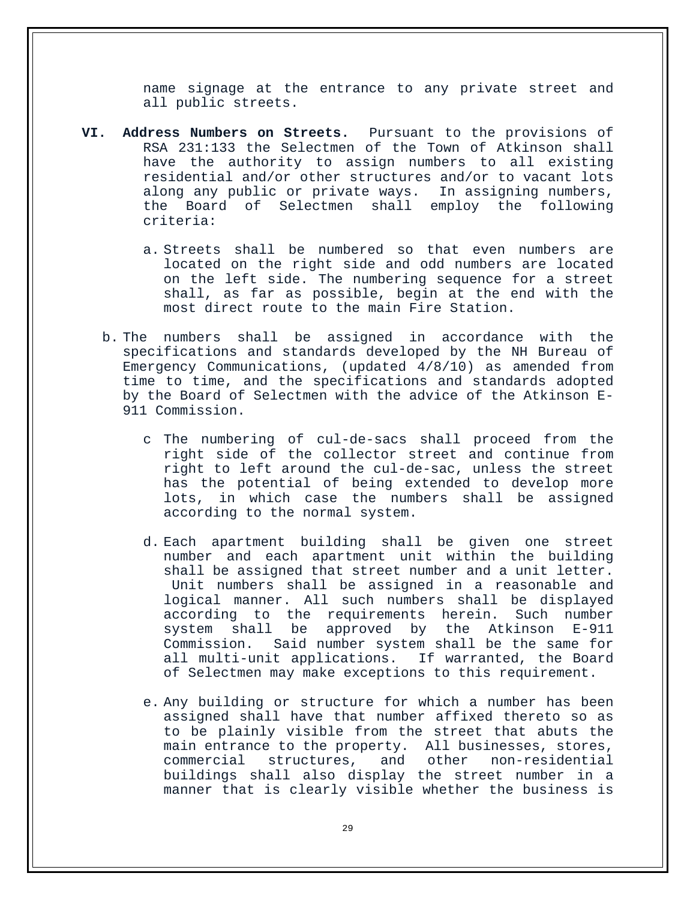name signage at the entrance to any private street and all public streets.

**VI. Address Numbers on Streets.** Pursuant to the provisions of RSA 231:133 the Selectmen of the Town of Atkinson shall have the authority to assign numbers to all existing residential and/or other structures and/or to vacant lots along any public or private ways. In assigning numbers, the Board of Selectmen shall employ the following criteria:

a. Streets shall be numbered so that even numbers are located on the right side and odd numbers are located on the left side. The numbering sequence for a street shall, as far as possible, begin at the end with the most direct route to the main Fire Station.

b. The numbers shall be assigned in accordance with the specifications and standards developed by the NH Bureau of Emergency Communications, (updated 4/8/10) as amended from time to time, and the specifications and standards adopted by the Board of Selectmen with the advice of the Atkinson E-911 Commission.

c The numbering of cul-de-sacs shall proceed from the right side of the collector street and continue from right to left around the cul-de-sac, unless the street has the potential of being extended to develop more lots, in which case the numbers shall be assigned according to the normal system.

d. Each apartment building shall be given one street number and each apartment unit within the building shall be assigned that street number and a unit letter. Unit numbers shall be assigned in a reasonable and logical manner. All such numbers shall be displayed according to the requirements herein. Such number system shall be approved by the Atkinson E-911 Commission. Said number system shall be the same for all multi-unit applications. If warranted, the Board of Selectmen may make exceptions to this requirement.

e. Any building or structure for which a number has been assigned shall have that number affixed thereto so as to be plainly visible from the street that abuts the main entrance to the property. All businesses, stores, commercial structures, and other non-residential buildings shall also display the street number in a manner that is clearly visible whether the business is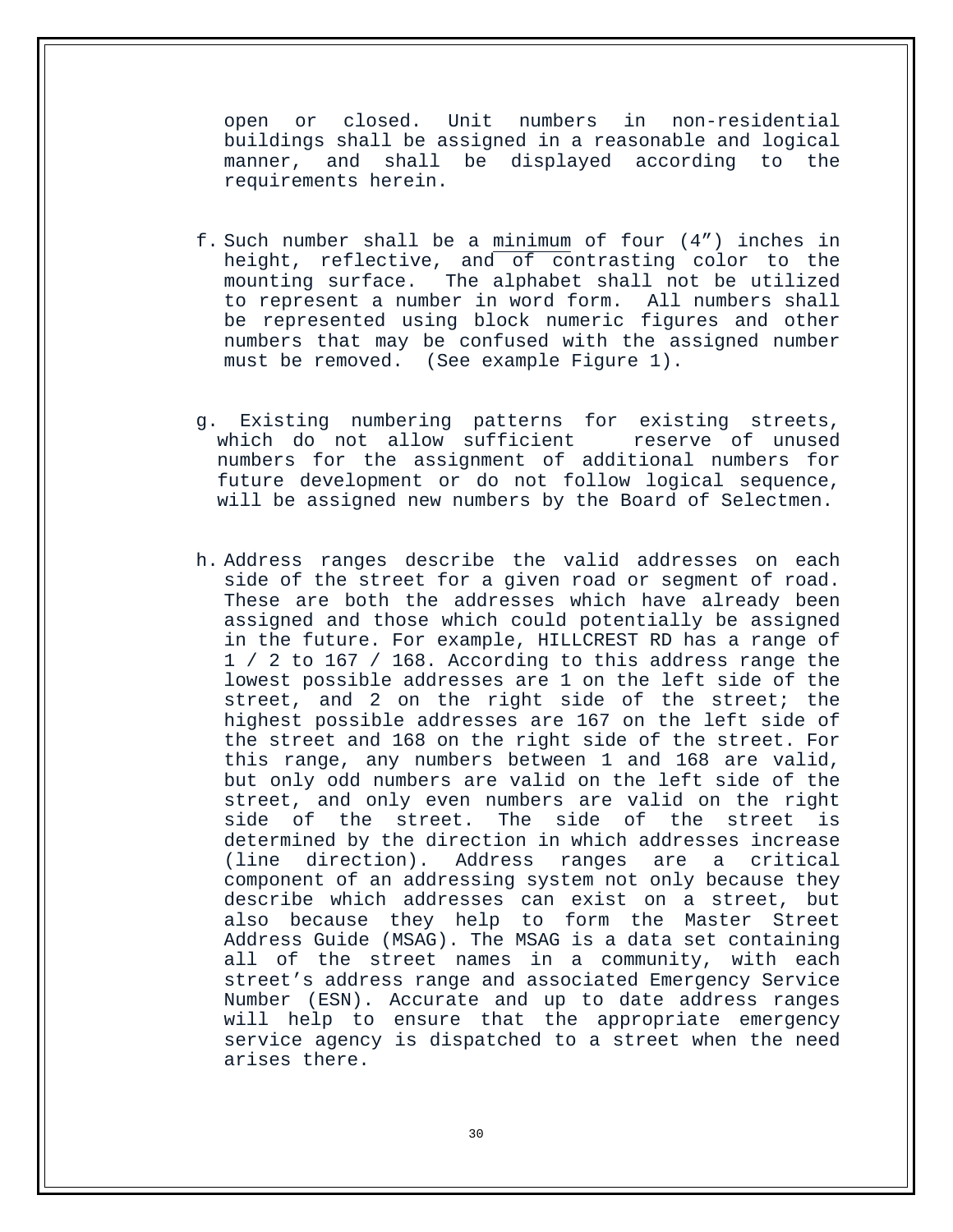open or closed. Unit numbers in non-residential buildings shall be assigned in a reasonable and logical manner, and shall be displayed according to the requirements herein.

f. Such number shall be a <u>minimum</u> of four (4”) inches in height, reflective, and of contrasting color to the mounting surface. The alphabet shall not be utilized to represent a number in word form. All numbers shall be represented using block numeric figures and other numbers that may be confused with the assigned number must be removed. (See example Figure 1).

g. Existing numbering patterns for existing streets, which do not allow sufficient reserve of unused numbers for the assignment of additional numbers for future development or do not follow logical sequence, will be assigned new numbers by the Board of Selectmen.

h. Address ranges describe the valid addresses on each side of the street for a given road or segment of road. These are both the addresses which have already been assigned and those which could potentially be assigned in the future. For example, HILLCREST RD has a range of 1 / 2 to 167 / 168. According to this address range the lowest possible addresses are 1 on the left side of the street, and 2 on the right side of the street; the highest possible addresses are 167 on the left side of the street and 168 on the right side of the street. For this range, any numbers between 1 and 168 are valid, but only odd numbers are valid on the left side of the street, and only even numbers are valid on the right side of the street. The side of the street is determined by the direction in which addresses increase (line direction). Address ranges are a critical component of an addressing system not only because they describe which addresses can exist on a street, but also because they help to form the Master Street Address Guide (MSAG). The MSAG is a data set containing all of the street names in a community, with each street’s address range and associated Emergency Service Number (ESN). Accurate and up to date address ranges will help to ensure that the appropriate emergency service agency is dispatched to a street when the need arises there.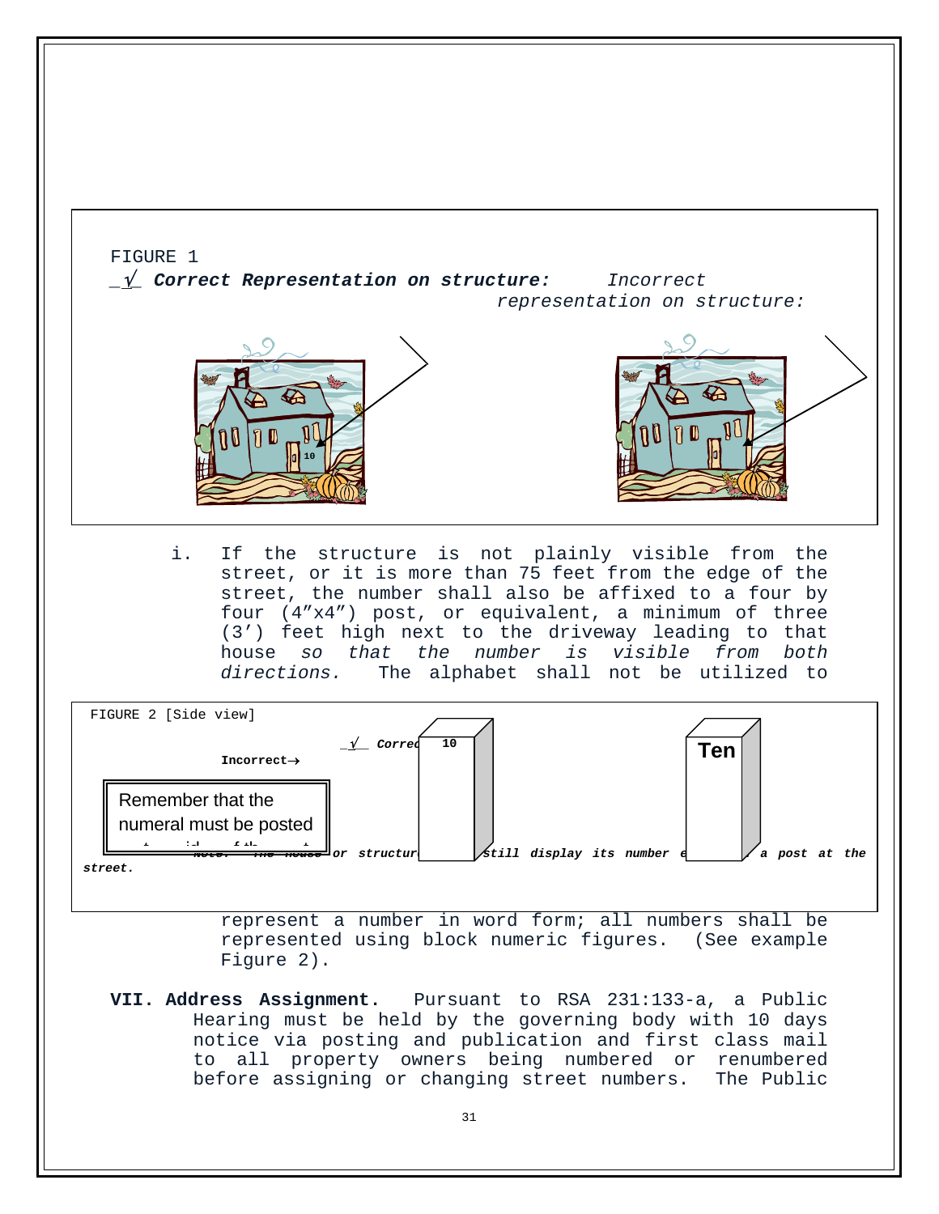FIGURE 1

_√_ ***Correct Representation on structure:*** *Incorrect representation on structure:*

10

i. If the structure is not plainly visible from the street, or it is more than 75 feet from the edge of the street, the number shall also be affixed to a four by four (4"x4") post, or equivalent, a minimum of three (3') feet high next to the driveway leading to that house *so that the number is visible from both directions.* The alphabet shall not be utilized to represent a number in word form; all numbers shall be represented using block numeric figures. (See example Figure 2).

FIGURE 2 [Side view]

**Incorrect→**

_√_ ***Correct***

10

Ten

Remember that the numeral must be posted

***Note: The house or structure must still display its number even with a post at the street.***

**VII. Address Assignment.** Pursuant to RSA 231:133-a, a Public Hearing must be held by the governing body with 10 days notice via posting and publication and first class mail to all property owners being numbered or renumbered before assigning or changing street numbers. The Public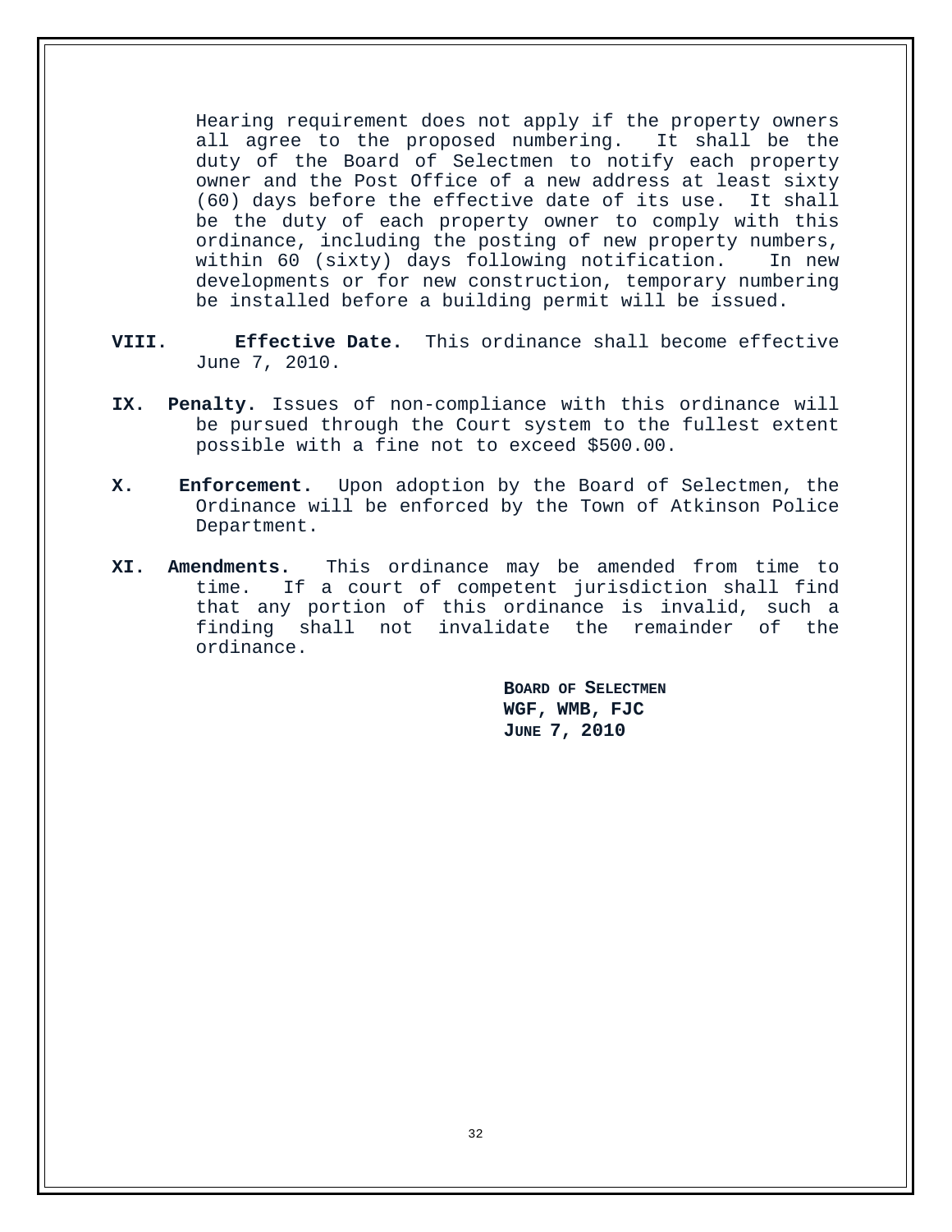Hearing requirement does not apply if the property owners all agree to the proposed numbering. It shall be the duty of the Board of Selectmen to notify each property owner and the Post Office of a new address at least sixty (60) days before the effective date of its use. It shall be the duty of each property owner to comply with this ordinance, including the posting of new property numbers, within 60 (sixty) days following notification. In new developments or for new construction, temporary numbering be installed before a building permit will be issued.

**VIII. Effective Date.** This ordinance shall become effective June 7, 2010.

**IX. Penalty.** Issues of non-compliance with this ordinance will be pursued through the Court system to the fullest extent possible with a fine not to exceed $500.00.

**X. Enforcement.** Upon adoption by the Board of Selectmen, the Ordinance will be enforced by the Town of Atkinson Police Department.

**XI. Amendments.** This ordinance may be amended from time to time. If a court of competent jurisdiction shall find that any portion of this ordinance is invalid, such a finding shall not invalidate the remainder of the ordinance.

**BOARD OF SELECTMEN**
**WGF, WMB, FJC**
**JUNE 7, 2010**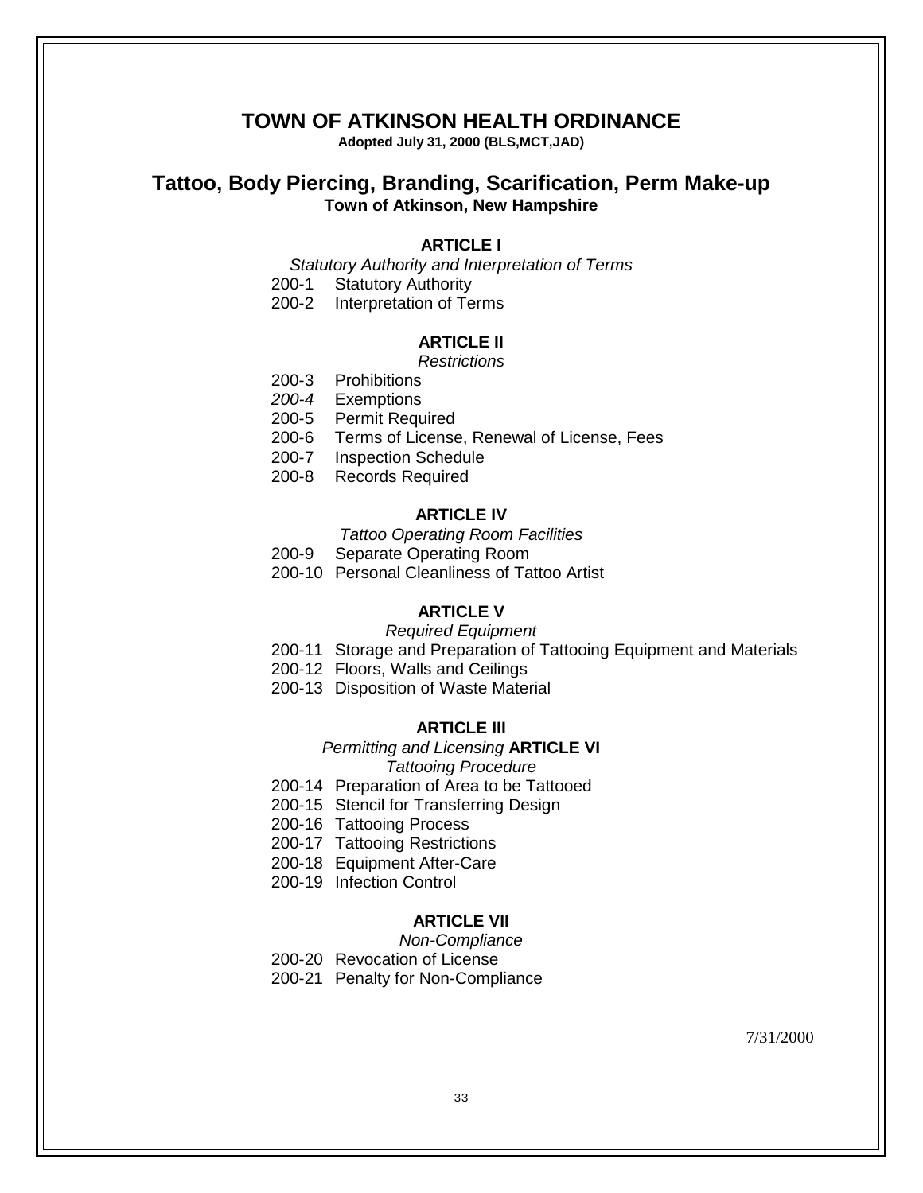# TOWN OF ATKINSON HEALTH ORDINANCE

**Adopted July 31, 2000 (BLS,MCT,JAD)**

## Tattoo, Body Piercing, Branding, Scarification, Perm Make-up

**Town of Atkinson, New Hampshire**

### ARTICLE I

*Statutory Authority and Interpretation of Terms*

200-1 Statutory Authority
200-2 Interpretation of Terms

### ARTICLE II

*Restrictions*

200-3 Prohibitions
*200-4* Exemptions
200-5 Permit Required
200-6 Terms of License, Renewal of License, Fees
200-7 Inspection Schedule
200-8 Records Required

### ARTICLE IV

*Tattoo Operating Room Facilities*

200-9 Separate Operating Room
200-10 Personal Cleanliness of Tattoo Artist

### ARTICLE V

*Required Equipment*

200-11 Storage and Preparation of Tattooing Equipment and Materials
200-12 Floors, Walls and Ceilings
200-13 Disposition of Waste Material

### ARTICLE III

*Permitting and Licensing* **ARTICLE VI**

*Tattooing Procedure*

200-14 Preparation of Area to be Tattooed
200-15 Stencil for Transferring Design
200-16 Tattooing Process
200-17 Tattooing Restrictions
200-18 Equipment After-Care
200-19 Infection Control

### ARTICLE VII

*Non-Compliance*

200-20 Revocation of License
200-21 Penalty for Non-Compliance

7/31/2000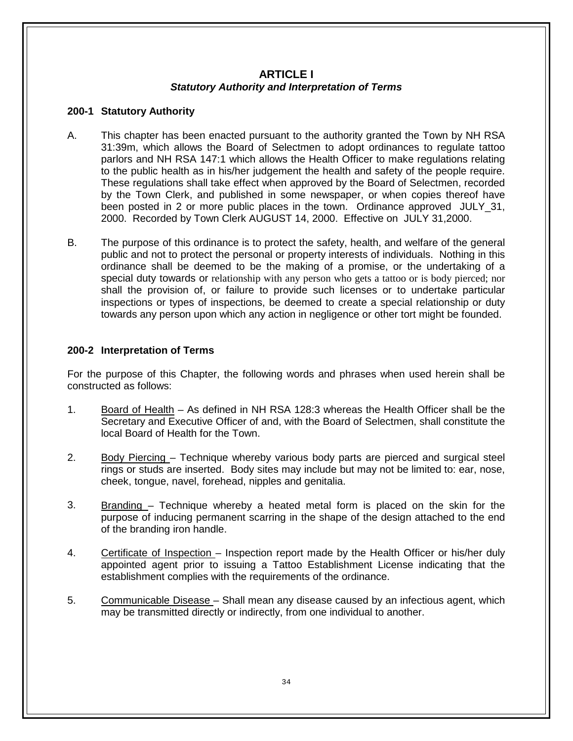## ARTICLE I
### *Statutory Authority and Interpretation of Terms*

**200-1 Statutory Authority**

A. This chapter has been enacted pursuant to the authority granted the Town by NH RSA 31:39m, which allows the Board of Selectmen to adopt ordinances to regulate tattoo parlors and NH RSA 147:1 which allows the Health Officer to make regulations relating to the public health as in his/her judgement the health and safety of the people require. These regulations shall take effect when approved by the Board of Selectmen, recorded by the Town Clerk, and published in some newspaper, or when copies thereof have been posted in 2 or more public places in the town. Ordinance approved JULY_31, 2000. Recorded by Town Clerk AUGUST 14, 2000. Effective on JULY 31,2000.

B. The purpose of this ordinance is to protect the safety, health, and welfare of the general public and not to protect the personal or property interests of individuals. Nothing in this ordinance shall be deemed to be the making of a promise, or the undertaking of a special duty towards or relationship with any person who gets a tattoo or is body pierced; nor shall the provision of, or failure to provide such licenses or to undertake particular inspections or types of inspections, be deemed to create a special relationship or duty towards any person upon which any action in negligence or other tort might be founded.

**200-2 Interpretation of Terms**

For the purpose of this Chapter, the following words and phrases when used herein shall be constructed as follows:

1. Board of Health – As defined in NH RSA 128:3 whereas the Health Officer shall be the Secretary and Executive Officer of and, with the Board of Selectmen, shall constitute the local Board of Health for the Town.

2. Body Piercing – Technique whereby various body parts are pierced and surgical steel rings or studs are inserted. Body sites may include but may not be limited to: ear, nose, cheek, tongue, navel, forehead, nipples and genitalia.

3. Branding – Technique whereby a heated metal form is placed on the skin for the purpose of inducing permanent scarring in the shape of the design attached to the end of the branding iron handle.

4. Certificate of Inspection – Inspection report made by the Health Officer or his/her duly appointed agent prior to issuing a Tattoo Establishment License indicating that the establishment complies with the requirements of the ordinance.

5. Communicable Disease – Shall mean any disease caused by an infectious agent, which may be transmitted directly or indirectly, from one individual to another.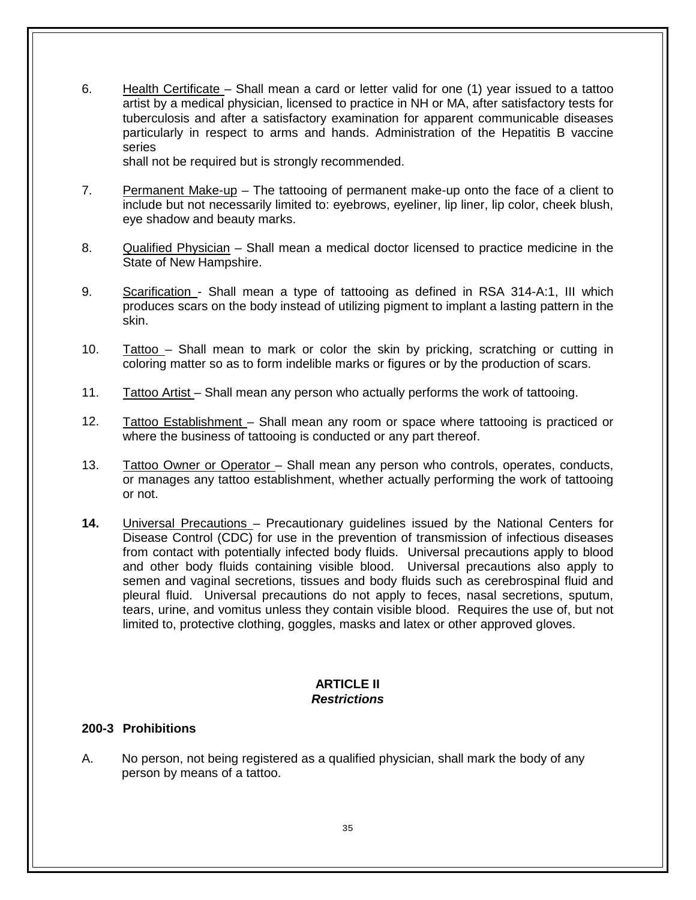6. <u>Health Certificate</u> – Shall mean a card or letter valid for one (1) year issued to a tattoo artist by a medical physician, licensed to practice in NH or MA, after satisfactory tests for tuberculosis and after a satisfactory examination for apparent communicable diseases particularly in respect to arms and hands. Administration of the Hepatitis B vaccine series shall not be required but is strongly recommended.

7. <u>Permanent Make-up</u> – The tattooing of permanent make-up onto the face of a client to include but not necessarily limited to: eyebrows, eyeliner, lip liner, lip color, cheek blush, eye shadow and beauty marks.

8. <u>Qualified Physician</u> – Shall mean a medical doctor licensed to practice medicine in the State of New Hampshire.

9. <u>Scarification</u> - Shall mean a type of tattooing as defined in RSA 314-A:1, III which produces scars on the body instead of utilizing pigment to implant a lasting pattern in the skin.

10. <u>Tattoo</u> – Shall mean to mark or color the skin by pricking, scratching or cutting in coloring matter so as to form indelible marks or figures or by the production of scars.

11. <u>Tattoo Artist</u> – Shall mean any person who actually performs the work of tattooing.

12. <u>Tattoo Establishment</u> – Shall mean any room or space where tattooing is practiced or where the business of tattooing is conducted or any part thereof.

13. <u>Tattoo Owner or Operator</u> – Shall mean any person who controls, operates, conducts, or manages any tattoo establishment, whether actually performing the work of tattooing or not.

**14.** <u>Universal Precautions</u> – Precautionary guidelines issued by the National Centers for Disease Control (CDC) for use in the prevention of transmission of infectious diseases from contact with potentially infected body fluids. Universal precautions apply to blood and other body fluids containing visible blood. Universal precautions also apply to semen and vaginal secretions, tissues and body fluids such as cerebrospinal fluid and pleural fluid. Universal precautions do not apply to feces, nasal secretions, sputum, tears, urine, and vomitus unless they contain visible blood. Requires the use of, but not limited to, protective clothing, goggles, masks and latex or other approved gloves.

## ARTICLE II
## *Restrictions*

### 200-3 Prohibitions

A. No person, not being registered as a qualified physician, shall mark the body of any person by means of a tattoo.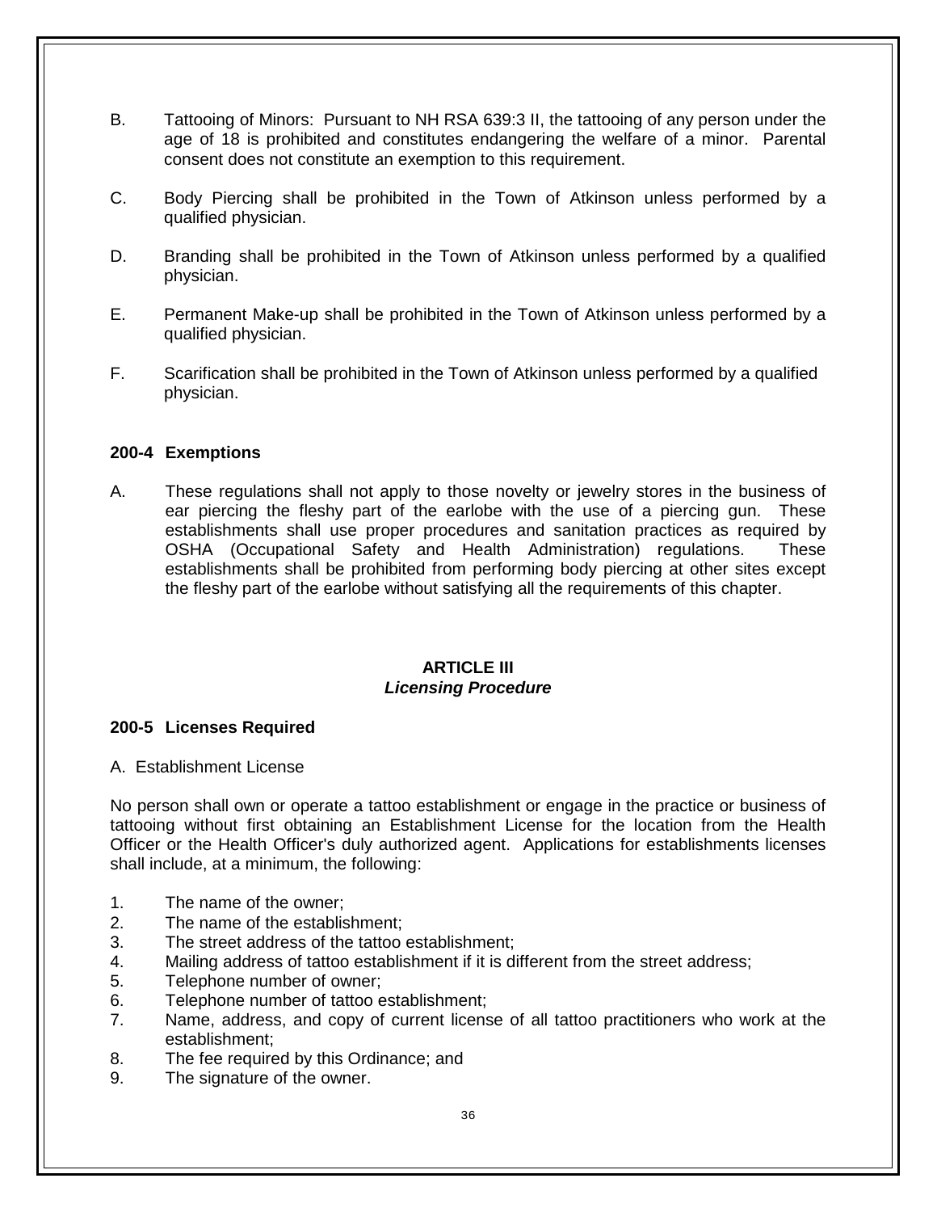B. Tattooing of Minors: Pursuant to NH RSA 639:3 II, the tattooing of any person under the age of 18 is prohibited and constitutes endangering the welfare of a minor. Parental consent does not constitute an exemption to this requirement.

C. Body Piercing shall be prohibited in the Town of Atkinson unless performed by a qualified physician.

D. Branding shall be prohibited in the Town of Atkinson unless performed by a qualified physician.

E. Permanent Make-up shall be prohibited in the Town of Atkinson unless performed by a qualified physician.

F. Scarification shall be prohibited in the Town of Atkinson unless performed by a qualified physician.

### 200-4 Exemptions

A. These regulations shall not apply to those novelty or jewelry stores in the business of ear piercing the fleshy part of the earlobe with the use of a piercing gun. These establishments shall use proper procedures and sanitation practices as required by OSHA (Occupational Safety and Health Administration) regulations. These establishments shall be prohibited from performing body piercing at other sites except the fleshy part of the earlobe without satisfying all the requirements of this chapter.

## ARTICLE III
## *Licensing Procedure*

### 200-5 Licenses Required

A. Establishment License

No person shall own or operate a tattoo establishment or engage in the practice or business of tattooing without first obtaining an Establishment License for the location from the Health Officer or the Health Officer's duly authorized agent. Applications for establishments licenses shall include, at a minimum, the following:

1. The name of the owner;
2. The name of the establishment;
3. The street address of the tattoo establishment;
4. Mailing address of tattoo establishment if it is different from the street address;
5. Telephone number of owner;
6. Telephone number of tattoo establishment;
7. Name, address, and copy of current license of all tattoo practitioners who work at the establishment;
8. The fee required by this Ordinance; and
9. The signature of the owner.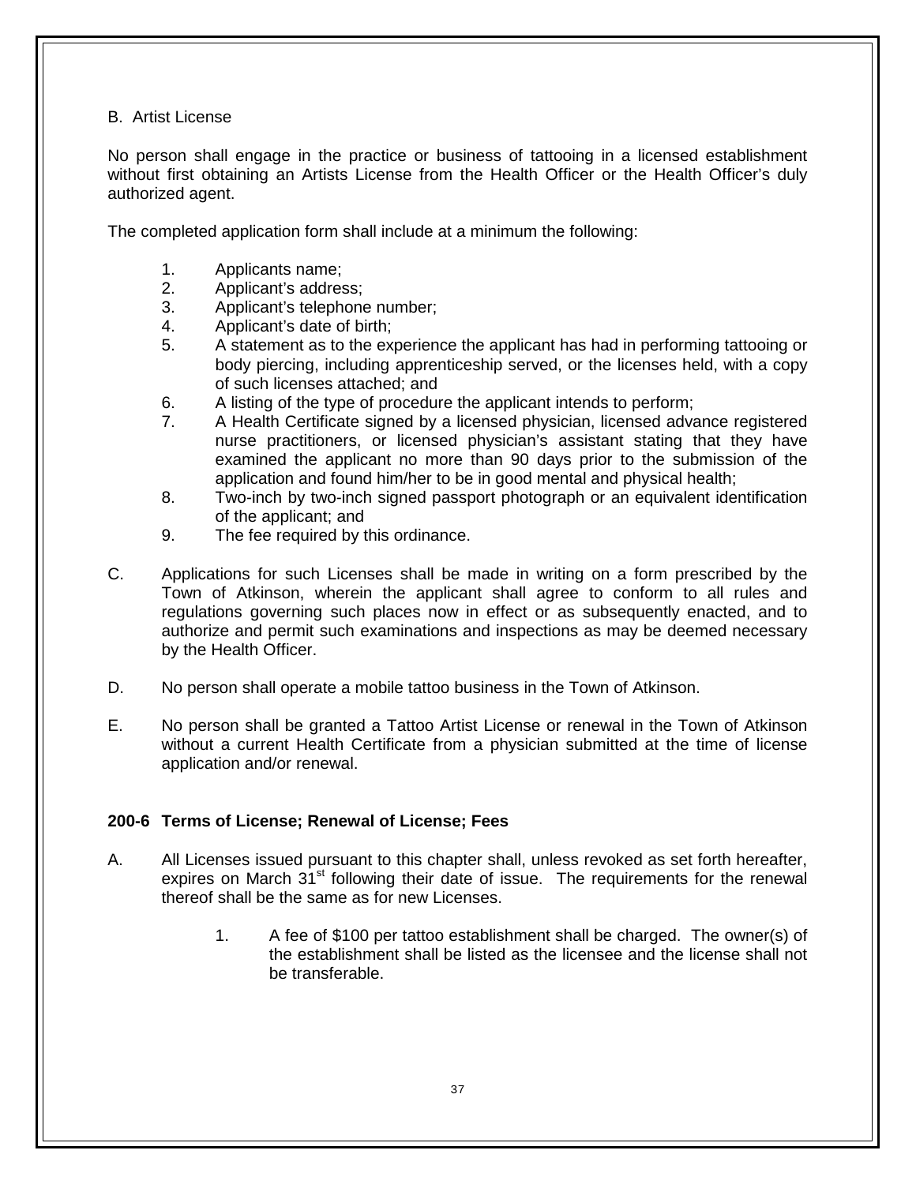B. Artist License

No person shall engage in the practice or business of tattooing in a licensed establishment without first obtaining an Artists License from the Health Officer or the Health Officer's duly authorized agent.

The completed application form shall include at a minimum the following:

1. Applicants name;
2. Applicant's address;
3. Applicant's telephone number;
4. Applicant's date of birth;
5. A statement as to the experience the applicant has had in performing tattooing or body piercing, including apprenticeship served, or the licenses held, with a copy of such licenses attached; and
6. A listing of the type of procedure the applicant intends to perform;
7. A Health Certificate signed by a licensed physician, licensed advance registered nurse practitioners, or licensed physician's assistant stating that they have examined the applicant no more than 90 days prior to the submission of the application and found him/her to be in good mental and physical health;
8. Two-inch by two-inch signed passport photograph or an equivalent identification of the applicant; and
9. The fee required by this ordinance.

C. Applications for such Licenses shall be made in writing on a form prescribed by the Town of Atkinson, wherein the applicant shall agree to conform to all rules and regulations governing such places now in effect or as subsequently enacted, and to authorize and permit such examinations and inspections as may be deemed necessary by the Health Officer.

D. No person shall operate a mobile tattoo business in the Town of Atkinson.

E. No person shall be granted a Tattoo Artist License or renewal in the Town of Atkinson without a current Health Certificate from a physician submitted at the time of license application and/or renewal.

**200-6 Terms of License; Renewal of License; Fees**

A. All Licenses issued pursuant to this chapter shall, unless revoked as set forth hereafter, expires on March 31st following their date of issue. The requirements for the renewal thereof shall be the same as for new Licenses.

   1. A fee of $100 per tattoo establishment shall be charged. The owner(s) of the establishment shall be listed as the licensee and the license shall not be transferable.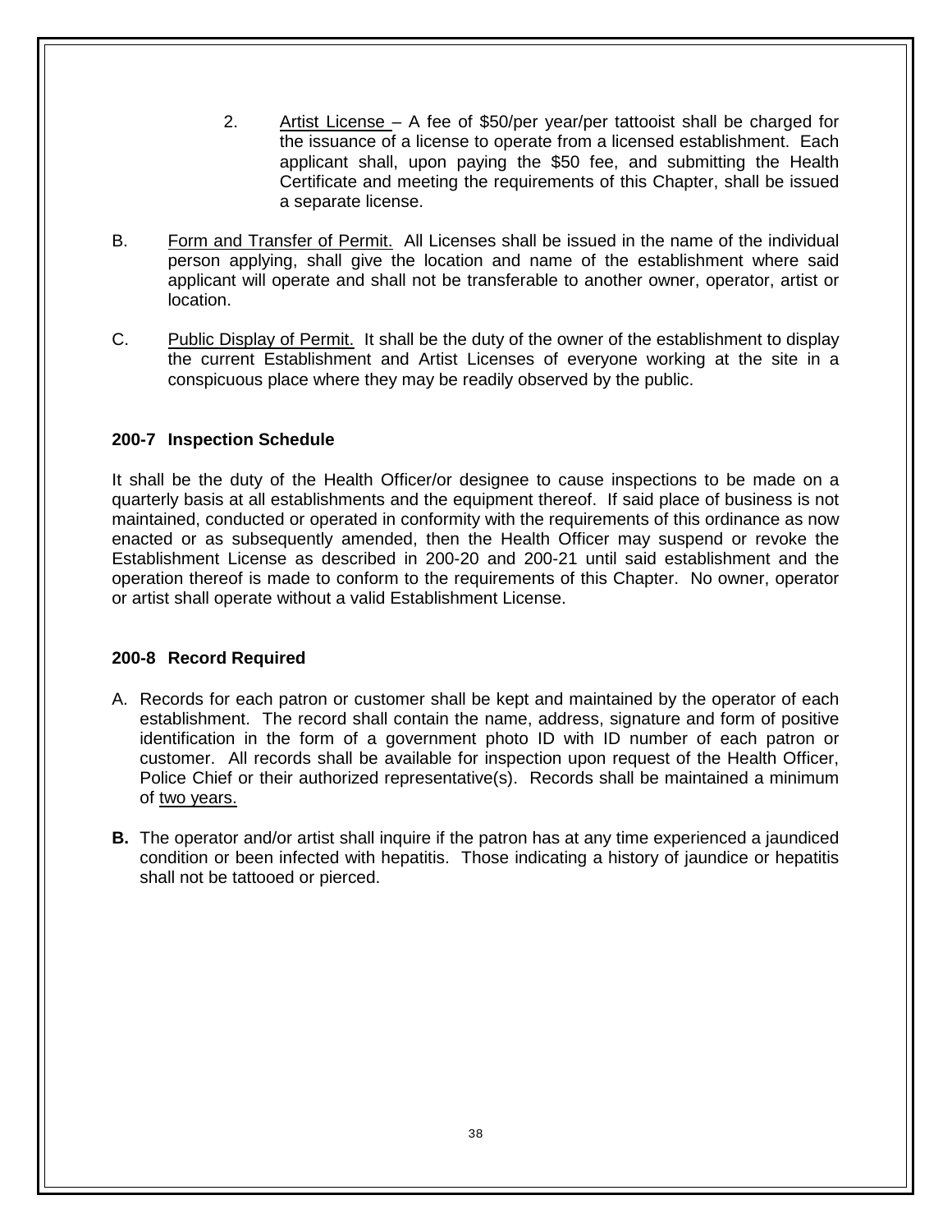2. Artist License – A fee of $50/per year/per tattooist shall be charged for the issuance of a license to operate from a licensed establishment. Each applicant shall, upon paying the $50 fee, and submitting the Health Certificate and meeting the requirements of this Chapter, shall be issued a separate license.

B. Form and Transfer of Permit. All Licenses shall be issued in the name of the individual person applying, shall give the location and name of the establishment where said applicant will operate and shall not be transferable to another owner, operator, artist or location.

C. Public Display of Permit. It shall be the duty of the owner of the establishment to display the current Establishment and Artist Licenses of everyone working at the site in a conspicuous place where they may be readily observed by the public.

### 200-7 Inspection Schedule

It shall be the duty of the Health Officer/or designee to cause inspections to be made on a quarterly basis at all establishments and the equipment thereof. If said place of business is not maintained, conducted or operated in conformity with the requirements of this ordinance as now enacted or as subsequently amended, then the Health Officer may suspend or revoke the Establishment License as described in 200-20 and 200-21 until said establishment and the operation thereof is made to conform to the requirements of this Chapter. No owner, operator or artist shall operate without a valid Establishment License.

### 200-8 Record Required

A. Records for each patron or customer shall be kept and maintained by the operator of each establishment. The record shall contain the name, address, signature and form of positive identification in the form of a government photo ID with ID number of each patron or customer. All records shall be available for inspection upon request of the Health Officer, Police Chief or their authorized representative(s). Records shall be maintained a minimum of two years.

**B.** The operator and/or artist shall inquire if the patron has at any time experienced a jaundiced condition or been infected with hepatitis. Those indicating a history of jaundice or hepatitis shall not be tattooed or pierced.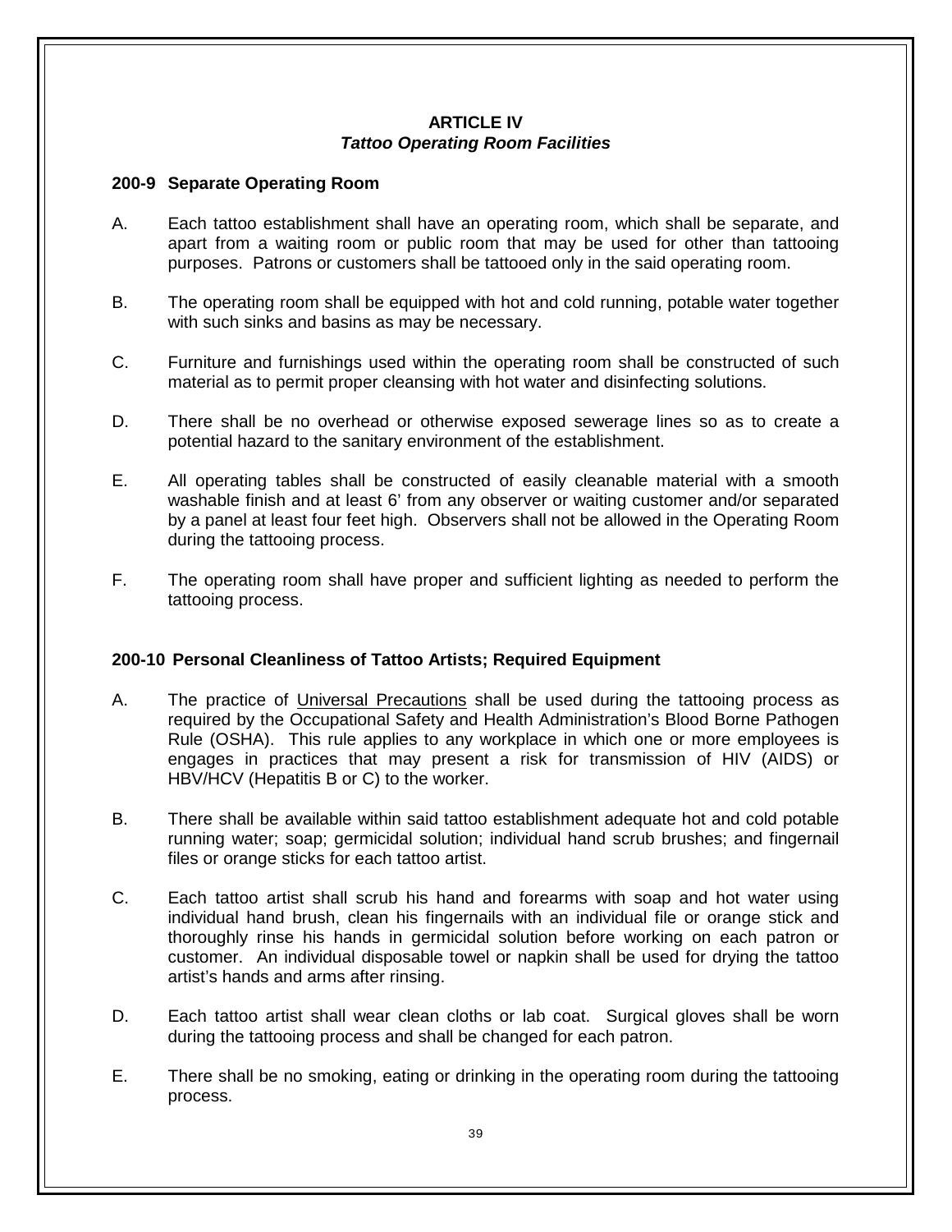## ARTICLE IV
### *Tattoo Operating Room Facilities*

**200-9 Separate Operating Room**

A. Each tattoo establishment shall have an operating room, which shall be separate, and apart from a waiting room or public room that may be used for other than tattooing purposes. Patrons or customers shall be tattooed only in the said operating room.

B. The operating room shall be equipped with hot and cold running, potable water together with such sinks and basins as may be necessary.

C. Furniture and furnishings used within the operating room shall be constructed of such material as to permit proper cleansing with hot water and disinfecting solutions.

D. There shall be no overhead or otherwise exposed sewerage lines so as to create a potential hazard to the sanitary environment of the establishment.

E. All operating tables shall be constructed of easily cleanable material with a smooth washable finish and at least 6' from any observer or waiting customer and/or separated by a panel at least four feet high. Observers shall not be allowed in the Operating Room during the tattooing process.

F. The operating room shall have proper and sufficient lighting as needed to perform the tattooing process.

**200-10 Personal Cleanliness of Tattoo Artists; Required Equipment**

A. The practice of Universal Precautions shall be used during the tattooing process as required by the Occupational Safety and Health Administration's Blood Borne Pathogen Rule (OSHA). This rule applies to any workplace in which one or more employees is engages in practices that may present a risk for transmission of HIV (AIDS) or HBV/HCV (Hepatitis B or C) to the worker.

B. There shall be available within said tattoo establishment adequate hot and cold potable running water; soap; germicidal solution; individual hand scrub brushes; and fingernail files or orange sticks for each tattoo artist.

C. Each tattoo artist shall scrub his hand and forearms with soap and hot water using individual hand brush, clean his fingernails with an individual file or orange stick and thoroughly rinse his hands in germicidal solution before working on each patron or customer. An individual disposable towel or napkin shall be used for drying the tattoo artist's hands and arms after rinsing.

D. Each tattoo artist shall wear clean cloths or lab coat. Surgical gloves shall be worn during the tattooing process and shall be changed for each patron.

E. There shall be no smoking, eating or drinking in the operating room during the tattooing process.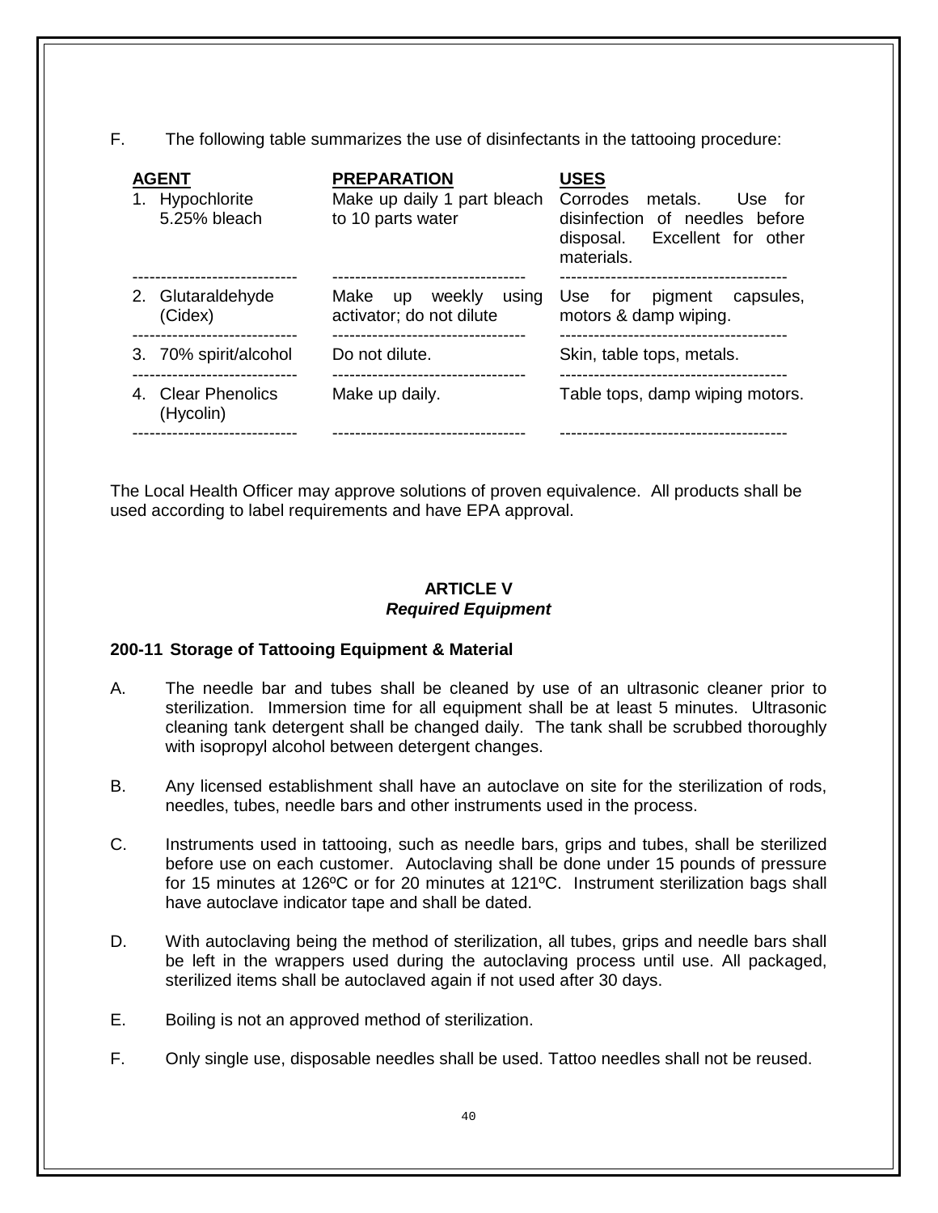F. The following table summarizes the use of disinfectants in the tattooing procedure:

| AGENT | PREPARATION | USES |
|---|---|---|
| 1. Hypochlorite 5.25% bleach | Make up daily 1 part bleach to 10 parts water | Corrodes metals. Use for disinfection of needles before disposal. Excellent for other materials. |
| 2. Glutaraldehyde (Cidex) | Make up weekly using activator; do not dilute | Use for pigment capsules, motors & damp wiping. |
| 3. 70% spirit/alcohol | Do not dilute. | Skin, table tops, metals. |
| 4. Clear Phenolics (Hycolin) | Make up daily. | Table tops, damp wiping motors. |

The Local Health Officer may approve solutions of proven equivalence. All products shall be used according to label requirements and have EPA approval.

## ARTICLE V
### *Required Equipment*

**200-11 Storage of Tattooing Equipment & Material**

A. The needle bar and tubes shall be cleaned by use of an ultrasonic cleaner prior to sterilization. Immersion time for all equipment shall be at least 5 minutes. Ultrasonic cleaning tank detergent shall be changed daily. The tank shall be scrubbed thoroughly with isopropyl alcohol between detergent changes.

B. Any licensed establishment shall have an autoclave on site for the sterilization of rods, needles, tubes, needle bars and other instruments used in the process.

C. Instruments used in tattooing, such as needle bars, grips and tubes, shall be sterilized before use on each customer. Autoclaving shall be done under 15 pounds of pressure for 15 minutes at 126ºC or for 20 minutes at 121ºC. Instrument sterilization bags shall have autoclave indicator tape and shall be dated.

D. With autoclaving being the method of sterilization, all tubes, grips and needle bars shall be left in the wrappers used during the autoclaving process until use. All packaged, sterilized items shall be autoclaved again if not used after 30 days.

E. Boiling is not an approved method of sterilization.

F. Only single use, disposable needles shall be used. Tattoo needles shall not be reused.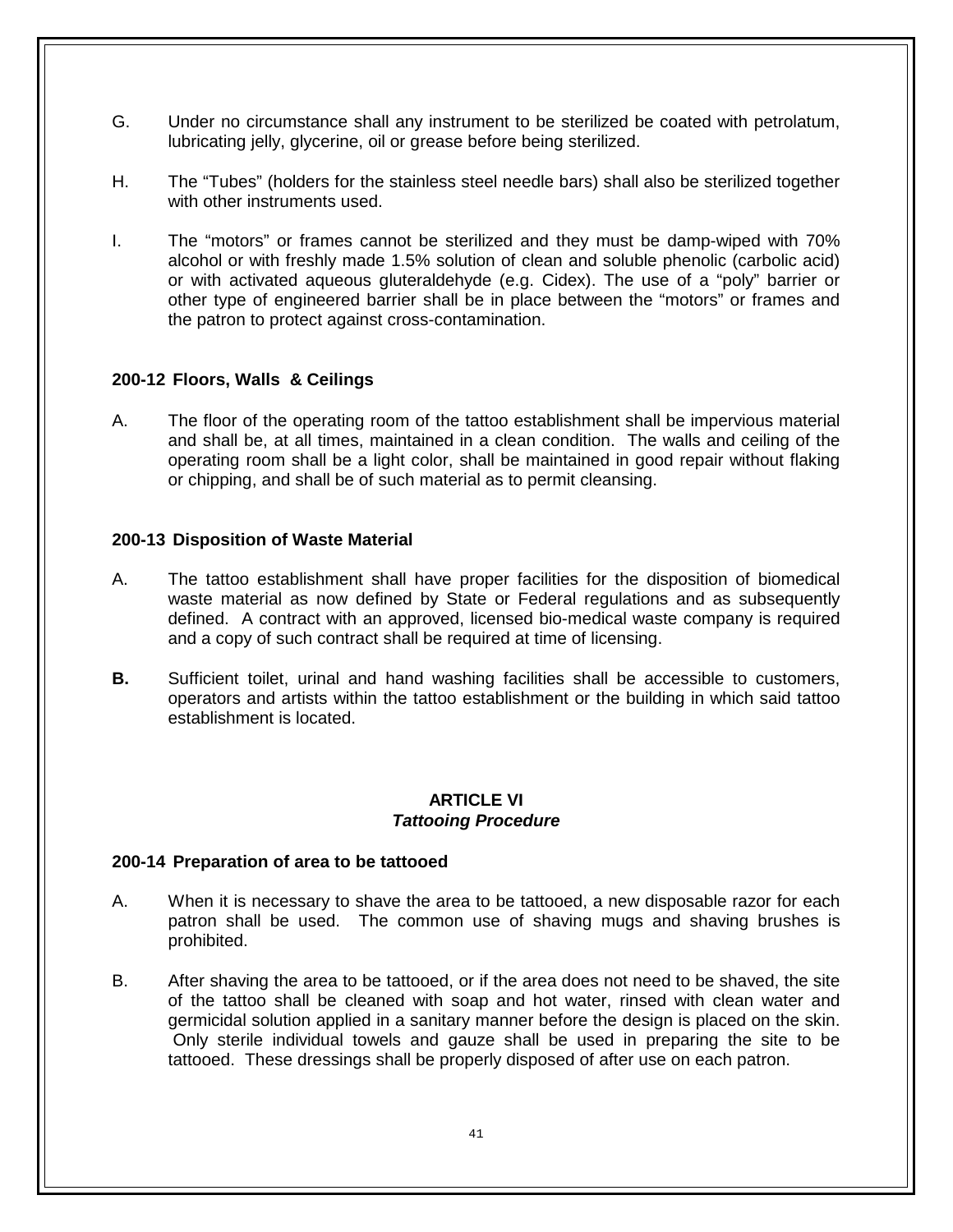G. Under no circumstance shall any instrument to be sterilized be coated with petrolatum, lubricating jelly, glycerine, oil or grease before being sterilized.

H. The "Tubes" (holders for the stainless steel needle bars) shall also be sterilized together with other instruments used.

I. The "motors" or frames cannot be sterilized and they must be damp-wiped with 70% alcohol or with freshly made 1.5% solution of clean and soluble phenolic (carbolic acid) or with activated aqueous gluteraldehyde (e.g. Cidex). The use of a "poly" barrier or other type of engineered barrier shall be in place between the "motors" or frames and the patron to protect against cross-contamination.

### 200-12 Floors, Walls & Ceilings

A. The floor of the operating room of the tattoo establishment shall be impervious material and shall be, at all times, maintained in a clean condition. The walls and ceiling of the operating room shall be a light color, shall be maintained in good repair without flaking or chipping, and shall be of such material as to permit cleansing.

### 200-13 Disposition of Waste Material

A. The tattoo establishment shall have proper facilities for the disposition of biomedical waste material as now defined by State or Federal regulations and as subsequently defined. A contract with an approved, licensed bio-medical waste company is required and a copy of such contract shall be required at time of licensing.

**B.** Sufficient toilet, urinal and hand washing facilities shall be accessible to customers, operators and artists within the tattoo establishment or the building in which said tattoo establishment is located.

## ARTICLE VI
## ***Tattooing Procedure***

### 200-14 Preparation of area to be tattooed

A. When it is necessary to shave the area to be tattooed, a new disposable razor for each patron shall be used. The common use of shaving mugs and shaving brushes is prohibited.

B. After shaving the area to be tattooed, or if the area does not need to be shaved, the site of the tattoo shall be cleaned with soap and hot water, rinsed with clean water and germicidal solution applied in a sanitary manner before the design is placed on the skin. Only sterile individual towels and gauze shall be used in preparing the site to be tattooed. These dressings shall be properly disposed of after use on each patron.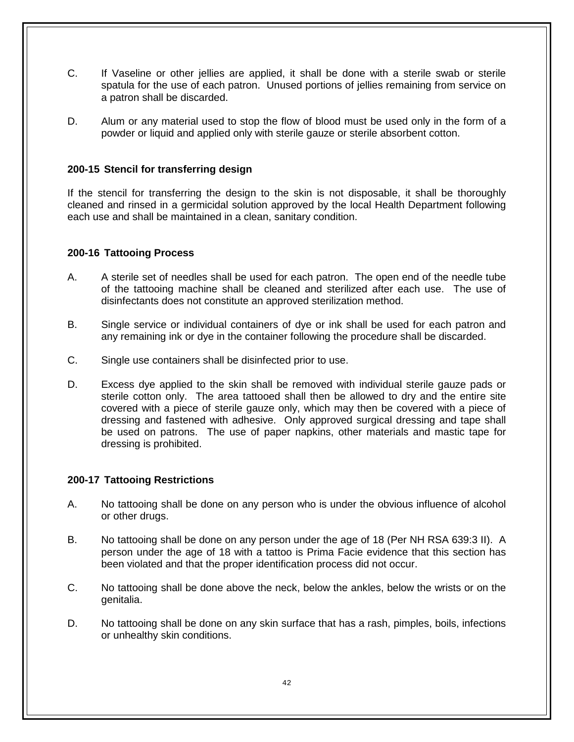C. If Vaseline or other jellies are applied, it shall be done with a sterile swab or sterile spatula for the use of each patron. Unused portions of jellies remaining from service on a patron shall be discarded.

D. Alum or any material used to stop the flow of blood must be used only in the form of a powder or liquid and applied only with sterile gauze or sterile absorbent cotton.

### 200-15 Stencil for transferring design

If the stencil for transferring the design to the skin is not disposable, it shall be thoroughly cleaned and rinsed in a germicidal solution approved by the local Health Department following each use and shall be maintained in a clean, sanitary condition.

### 200-16 Tattooing Process

A. A sterile set of needles shall be used for each patron. The open end of the needle tube of the tattooing machine shall be cleaned and sterilized after each use. The use of disinfectants does not constitute an approved sterilization method.

B. Single service or individual containers of dye or ink shall be used for each patron and any remaining ink or dye in the container following the procedure shall be discarded.

C. Single use containers shall be disinfected prior to use.

D. Excess dye applied to the skin shall be removed with individual sterile gauze pads or sterile cotton only. The area tattooed shall then be allowed to dry and the entire site covered with a piece of sterile gauze only, which may then be covered with a piece of dressing and fastened with adhesive. Only approved surgical dressing and tape shall be used on patrons. The use of paper napkins, other materials and mastic tape for dressing is prohibited.

### 200-17 Tattooing Restrictions

A. No tattooing shall be done on any person who is under the obvious influence of alcohol or other drugs.

B. No tattooing shall be done on any person under the age of 18 (Per NH RSA 639:3 II). A person under the age of 18 with a tattoo is Prima Facie evidence that this section has been violated and that the proper identification process did not occur.

C. No tattooing shall be done above the neck, below the ankles, below the wrists or on the genitalia.

D. No tattooing shall be done on any skin surface that has a rash, pimples, boils, infections or unhealthy skin conditions.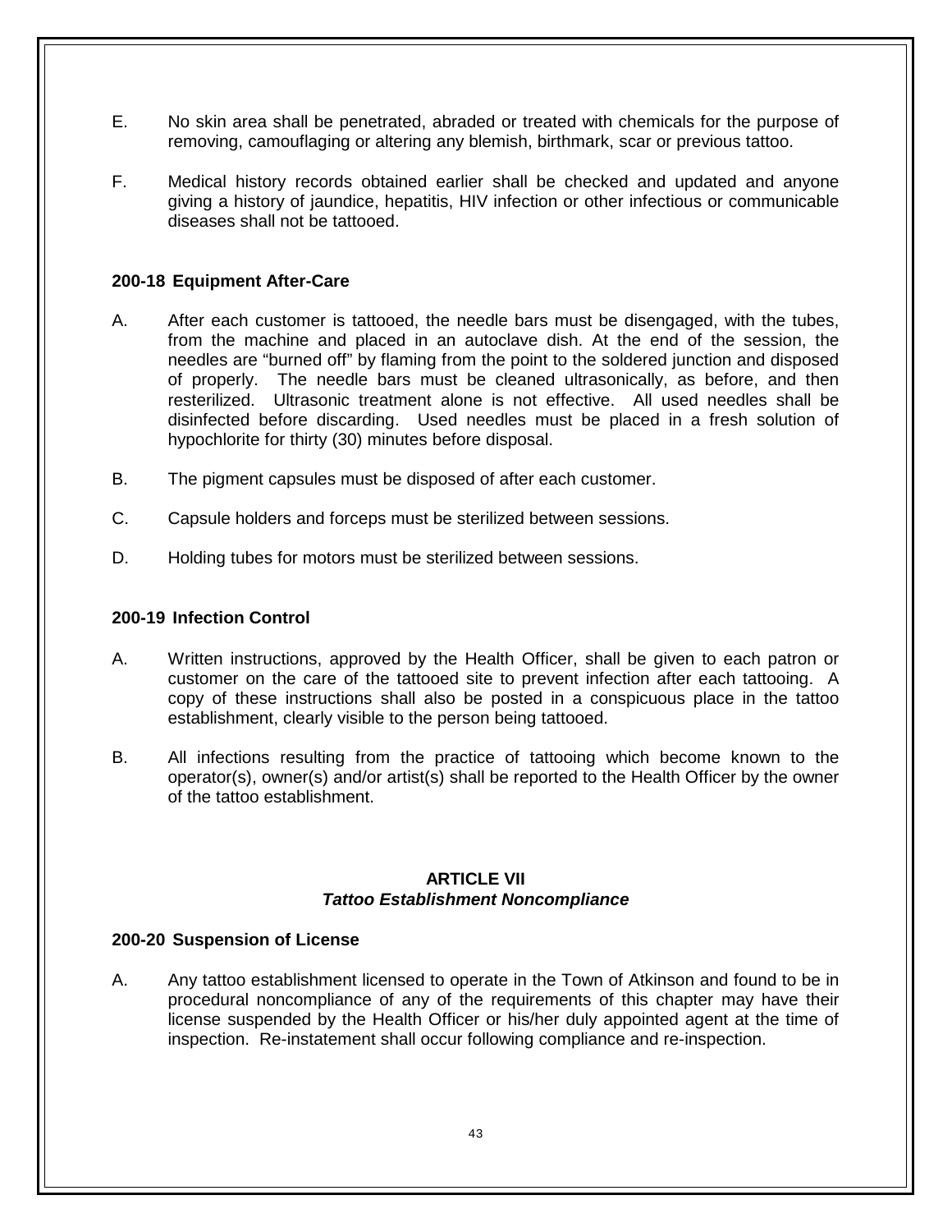E. No skin area shall be penetrated, abraded or treated with chemicals for the purpose of removing, camouflaging or altering any blemish, birthmark, scar or previous tattoo.

F. Medical history records obtained earlier shall be checked and updated and anyone giving a history of jaundice, hepatitis, HIV infection or other infectious or communicable diseases shall not be tattooed.

**200-18 Equipment After-Care**

A. After each customer is tattooed, the needle bars must be disengaged, with the tubes, from the machine and placed in an autoclave dish. At the end of the session, the needles are "burned off" by flaming from the point to the soldered junction and disposed of properly. The needle bars must be cleaned ultrasonically, as before, and then resterilized. Ultrasonic treatment alone is not effective. All used needles shall be disinfected before discarding. Used needles must be placed in a fresh solution of hypochlorite for thirty (30) minutes before disposal.

B. The pigment capsules must be disposed of after each customer.

C. Capsule holders and forceps must be sterilized between sessions.

D. Holding tubes for motors must be sterilized between sessions.

**200-19 Infection Control**

A. Written instructions, approved by the Health Officer, shall be given to each patron or customer on the care of the tattooed site to prevent infection after each tattooing. A copy of these instructions shall also be posted in a conspicuous place in the tattoo establishment, clearly visible to the person being tattooed.

B. All infections resulting from the practice of tattooing which become known to the operator(s), owner(s) and/or artist(s) shall be reported to the Health Officer by the owner of the tattoo establishment.

## ARTICLE VII
### *Tattoo Establishment Noncompliance*

**200-20 Suspension of License**

A. Any tattoo establishment licensed to operate in the Town of Atkinson and found to be in procedural noncompliance of any of the requirements of this chapter may have their license suspended by the Health Officer or his/her duly appointed agent at the time of inspection. Re-instatement shall occur following compliance and re-inspection.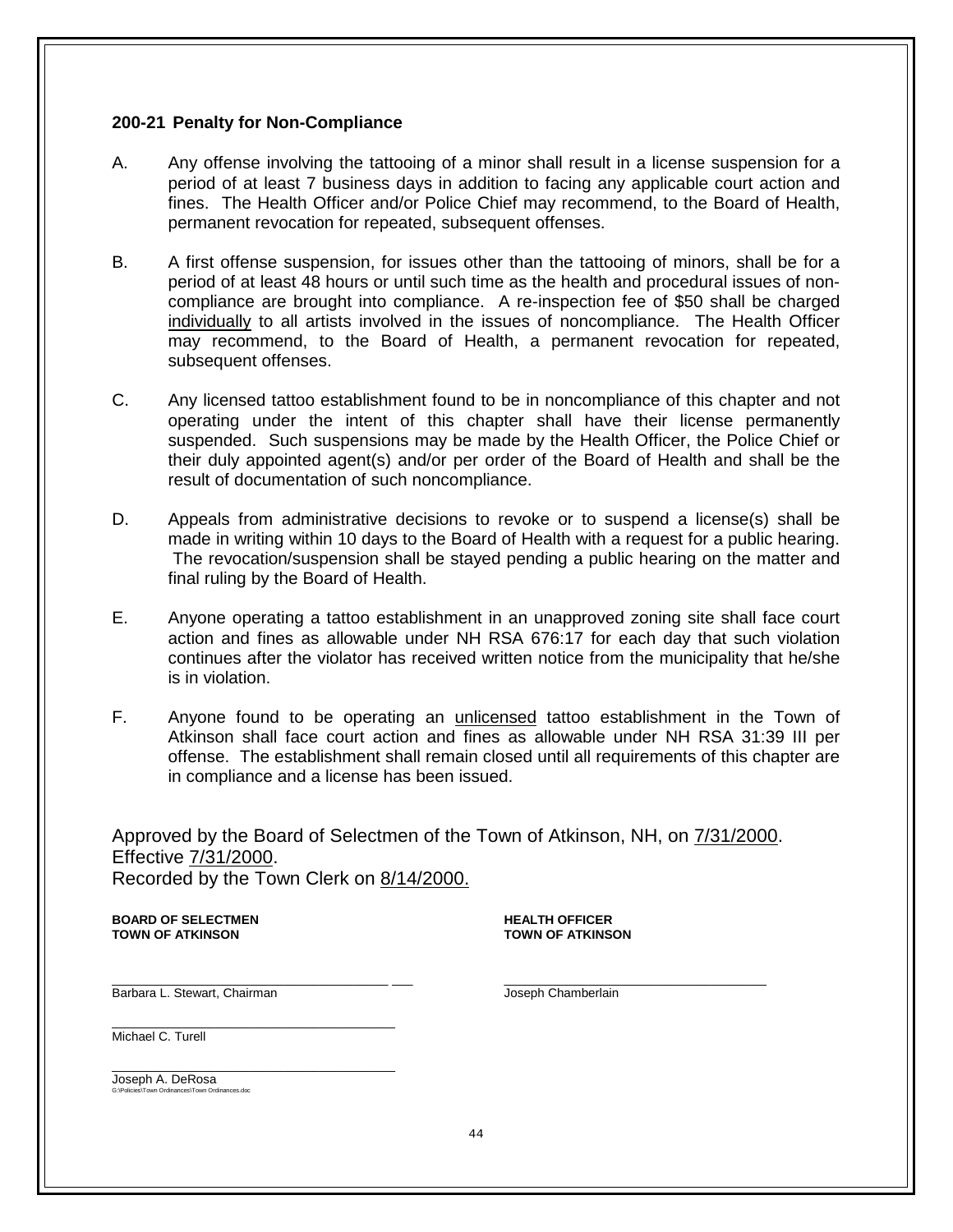### 200-21 Penalty for Non-Compliance

A. Any offense involving the tattooing of a minor shall result in a license suspension for a period of at least 7 business days in addition to facing any applicable court action and fines. The Health Officer and/or Police Chief may recommend, to the Board of Health, permanent revocation for repeated, subsequent offenses.

B. A first offense suspension, for issues other than the tattooing of minors, shall be for a period of at least 48 hours or until such time as the health and procedural issues of non-compliance are brought into compliance. A re-inspection fee of $50 shall be charged <u>individually</u> to all artists involved in the issues of noncompliance. The Health Officer may recommend, to the Board of Health, a permanent revocation for repeated, subsequent offenses.

C. Any licensed tattoo establishment found to be in noncompliance of this chapter and not operating under the intent of this chapter shall have their license permanently suspended. Such suspensions may be made by the Health Officer, the Police Chief or their duly appointed agent(s) and/or per order of the Board of Health and shall be the result of documentation of such noncompliance.

D. Appeals from administrative decisions to revoke or to suspend a license(s) shall be made in writing within 10 days to the Board of Health with a request for a public hearing. The revocation/suspension shall be stayed pending a public hearing on the matter and final ruling by the Board of Health.

E. Anyone operating a tattoo establishment in an unapproved zoning site shall face court action and fines as allowable under NH RSA 676:17 for each day that such violation continues after the violator has received written notice from the municipality that he/she is in violation.

F. Anyone found to be operating an <u>unlicensed</u> tattoo establishment in the Town of Atkinson shall face court action and fines as allowable under NH RSA 31:39 III per offense. The establishment shall remain closed until all requirements of this chapter are in compliance and a license has been issued.

Approved by the Board of Selectmen of the Town of Atkinson, NH, on <u>7/31/2000</u>.
Effective <u>7/31/2000</u>.
Recorded by the Town Clerk on <u>8/14/2000.</u>

**BOARD OF SELECTMEN**
**TOWN OF ATKINSON**

**HEALTH OFFICER**
**TOWN OF ATKINSON**

Barbara L. Stewart, Chairman

Joseph Chamberlain

Michael C. Turell

Joseph A. DeRosa

G:\Policies\Town Ordinances\Town Ordinances.doc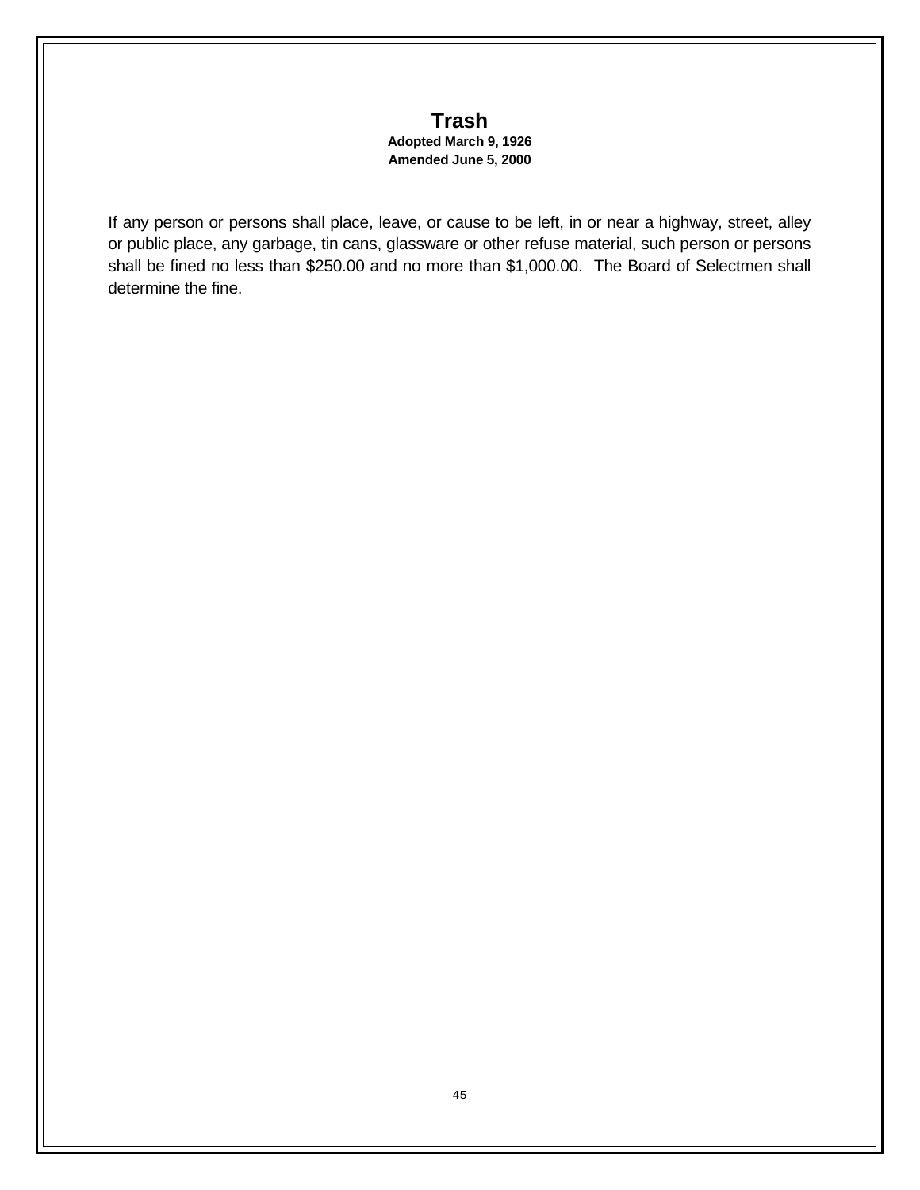# Trash

**Adopted March 9, 1926**
**Amended June 5, 2000**

If any person or persons shall place, leave, or cause to be left, in or near a highway, street, alley or public place, any garbage, tin cans, glassware or other refuse material, such person or persons shall be fined no less than $250.00 and no more than $1,000.00. The Board of Selectmen shall determine the fine.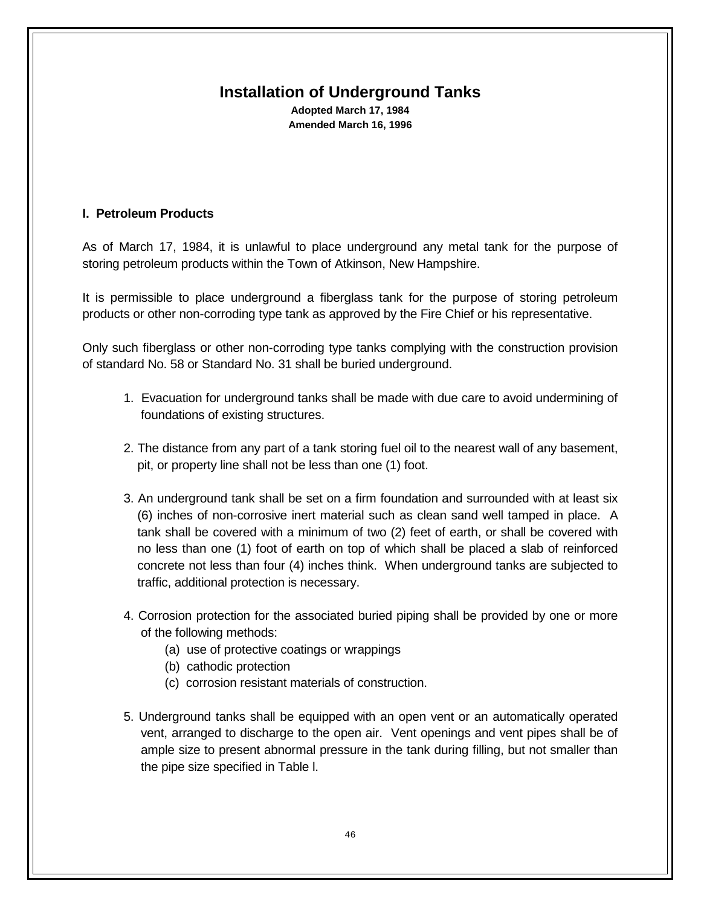# Installation of Underground Tanks

**Adopted March 17, 1984**
**Amended March 16, 1996**

## I. Petroleum Products

As of March 17, 1984, it is unlawful to place underground any metal tank for the purpose of storing petroleum products within the Town of Atkinson, New Hampshire.

It is permissible to place underground a fiberglass tank for the purpose of storing petroleum products or other non-corroding type tank as approved by the Fire Chief or his representative.

Only such fiberglass or other non-corroding type tanks complying with the construction provision of standard No. 58 or Standard No. 31 shall be buried underground.

1. Evacuation for underground tanks shall be made with due care to avoid undermining of foundations of existing structures.

2. The distance from any part of a tank storing fuel oil to the nearest wall of any basement, pit, or property line shall not be less than one (1) foot.

3. An underground tank shall be set on a firm foundation and surrounded with at least six (6) inches of non-corrosive inert material such as clean sand well tamped in place. A tank shall be covered with a minimum of two (2) feet of earth, or shall be covered with no less than one (1) foot of earth on top of which shall be placed a slab of reinforced concrete not less than four (4) inches think. When underground tanks are subjected to traffic, additional protection is necessary.

4. Corrosion protection for the associated buried piping shall be provided by one or more of the following methods:
   (a) use of protective coatings or wrappings
   (b) cathodic protection
   (c) corrosion resistant materials of construction.

5. Underground tanks shall be equipped with an open vent or an automatically operated vent, arranged to discharge to the open air. Vent openings and vent pipes shall be of ample size to present abnormal pressure in the tank during filling, but not smaller than the pipe size specified in Table l.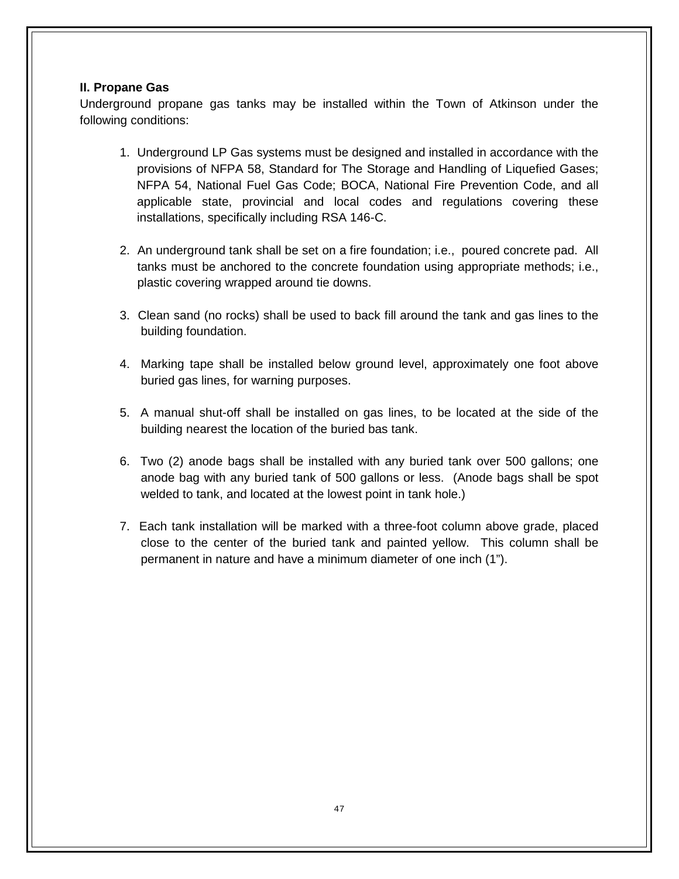**II. Propane Gas**

Underground propane gas tanks may be installed within the Town of Atkinson under the following conditions:

1. Underground LP Gas systems must be designed and installed in accordance with the provisions of NFPA 58, Standard for The Storage and Handling of Liquefied Gases; NFPA 54, National Fuel Gas Code; BOCA, National Fire Prevention Code, and all applicable state, provincial and local codes and regulations covering these installations, specifically including RSA 146-C.

2. An underground tank shall be set on a fire foundation; i.e., poured concrete pad. All tanks must be anchored to the concrete foundation using appropriate methods; i.e., plastic covering wrapped around tie downs.

3. Clean sand (no rocks) shall be used to back fill around the tank and gas lines to the building foundation.

4. Marking tape shall be installed below ground level, approximately one foot above buried gas lines, for warning purposes.

5. A manual shut-off shall be installed on gas lines, to be located at the side of the building nearest the location of the buried bas tank.

6. Two (2) anode bags shall be installed with any buried tank over 500 gallons; one anode bag with any buried tank of 500 gallons or less. (Anode bags shall be spot welded to tank, and located at the lowest point in tank hole.)

7. Each tank installation will be marked with a three-foot column above grade, placed close to the center of the buried tank and painted yellow. This column shall be permanent in nature and have a minimum diameter of one inch (1").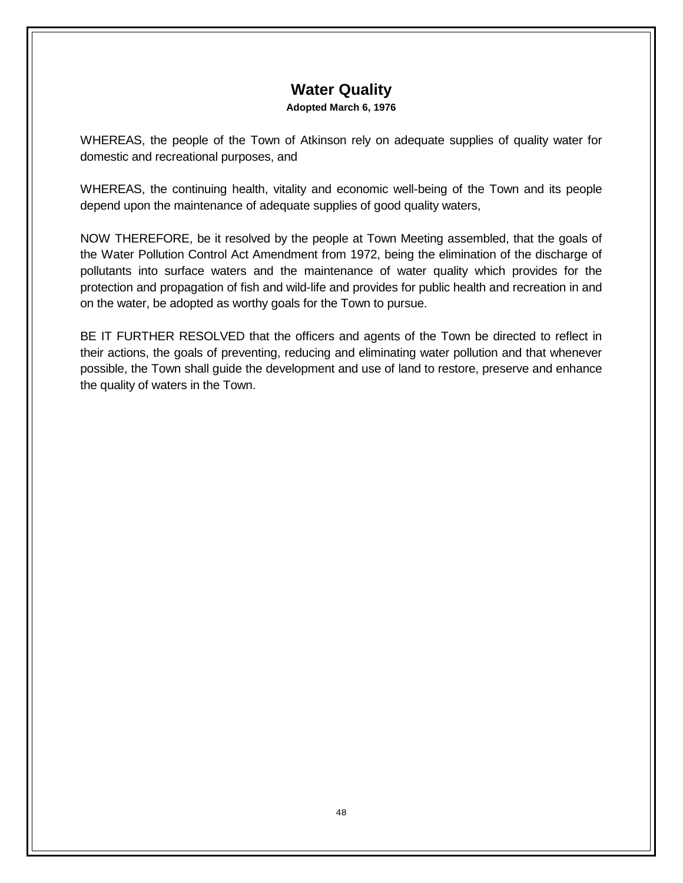# Water Quality

**Adopted March 6, 1976**

WHEREAS, the people of the Town of Atkinson rely on adequate supplies of quality water for domestic and recreational purposes, and

WHEREAS, the continuing health, vitality and economic well-being of the Town and its people depend upon the maintenance of adequate supplies of good quality waters,

NOW THEREFORE, be it resolved by the people at Town Meeting assembled, that the goals of the Water Pollution Control Act Amendment from 1972, being the elimination of the discharge of pollutants into surface waters and the maintenance of water quality which provides for the protection and propagation of fish and wild-life and provides for public health and recreation in and on the water, be adopted as worthy goals for the Town to pursue.

BE IT FURTHER RESOLVED that the officers and agents of the Town be directed to reflect in their actions, the goals of preventing, reducing and eliminating water pollution and that whenever possible, the Town shall guide the development and use of land to restore, preserve and enhance the quality of waters in the Town.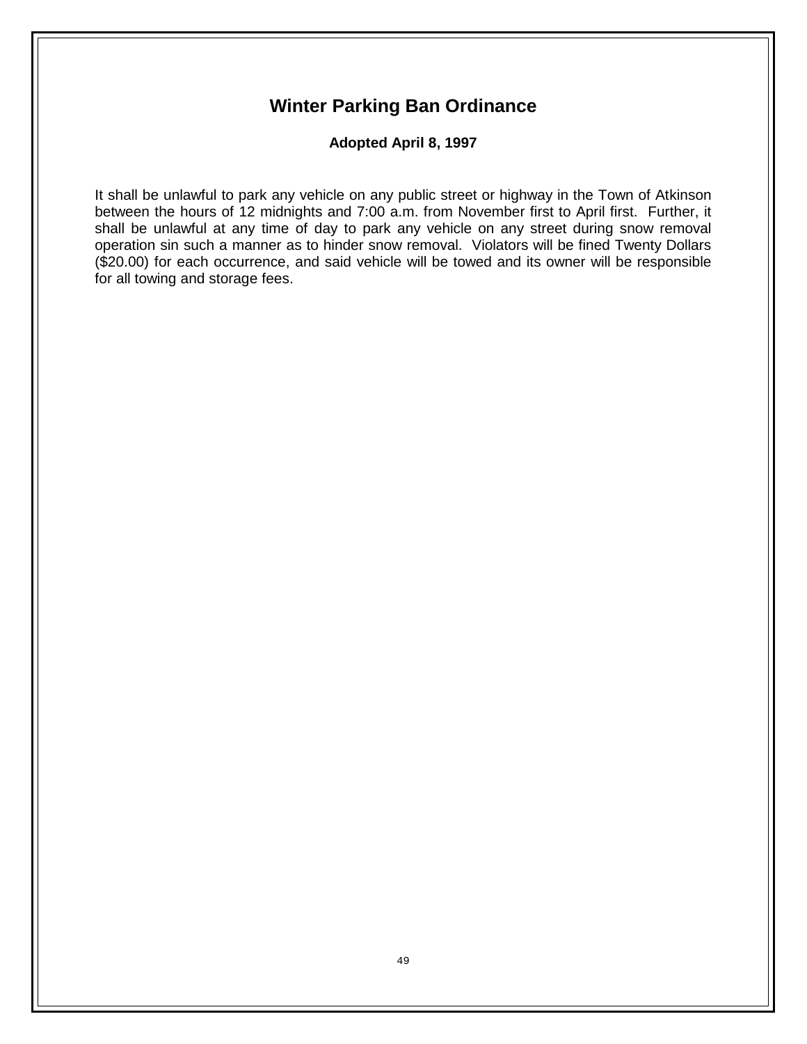# Winter Parking Ban Ordinance

**Adopted April 8, 1997**

It shall be unlawful to park any vehicle on any public street or highway in the Town of Atkinson between the hours of 12 midnights and 7:00 a.m. from November first to April first. Further, it shall be unlawful at any time of day to park any vehicle on any street during snow removal operation sin such a manner as to hinder snow removal. Violators will be fined Twenty Dollars ($20.00) for each occurrence, and said vehicle will be towed and its owner will be responsible for all towing and storage fees.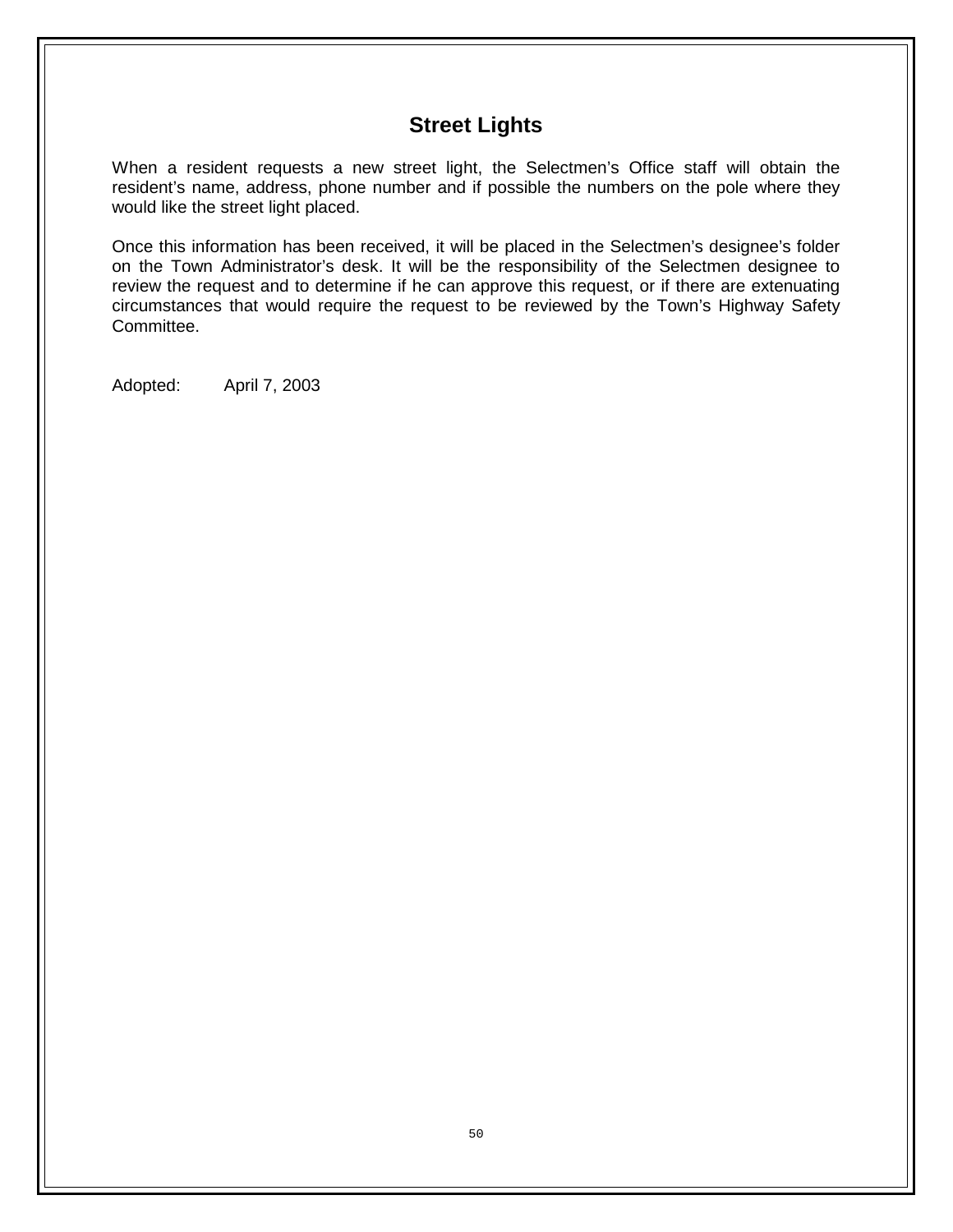# Street Lights

When a resident requests a new street light, the Selectmen's Office staff will obtain the resident's name, address, phone number and if possible the numbers on the pole where they would like the street light placed.

Once this information has been received, it will be placed in the Selectmen's designee's folder on the Town Administrator's desk. It will be the responsibility of the Selectmen designee to review the request and to determine if he can approve this request, or if there are extenuating circumstances that would require the request to be reviewed by the Town's Highway Safety Committee.

Adopted: April 7, 2003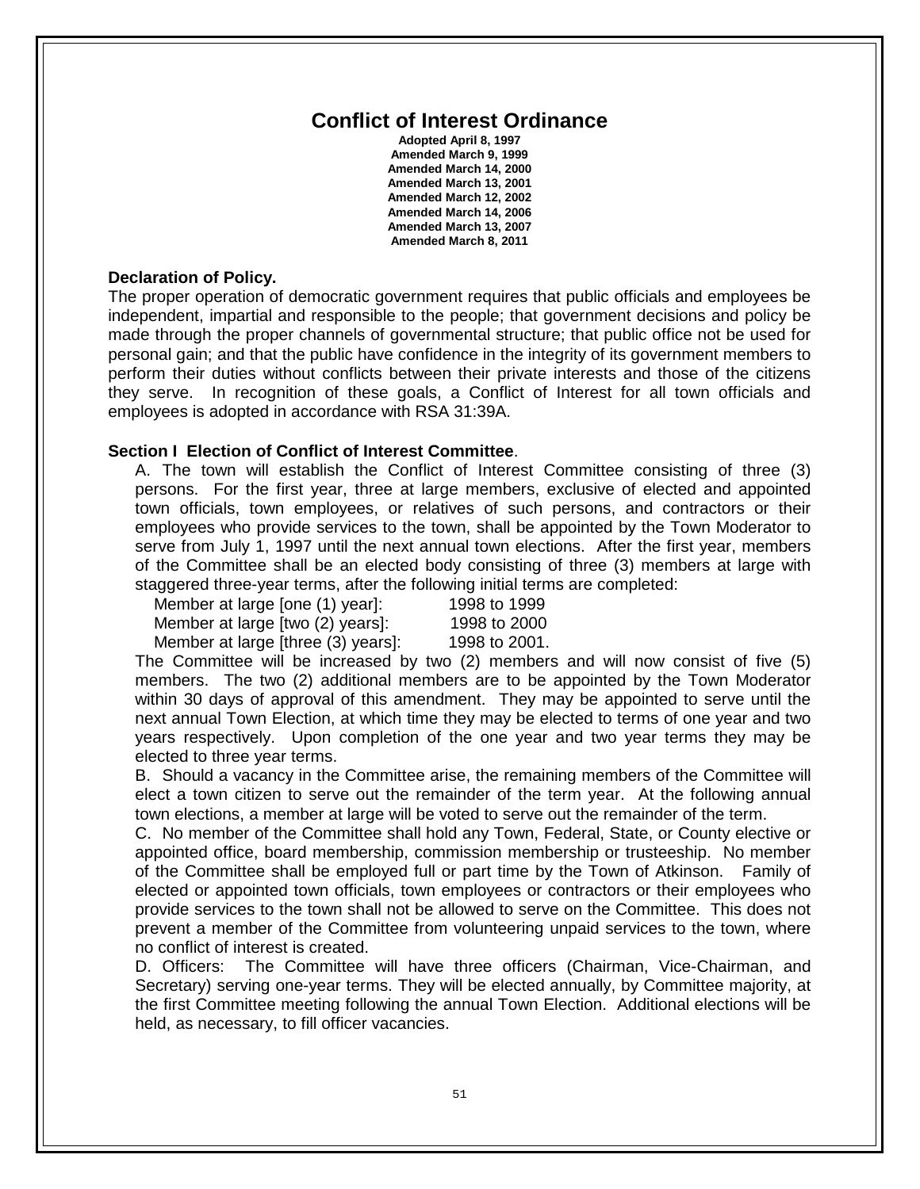# Conflict of Interest Ordinance

**Adopted April 8, 1997**
**Amended March 9, 1999**
**Amended March 14, 2000**
**Amended March 13, 2001**
**Amended March 12, 2002**
**Amended March 14, 2006**
**Amended March 13, 2007**
**Amended March 8, 2011**

**Declaration of Policy.**

The proper operation of democratic government requires that public officials and employees be independent, impartial and responsible to the people; that government decisions and policy be made through the proper channels of governmental structure; that public office not be used for personal gain; and that the public have confidence in the integrity of its government members to perform their duties without conflicts between their private interests and those of the citizens they serve. In recognition of these goals, a Conflict of Interest for all town officials and employees is adopted in accordance with RSA 31:39A.

**Section I Election of Conflict of Interest Committee**.

A. The town will establish the Conflict of Interest Committee consisting of three (3) persons. For the first year, three at large members, exclusive of elected and appointed town officials, town employees, or relatives of such persons, and contractors or their employees who provide services to the town, shall be appointed by the Town Moderator to serve from July 1, 1997 until the next annual town elections. After the first year, members of the Committee shall be an elected body consisting of three (3) members at large with staggered three-year terms, after the following initial terms are completed:

Member at large [one (1) year]: 1998 to 1999
Member at large [two (2) years]: 1998 to 2000
Member at large [three (3) years]: 1998 to 2001.

The Committee will be increased by two (2) members and will now consist of five (5) members. The two (2) additional members are to be appointed by the Town Moderator within 30 days of approval of this amendment. They may be appointed to serve until the next annual Town Election, at which time they may be elected to terms of one year and two years respectively. Upon completion of the one year and two year terms they may be elected to three year terms.

B. Should a vacancy in the Committee arise, the remaining members of the Committee will elect a town citizen to serve out the remainder of the term year. At the following annual town elections, a member at large will be voted to serve out the remainder of the term.

C. No member of the Committee shall hold any Town, Federal, State, or County elective or appointed office, board membership, commission membership or trusteeship. No member of the Committee shall be employed full or part time by the Town of Atkinson. Family of elected or appointed town officials, town employees or contractors or their employees who provide services to the town shall not be allowed to serve on the Committee. This does not prevent a member of the Committee from volunteering unpaid services to the town, where no conflict of interest is created.

D. Officers: The Committee will have three officers (Chairman, Vice-Chairman, and Secretary) serving one-year terms. They will be elected annually, by Committee majority, at the first Committee meeting following the annual Town Election. Additional elections will be held, as necessary, to fill officer vacancies.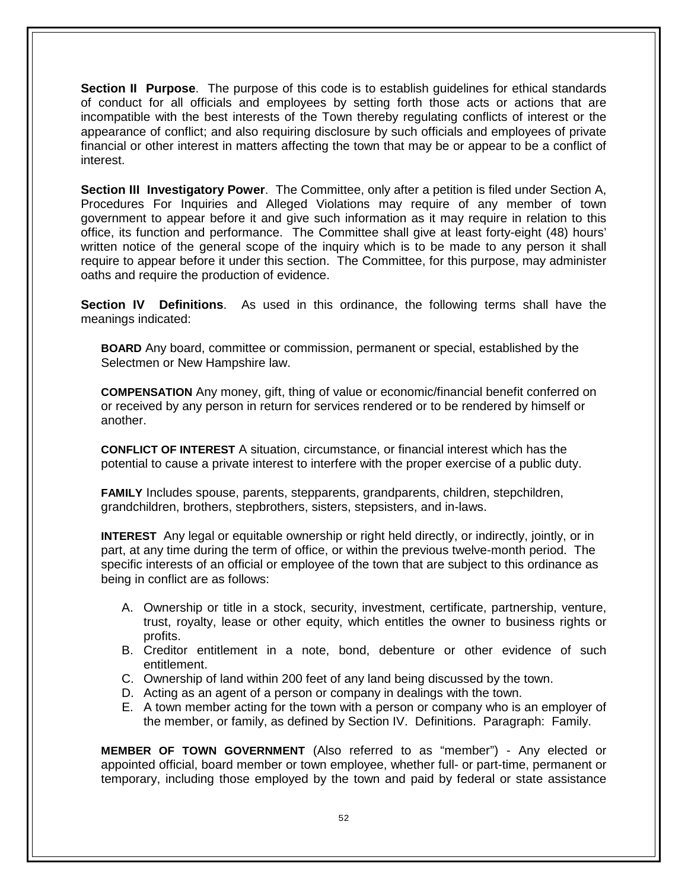**Section II Purpose**. The purpose of this code is to establish guidelines for ethical standards of conduct for all officials and employees by setting forth those acts or actions that are incompatible with the best interests of the Town thereby regulating conflicts of interest or the appearance of conflict; and also requiring disclosure by such officials and employees of private financial or other interest in matters affecting the town that may be or appear to be a conflict of interest.

**Section III Investigatory Power**. The Committee, only after a petition is filed under Section A, Procedures For Inquiries and Alleged Violations may require of any member of town government to appear before it and give such information as it may require in relation to this office, its function and performance. The Committee shall give at least forty-eight (48) hours' written notice of the general scope of the inquiry which is to be made to any person it shall require to appear before it under this section. The Committee, for this purpose, may administer oaths and require the production of evidence.

**Section IV Definitions**. As used in this ordinance, the following terms shall have the meanings indicated:

**BOARD** Any board, committee or commission, permanent or special, established by the Selectmen or New Hampshire law.

**COMPENSATION** Any money, gift, thing of value or economic/financial benefit conferred on or received by any person in return for services rendered or to be rendered by himself or another.

**CONFLICT OF INTEREST** A situation, circumstance, or financial interest which has the potential to cause a private interest to interfere with the proper exercise of a public duty.

**FAMILY** Includes spouse, parents, stepparents, grandparents, children, stepchildren, grandchildren, brothers, stepbrothers, sisters, stepsisters, and in-laws.

**INTEREST** Any legal or equitable ownership or right held directly, or indirectly, jointly, or in part, at any time during the term of office, or within the previous twelve-month period. The specific interests of an official or employee of the town that are subject to this ordinance as being in conflict are as follows:

A. Ownership or title in a stock, security, investment, certificate, partnership, venture, trust, royalty, lease or other equity, which entitles the owner to business rights or profits.
B. Creditor entitlement in a note, bond, debenture or other evidence of such entitlement.
C. Ownership of land within 200 feet of any land being discussed by the town.
D. Acting as an agent of a person or company in dealings with the town.
E. A town member acting for the town with a person or company who is an employer of the member, or family, as defined by Section IV. Definitions. Paragraph: Family.

**MEMBER OF TOWN GOVERNMENT** (Also referred to as "member") - Any elected or appointed official, board member or town employee, whether full- or part-time, permanent or temporary, including those employed by the town and paid by federal or state assistance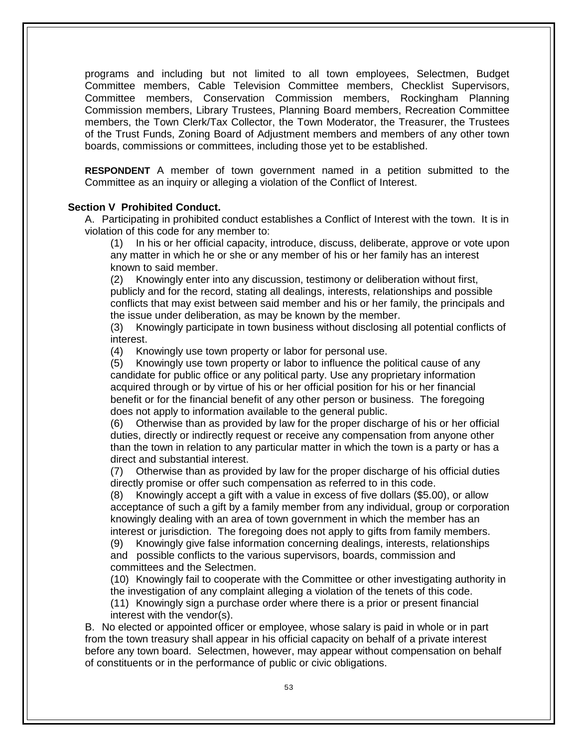programs and including but not limited to all town employees, Selectmen, Budget Committee members, Cable Television Committee members, Checklist Supervisors, Committee members, Conservation Commission members, Rockingham Planning Commission members, Library Trustees, Planning Board members, Recreation Committee members, the Town Clerk/Tax Collector, the Town Moderator, the Treasurer, the Trustees of the Trust Funds, Zoning Board of Adjustment members and members of any other town boards, commissions or committees, including those yet to be established.

**RESPONDENT** A member of town government named in a petition submitted to the Committee as an inquiry or alleging a violation of the Conflict of Interest.

**Section V Prohibited Conduct.**

A. Participating in prohibited conduct establishes a Conflict of Interest with the town. It is in violation of this code for any member to:

(1) In his or her official capacity, introduce, discuss, deliberate, approve or vote upon any matter in which he or she or any member of his or her family has an interest known to said member.

(2) Knowingly enter into any discussion, testimony or deliberation without first, publicly and for the record, stating all dealings, interests, relationships and possible conflicts that may exist between said member and his or her family, the principals and the issue under deliberation, as may be known by the member.

(3) Knowingly participate in town business without disclosing all potential conflicts of interest.

(4) Knowingly use town property or labor for personal use.

(5) Knowingly use town property or labor to influence the political cause of any candidate for public office or any political party. Use any proprietary information acquired through or by virtue of his or her official position for his or her financial benefit or for the financial benefit of any other person or business. The foregoing does not apply to information available to the general public.

(6) Otherwise than as provided by law for the proper discharge of his or her official duties, directly or indirectly request or receive any compensation from anyone other than the town in relation to any particular matter in which the town is a party or has a direct and substantial interest.

(7) Otherwise than as provided by law for the proper discharge of his official duties directly promise or offer such compensation as referred to in this code.

(8) Knowingly accept a gift with a value in excess of five dollars ($5.00), or allow acceptance of such a gift by a family member from any individual, group or corporation knowingly dealing with an area of town government in which the member has an interest or jurisdiction. The foregoing does not apply to gifts from family members.

(9) Knowingly give false information concerning dealings, interests, relationships and possible conflicts to the various supervisors, boards, commission and committees and the Selectmen.

(10) Knowingly fail to cooperate with the Committee or other investigating authority in the investigation of any complaint alleging a violation of the tenets of this code.

(11) Knowingly sign a purchase order where there is a prior or present financial interest with the vendor(s).

B. No elected or appointed officer or employee, whose salary is paid in whole or in part from the town treasury shall appear in his official capacity on behalf of a private interest before any town board. Selectmen, however, may appear without compensation on behalf of constituents or in the performance of public or civic obligations.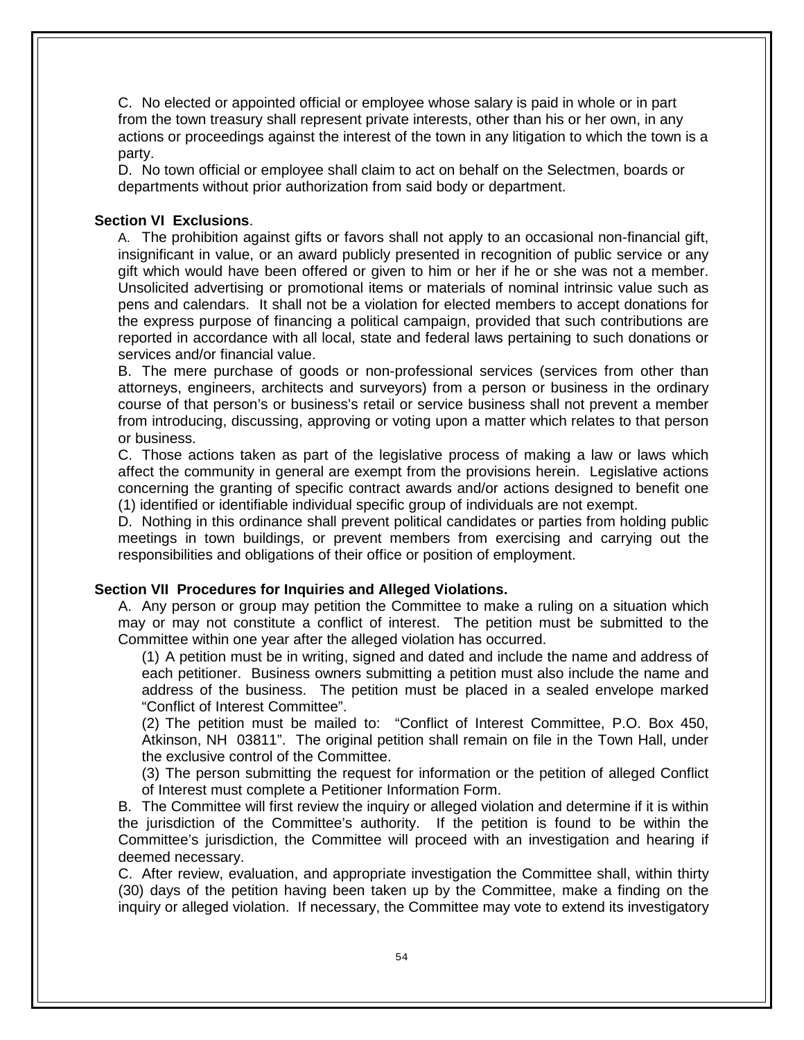C. No elected or appointed official or employee whose salary is paid in whole or in part from the town treasury shall represent private interests, other than his or her own, in any actions or proceedings against the interest of the town in any litigation to which the town is a party.

D. No town official or employee shall claim to act on behalf on the Selectmen, boards or departments without prior authorization from said body or department.

**Section VI Exclusions**.

A. The prohibition against gifts or favors shall not apply to an occasional non-financial gift, insignificant in value, or an award publicly presented in recognition of public service or any gift which would have been offered or given to him or her if he or she was not a member. Unsolicited advertising or promotional items or materials of nominal intrinsic value such as pens and calendars. It shall not be a violation for elected members to accept donations for the express purpose of financing a political campaign, provided that such contributions are reported in accordance with all local, state and federal laws pertaining to such donations or services and/or financial value.

B. The mere purchase of goods or non-professional services (services from other than attorneys, engineers, architects and surveyors) from a person or business in the ordinary course of that person's or business's retail or service business shall not prevent a member from introducing, discussing, approving or voting upon a matter which relates to that person or business.

C. Those actions taken as part of the legislative process of making a law or laws which affect the community in general are exempt from the provisions herein. Legislative actions concerning the granting of specific contract awards and/or actions designed to benefit one (1) identified or identifiable individual specific group of individuals are not exempt.

D. Nothing in this ordinance shall prevent political candidates or parties from holding public meetings in town buildings, or prevent members from exercising and carrying out the responsibilities and obligations of their office or position of employment.

**Section VII Procedures for Inquiries and Alleged Violations.**

A. Any person or group may petition the Committee to make a ruling on a situation which may or may not constitute a conflict of interest. The petition must be submitted to the Committee within one year after the alleged violation has occurred.

(1) A petition must be in writing, signed and dated and include the name and address of each petitioner. Business owners submitting a petition must also include the name and address of the business. The petition must be placed in a sealed envelope marked "Conflict of Interest Committee".

(2) The petition must be mailed to: "Conflict of Interest Committee, P.O. Box 450, Atkinson, NH 03811". The original petition shall remain on file in the Town Hall, under the exclusive control of the Committee.

(3) The person submitting the request for information or the petition of alleged Conflict of Interest must complete a Petitioner Information Form.

B. The Committee will first review the inquiry or alleged violation and determine if it is within the jurisdiction of the Committee's authority. If the petition is found to be within the Committee's jurisdiction, the Committee will proceed with an investigation and hearing if deemed necessary.

C. After review, evaluation, and appropriate investigation the Committee shall, within thirty (30) days of the petition having been taken up by the Committee, make a finding on the inquiry or alleged violation. If necessary, the Committee may vote to extend its investigatory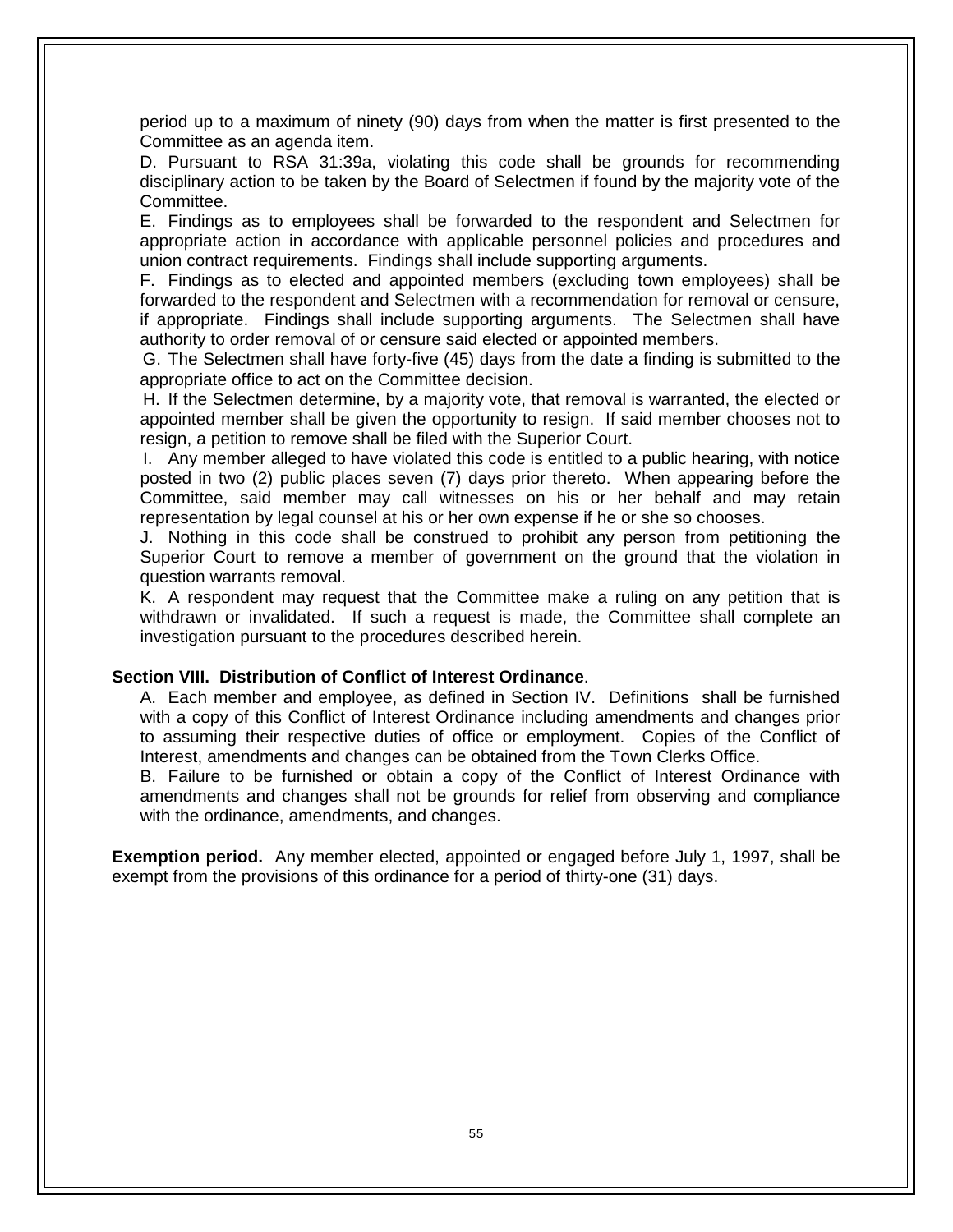period up to a maximum of ninety (90) days from when the matter is first presented to the Committee as an agenda item.

D. Pursuant to RSA 31:39a, violating this code shall be grounds for recommending disciplinary action to be taken by the Board of Selectmen if found by the majority vote of the Committee.

E. Findings as to employees shall be forwarded to the respondent and Selectmen for appropriate action in accordance with applicable personnel policies and procedures and union contract requirements. Findings shall include supporting arguments.

F. Findings as to elected and appointed members (excluding town employees) shall be forwarded to the respondent and Selectmen with a recommendation for removal or censure, if appropriate. Findings shall include supporting arguments. The Selectmen shall have authority to order removal of or censure said elected or appointed members.

G. The Selectmen shall have forty-five (45) days from the date a finding is submitted to the appropriate office to act on the Committee decision.

H. If the Selectmen determine, by a majority vote, that removal is warranted, the elected or appointed member shall be given the opportunity to resign. If said member chooses not to resign, a petition to remove shall be filed with the Superior Court.

I. Any member alleged to have violated this code is entitled to a public hearing, with notice posted in two (2) public places seven (7) days prior thereto. When appearing before the Committee, said member may call witnesses on his or her behalf and may retain representation by legal counsel at his or her own expense if he or she so chooses.

J. Nothing in this code shall be construed to prohibit any person from petitioning the Superior Court to remove a member of government on the ground that the violation in question warrants removal.

K. A respondent may request that the Committee make a ruling on any petition that is withdrawn or invalidated. If such a request is made, the Committee shall complete an investigation pursuant to the procedures described herein.

**Section VIII. Distribution of Conflict of Interest Ordinance**.

A. Each member and employee, as defined in Section IV. Definitions shall be furnished with a copy of this Conflict of Interest Ordinance including amendments and changes prior to assuming their respective duties of office or employment. Copies of the Conflict of Interest, amendments and changes can be obtained from the Town Clerks Office.

B. Failure to be furnished or obtain a copy of the Conflict of Interest Ordinance with amendments and changes shall not be grounds for relief from observing and compliance with the ordinance, amendments, and changes.

**Exemption period.** Any member elected, appointed or engaged before July 1, 1997, shall be exempt from the provisions of this ordinance for a period of thirty-one (31) days.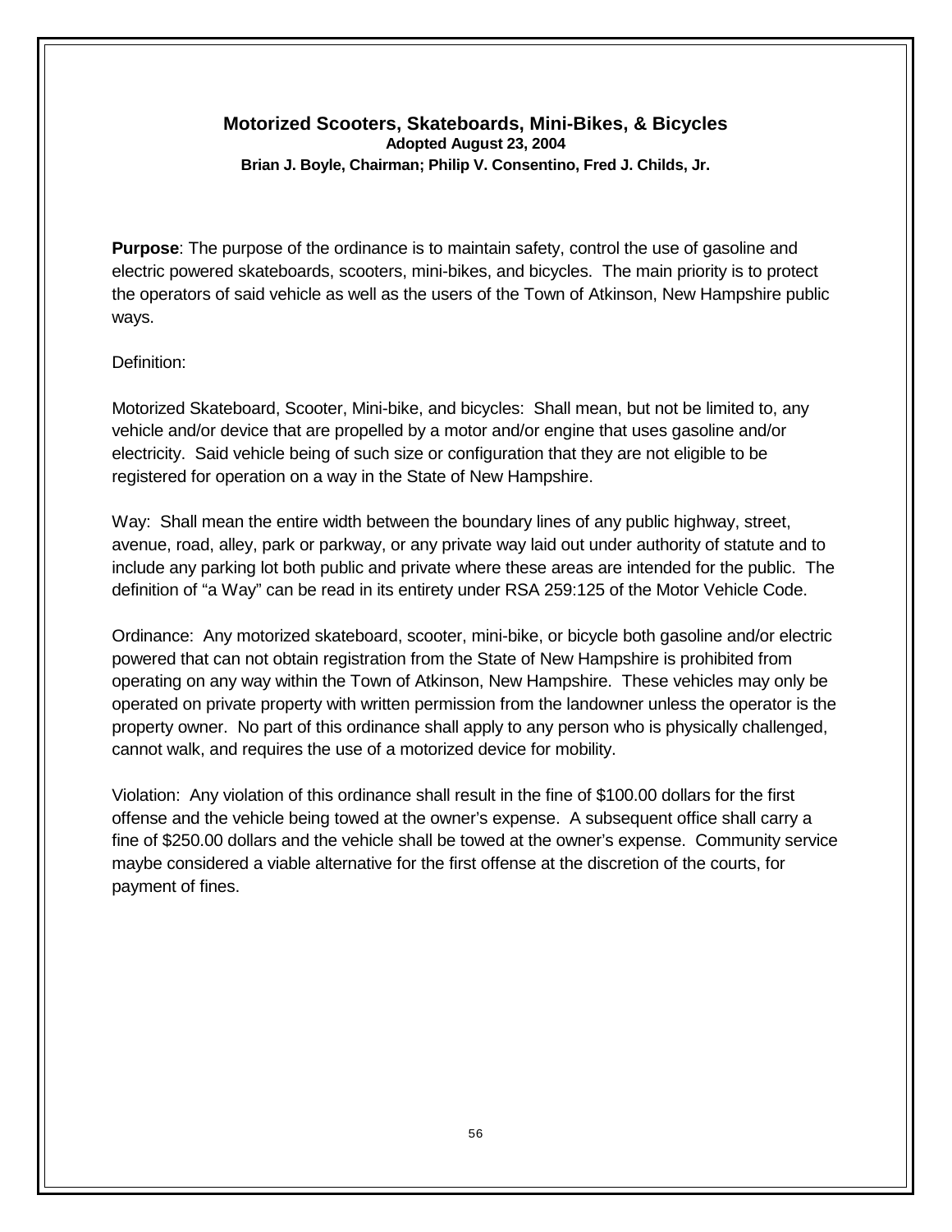## Motorized Scooters, Skateboards, Mini-Bikes, & Bicycles

**Adopted August 23, 2004**

**Brian J. Boyle, Chairman; Philip V. Consentino, Fred J. Childs, Jr.**

**Purpose**: The purpose of the ordinance is to maintain safety, control the use of gasoline and electric powered skateboards, scooters, mini-bikes, and bicycles. The main priority is to protect the operators of said vehicle as well as the users of the Town of Atkinson, New Hampshire public ways.

Definition:

Motorized Skateboard, Scooter, Mini-bike, and bicycles: Shall mean, but not be limited to, any vehicle and/or device that are propelled by a motor and/or engine that uses gasoline and/or electricity. Said vehicle being of such size or configuration that they are not eligible to be registered for operation on a way in the State of New Hampshire.

Way: Shall mean the entire width between the boundary lines of any public highway, street, avenue, road, alley, park or parkway, or any private way laid out under authority of statute and to include any parking lot both public and private where these areas are intended for the public. The definition of "a Way" can be read in its entirety under RSA 259:125 of the Motor Vehicle Code.

Ordinance: Any motorized skateboard, scooter, mini-bike, or bicycle both gasoline and/or electric powered that can not obtain registration from the State of New Hampshire is prohibited from operating on any way within the Town of Atkinson, New Hampshire. These vehicles may only be operated on private property with written permission from the landowner unless the operator is the property owner. No part of this ordinance shall apply to any person who is physically challenged, cannot walk, and requires the use of a motorized device for mobility.

Violation: Any violation of this ordinance shall result in the fine of $100.00 dollars for the first offense and the vehicle being towed at the owner's expense. A subsequent office shall carry a fine of $250.00 dollars and the vehicle shall be towed at the owner's expense. Community service maybe considered a viable alternative for the first offense at the discretion of the courts, for payment of fines.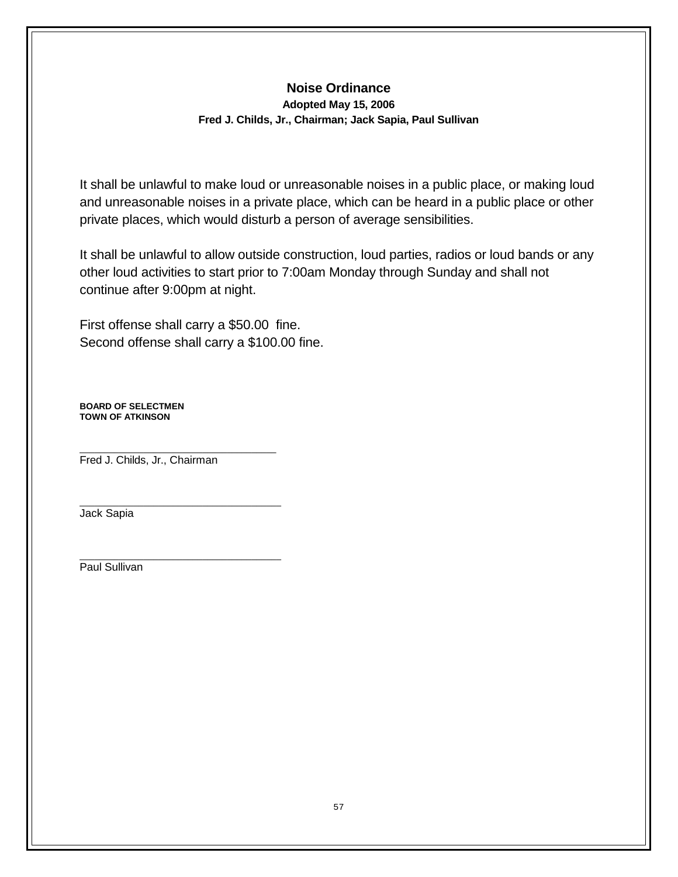# Noise Ordinance

**Adopted May 15, 2006**

**Fred J. Childs, Jr., Chairman; Jack Sapia, Paul Sullivan**

It shall be unlawful to make loud or unreasonable noises in a public place, or making loud and unreasonable noises in a private place, which can be heard in a public place or other private places, which would disturb a person of average sensibilities.

It shall be unlawful to allow outside construction, loud parties, radios or loud bands or any other loud activities to start prior to 7:00am Monday through Sunday and shall not continue after 9:00pm at night.

First offense shall carry a $50.00 fine.
Second offense shall carry a $100.00 fine.

**BOARD OF SELECTMEN**
**TOWN OF ATKINSON**

\_\_\_\_\_\_\_\_\_\_\_\_\_\_\_\_\_\_\_\_\_\_\_\_\_\_\_\_\_\_\_\_
Fred J. Childs, Jr., Chairman

\_\_\_\_\_\_\_\_\_\_\_\_\_\_\_\_\_\_\_\_\_\_\_\_\_\_\_\_\_\_\_\_
Jack Sapia

\_\_\_\_\_\_\_\_\_\_\_\_\_\_\_\_\_\_\_\_\_\_\_\_\_\_\_\_\_\_\_\_
Paul Sullivan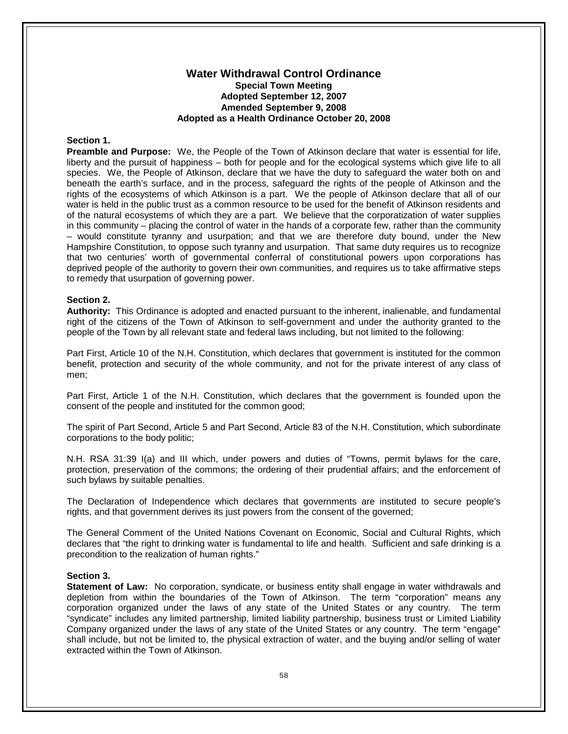# Water Withdrawal Control Ordinance

**Special Town Meeting**
**Adopted September 12, 2007**
**Amended September 9, 2008**
**Adopted as a Health Ordinance October 20, 2008**

**Section 1.**

**Preamble and Purpose:** We, the People of the Town of Atkinson declare that water is essential for life, liberty and the pursuit of happiness – both for people and for the ecological systems which give life to all species. We, the People of Atkinson, declare that we have the duty to safeguard the water both on and beneath the earth's surface, and in the process, safeguard the rights of the people of Atkinson and the rights of the ecosystems of which Atkinson is a part. We the people of Atkinson declare that all of our water is held in the public trust as a common resource to be used for the benefit of Atkinson residents and of the natural ecosystems of which they are a part. We believe that the corporatization of water supplies in this community – placing the control of water in the hands of a corporate few, rather than the community – would constitute tyranny and usurpation; and that we are therefore duty bound, under the New Hampshire Constitution, to oppose such tyranny and usurpation. That same duty requires us to recognize that two centuries' worth of governmental conferral of constitutional powers upon corporations has deprived people of the authority to govern their own communities, and requires us to take affirmative steps to remedy that usurpation of governing power.

**Section 2.**

**Authority:** This Ordinance is adopted and enacted pursuant to the inherent, inalienable, and fundamental right of the citizens of the Town of Atkinson to self-government and under the authority granted to the people of the Town by all relevant state and federal laws including, but not limited to the following:

Part First, Article 10 of the N.H. Constitution, which declares that government is instituted for the common benefit, protection and security of the whole community, and not for the private interest of any class of men;

Part First, Article 1 of the N.H. Constitution, which declares that the government is founded upon the consent of the people and instituted for the common good;

The spirit of Part Second, Article 5 and Part Second, Article 83 of the N.H. Constitution, which subordinate corporations to the body politic;

N.H. RSA 31:39 I(a) and III which, under powers and duties of "Towns, permit bylaws for the care, protection, preservation of the commons; the ordering of their prudential affairs; and the enforcement of such bylaws by suitable penalties.

The Declaration of Independence which declares that governments are instituted to secure people's rights, and that government derives its just powers from the consent of the governed;

The General Comment of the United Nations Covenant on Economic, Social and Cultural Rights, which declares that "the right to drinking water is fundamental to life and health. Sufficient and safe drinking is a precondition to the realization of human rights."

**Section 3.**

**Statement of Law:** No corporation, syndicate, or business entity shall engage in water withdrawals and depletion from within the boundaries of the Town of Atkinson. The term "corporation" means any corporation organized under the laws of any state of the United States or any country. The term "syndicate" includes any limited partnership, limited liability partnership, business trust or Limited Liability Company organized under the laws of any state of the United States or any country. The term "engage" shall include, but not be limited to, the physical extraction of water, and the buying and/or selling of water extracted within the Town of Atkinson.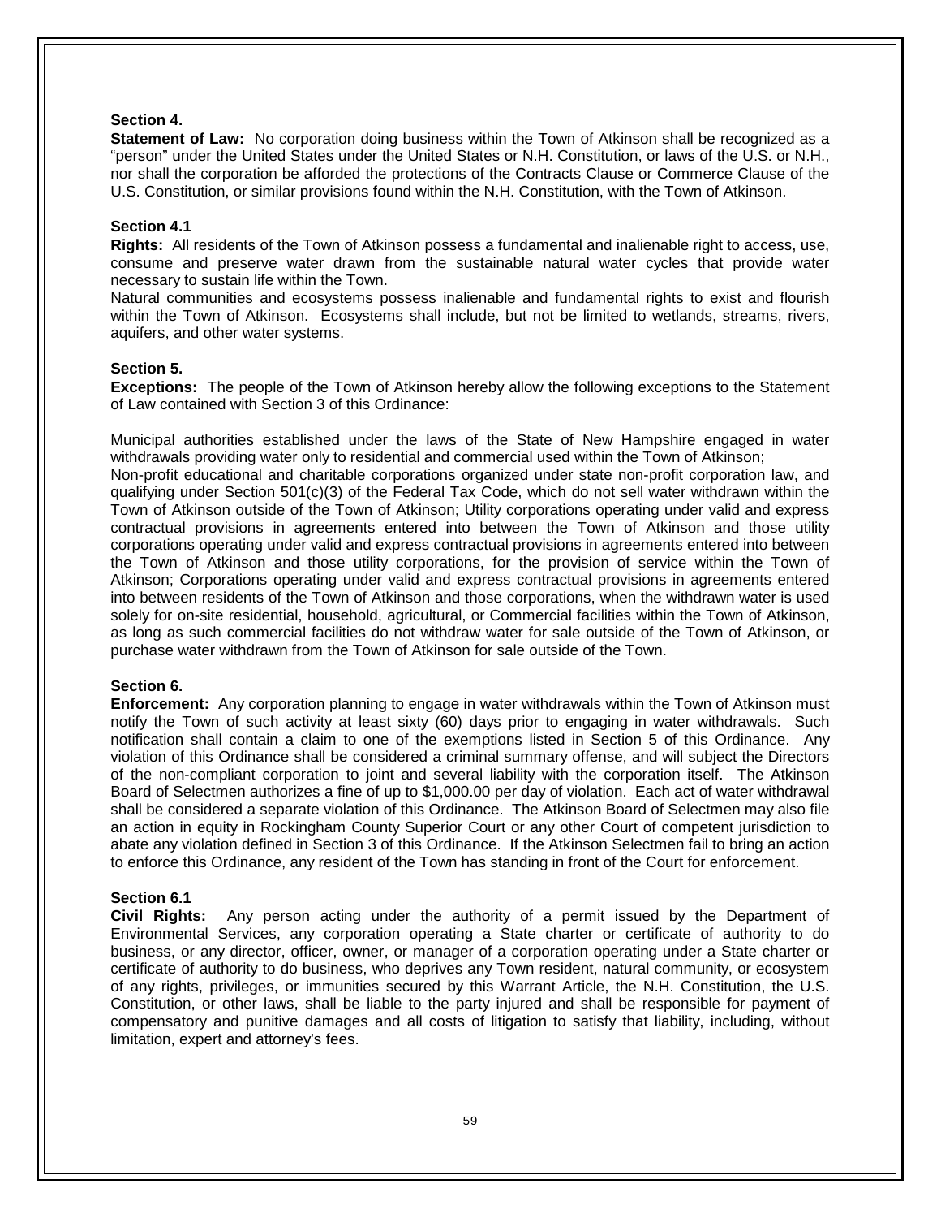**Section 4.**

**Statement of Law:** No corporation doing business within the Town of Atkinson shall be recognized as a "person" under the United States under the United States or N.H. Constitution, or laws of the U.S. or N.H., nor shall the corporation be afforded the protections of the Contracts Clause or Commerce Clause of the U.S. Constitution, or similar provisions found within the N.H. Constitution, with the Town of Atkinson.

**Section 4.1**

**Rights:** All residents of the Town of Atkinson possess a fundamental and inalienable right to access, use, consume and preserve water drawn from the sustainable natural water cycles that provide water necessary to sustain life within the Town.

Natural communities and ecosystems possess inalienable and fundamental rights to exist and flourish within the Town of Atkinson. Ecosystems shall include, but not be limited to wetlands, streams, rivers, aquifers, and other water systems.

**Section 5.**

**Exceptions:** The people of the Town of Atkinson hereby allow the following exceptions to the Statement of Law contained with Section 3 of this Ordinance:

Municipal authorities established under the laws of the State of New Hampshire engaged in water withdrawals providing water only to residential and commercial used within the Town of Atkinson;

Non-profit educational and charitable corporations organized under state non-profit corporation law, and qualifying under Section 501(c)(3) of the Federal Tax Code, which do not sell water withdrawn within the Town of Atkinson outside of the Town of Atkinson; Utility corporations operating under valid and express contractual provisions in agreements entered into between the Town of Atkinson and those utility corporations operating under valid and express contractual provisions in agreements entered into between the Town of Atkinson and those utility corporations, for the provision of service within the Town of Atkinson; Corporations operating under valid and express contractual provisions in agreements entered into between residents of the Town of Atkinson and those corporations, when the withdrawn water is used solely for on-site residential, household, agricultural, or Commercial facilities within the Town of Atkinson, as long as such commercial facilities do not withdraw water for sale outside of the Town of Atkinson, or purchase water withdrawn from the Town of Atkinson for sale outside of the Town.

**Section 6.**

**Enforcement:** Any corporation planning to engage in water withdrawals within the Town of Atkinson must notify the Town of such activity at least sixty (60) days prior to engaging in water withdrawals. Such notification shall contain a claim to one of the exemptions listed in Section 5 of this Ordinance. Any violation of this Ordinance shall be considered a criminal summary offense, and will subject the Directors of the non-compliant corporation to joint and several liability with the corporation itself. The Atkinson Board of Selectmen authorizes a fine of up to $1,000.00 per day of violation. Each act of water withdrawal shall be considered a separate violation of this Ordinance. The Atkinson Board of Selectmen may also file an action in equity in Rockingham County Superior Court or any other Court of competent jurisdiction to abate any violation defined in Section 3 of this Ordinance. If the Atkinson Selectmen fail to bring an action to enforce this Ordinance, any resident of the Town has standing in front of the Court for enforcement.

**Section 6.1**

**Civil Rights:** Any person acting under the authority of a permit issued by the Department of Environmental Services, any corporation operating a State charter or certificate of authority to do business, or any director, officer, owner, or manager of a corporation operating under a State charter or certificate of authority to do business, who deprives any Town resident, natural community, or ecosystem of any rights, privileges, or immunities secured by this Warrant Article, the N.H. Constitution, the U.S. Constitution, or other laws, shall be liable to the party injured and shall be responsible for payment of compensatory and punitive damages and all costs of litigation to satisfy that liability, including, without limitation, expert and attorney's fees.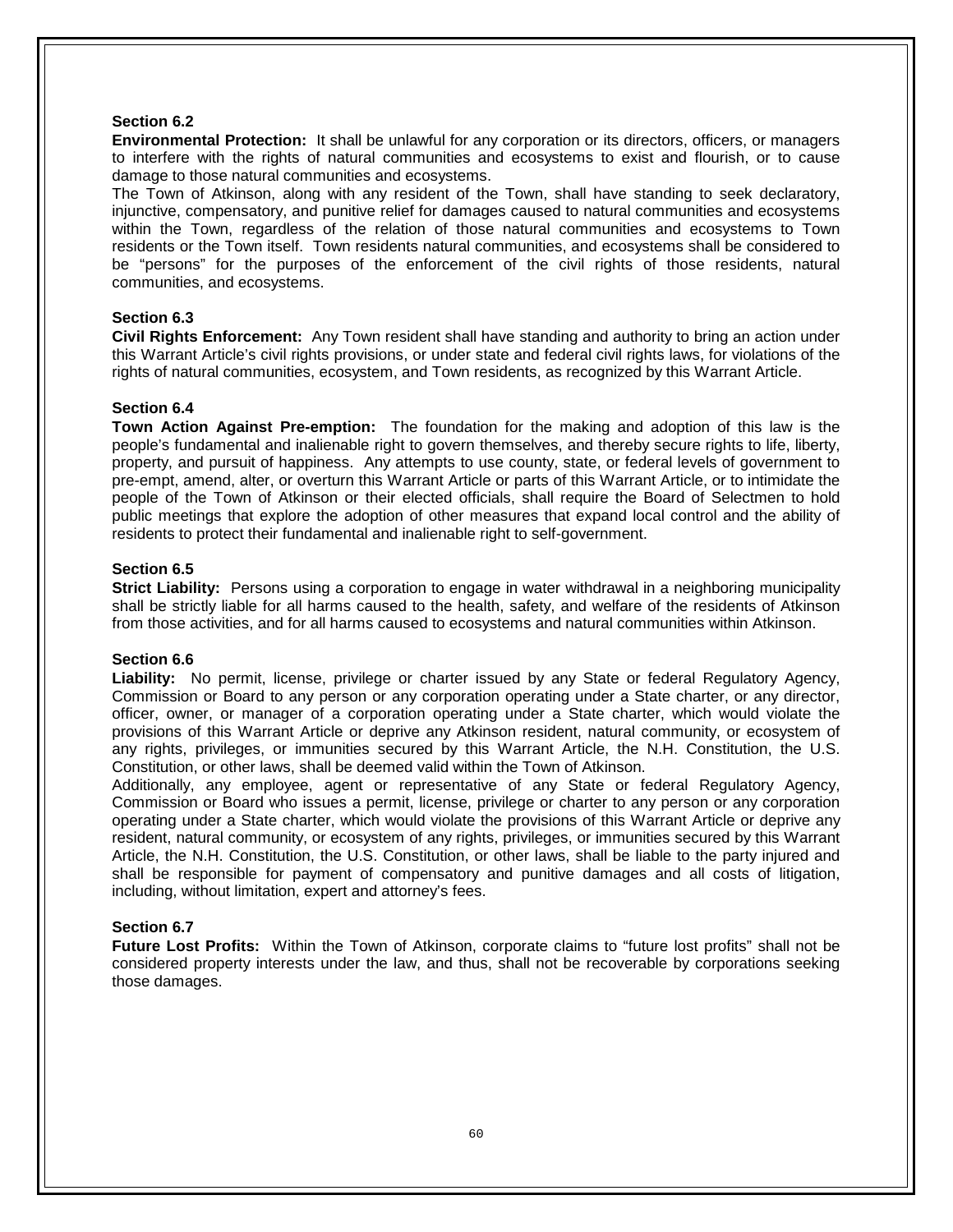### Section 6.2

**Environmental Protection:** It shall be unlawful for any corporation or its directors, officers, or managers to interfere with the rights of natural communities and ecosystems to exist and flourish, or to cause damage to those natural communities and ecosystems.

The Town of Atkinson, along with any resident of the Town, shall have standing to seek declaratory, injunctive, compensatory, and punitive relief for damages caused to natural communities and ecosystems within the Town, regardless of the relation of those natural communities and ecosystems to Town residents or the Town itself. Town residents natural communities, and ecosystems shall be considered to be "persons" for the purposes of the enforcement of the civil rights of those residents, natural communities, and ecosystems.

### Section 6.3

**Civil Rights Enforcement:** Any Town resident shall have standing and authority to bring an action under this Warrant Article's civil rights provisions, or under state and federal civil rights laws, for violations of the rights of natural communities, ecosystem, and Town residents, as recognized by this Warrant Article.

### Section 6.4

**Town Action Against Pre-emption:** The foundation for the making and adoption of this law is the people's fundamental and inalienable right to govern themselves, and thereby secure rights to life, liberty, property, and pursuit of happiness. Any attempts to use county, state, or federal levels of government to pre-empt, amend, alter, or overturn this Warrant Article or parts of this Warrant Article, or to intimidate the people of the Town of Atkinson or their elected officials, shall require the Board of Selectmen to hold public meetings that explore the adoption of other measures that expand local control and the ability of residents to protect their fundamental and inalienable right to self-government.

### Section 6.5

**Strict Liability:** Persons using a corporation to engage in water withdrawal in a neighboring municipality shall be strictly liable for all harms caused to the health, safety, and welfare of the residents of Atkinson from those activities, and for all harms caused to ecosystems and natural communities within Atkinson.

### Section 6.6

**Liability:** No permit, license, privilege or charter issued by any State or federal Regulatory Agency, Commission or Board to any person or any corporation operating under a State charter, or any director, officer, owner, or manager of a corporation operating under a State charter, which would violate the provisions of this Warrant Article or deprive any Atkinson resident, natural community, or ecosystem of any rights, privileges, or immunities secured by this Warrant Article, the N.H. Constitution, the U.S. Constitution, or other laws, shall be deemed valid within the Town of Atkinson.

Additionally, any employee, agent or representative of any State or federal Regulatory Agency, Commission or Board who issues a permit, license, privilege or charter to any person or any corporation operating under a State charter, which would violate the provisions of this Warrant Article or deprive any resident, natural community, or ecosystem of any rights, privileges, or immunities secured by this Warrant Article, the N.H. Constitution, the U.S. Constitution, or other laws, shall be liable to the party injured and shall be responsible for payment of compensatory and punitive damages and all costs of litigation, including, without limitation, expert and attorney's fees.

### Section 6.7

**Future Lost Profits:** Within the Town of Atkinson, corporate claims to "future lost profits" shall not be considered property interests under the law, and thus, shall not be recoverable by corporations seeking those damages.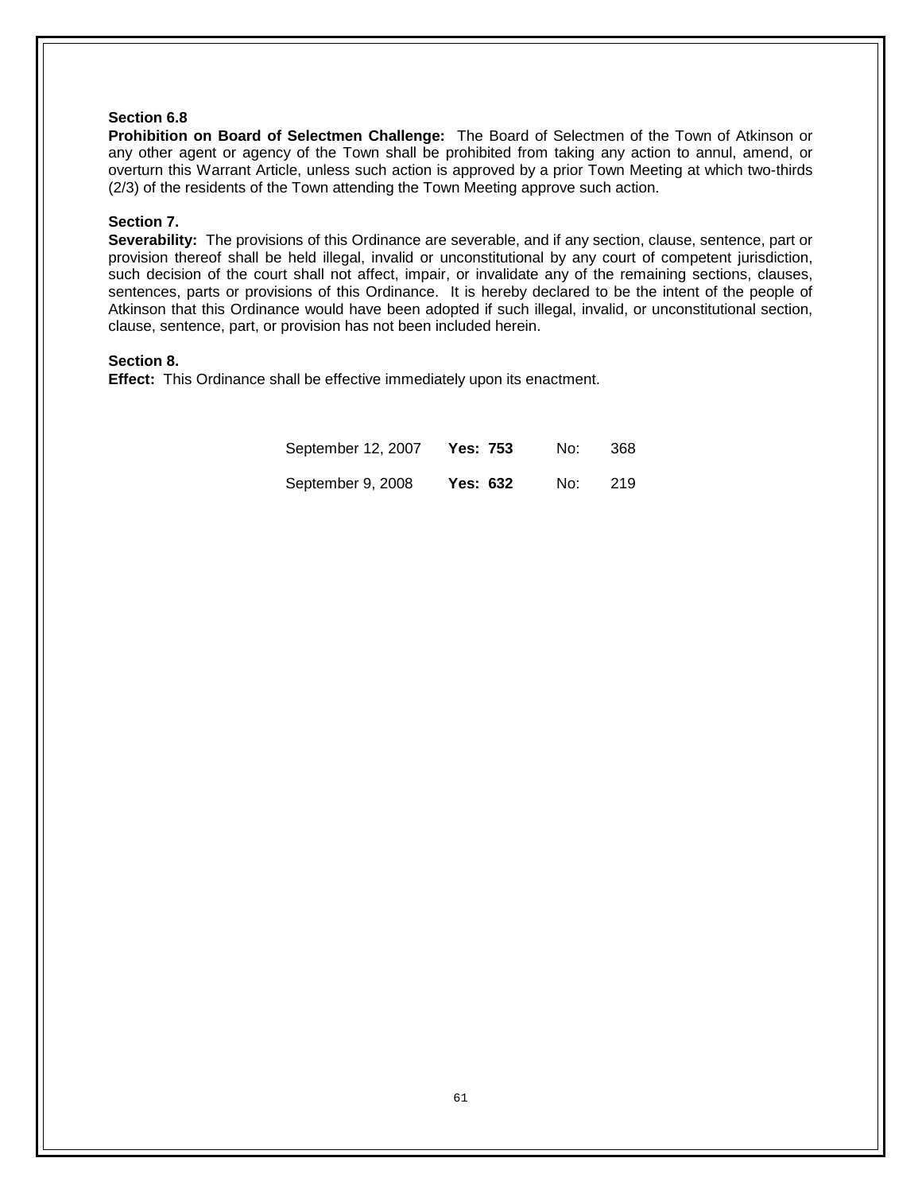**Section 6.8**

**Prohibition on Board of Selectmen Challenge:** The Board of Selectmen of the Town of Atkinson or any other agent or agency of the Town shall be prohibited from taking any action to annul, amend, or overturn this Warrant Article, unless such action is approved by a prior Town Meeting at which two-thirds (2/3) of the residents of the Town attending the Town Meeting approve such action.

**Section 7.**

**Severability:** The provisions of this Ordinance are severable, and if any section, clause, sentence, part or provision thereof shall be held illegal, invalid or unconstitutional by any court of competent jurisdiction, such decision of the court shall not affect, impair, or invalidate any of the remaining sections, clauses, sentences, parts or provisions of this Ordinance. It is hereby declared to be the intent of the people of Atkinson that this Ordinance would have been adopted if such illegal, invalid, or unconstitutional section, clause, sentence, part, or provision has not been included herein.

**Section 8.**

**Effect:** This Ordinance shall be effective immediately upon its enactment.

| | | | |
|---|---|---|---|
| September 12, 2007 | **Yes: 753** | No: | 368 |
| September 9, 2008 | **Yes: 632** | No: | 219 |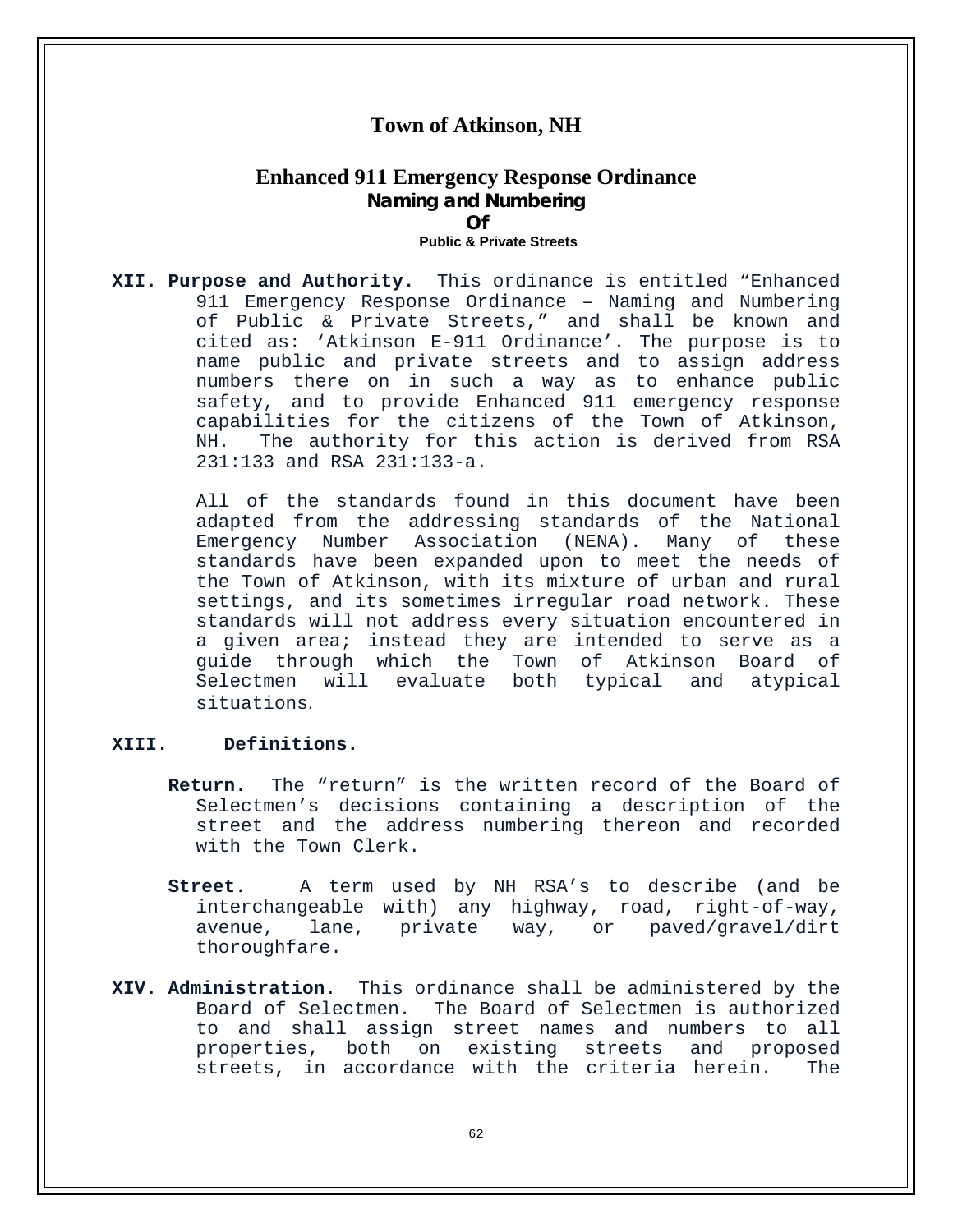# Town of Atkinson, NH

## Enhanced 911 Emergency Response Ordinance

### Naming and Numbering

### Of

**Public & Private Streets**

**XII. Purpose and Authority.** This ordinance is entitled "Enhanced 911 Emergency Response Ordinance – Naming and Numbering of Public & Private Streets," and shall be known and cited as: 'Atkinson E-911 Ordinance'. The purpose is to name public and private streets and to assign address numbers there on in such a way as to enhance public safety, and to provide Enhanced 911 emergency response capabilities for the citizens of the Town of Atkinson, NH. The authority for this action is derived from RSA 231:133 and RSA 231:133-a.

All of the standards found in this document have been adapted from the addressing standards of the National Emergency Number Association (NENA). Many of these standards have been expanded upon to meet the needs of the Town of Atkinson, with its mixture of urban and rural settings, and its sometimes irregular road network. These standards will not address every situation encountered in a given area; instead they are intended to serve as a guide through which the Town of Atkinson Board of Selectmen will evaluate both typical and atypical situations.

**XIII. Definitions.**

**Return.** The "return" is the written record of the Board of Selectmen's decisions containing a description of the street and the address numbering thereon and recorded with the Town Clerk.

**Street.** A term used by NH RSA's to describe (and be interchangeable with) any highway, road, right-of-way, avenue, lane, private way, or paved/gravel/dirt thoroughfare.

**XIV. Administration.** This ordinance shall be administered by the Board of Selectmen. The Board of Selectmen is authorized to and shall assign street names and numbers to all properties, both on existing streets and proposed streets, in accordance with the criteria herein. The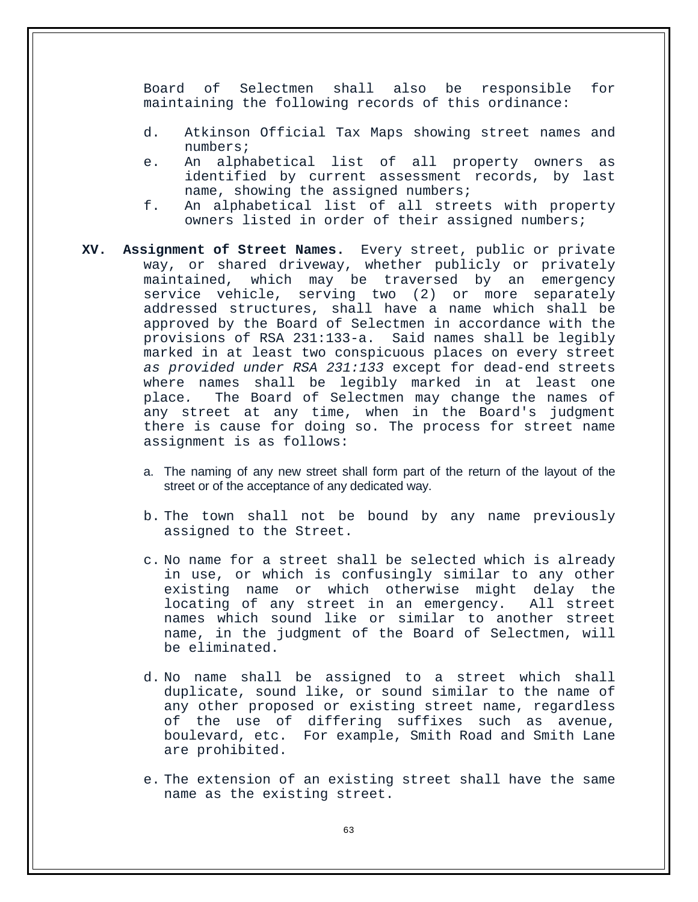Board of Selectmen shall also be responsible for maintaining the following records of this ordinance:

d. Atkinson Official Tax Maps showing street names and numbers;
e. An alphabetical list of all property owners as identified by current assessment records, by last name, showing the assigned numbers;
f. An alphabetical list of all streets with property owners listed in order of their assigned numbers;

**XV. Assignment of Street Names.** Every street, public or private way, or shared driveway, whether publicly or privately maintained, which may be traversed by an emergency service vehicle, serving two (2) or more separately addressed structures, shall have a name which shall be approved by the Board of Selectmen in accordance with the provisions of RSA 231:133-a. Said names shall be legibly marked in at least two conspicuous places on every street *as provided under RSA 231:133* except for dead-end streets where names shall be legibly marked in at least one place. The Board of Selectmen may change the names of any street at any time, when in the Board's judgment there is cause for doing so. The process for street name assignment is as follows:

a. The naming of any new street shall form part of the return of the layout of the street or of the acceptance of any dedicated way.

b. The town shall not be bound by any name previously assigned to the Street.

c. No name for a street shall be selected which is already in use, or which is confusingly similar to any other existing name or which otherwise might delay the locating of any street in an emergency. All street names which sound like or similar to another street name, in the judgment of the Board of Selectmen, will be eliminated.

d. No name shall be assigned to a street which shall duplicate, sound like, or sound similar to the name of any other proposed or existing street name, regardless of the use of differing suffixes such as avenue, boulevard, etc. For example, Smith Road and Smith Lane are prohibited.

e. The extension of an existing street shall have the same name as the existing street.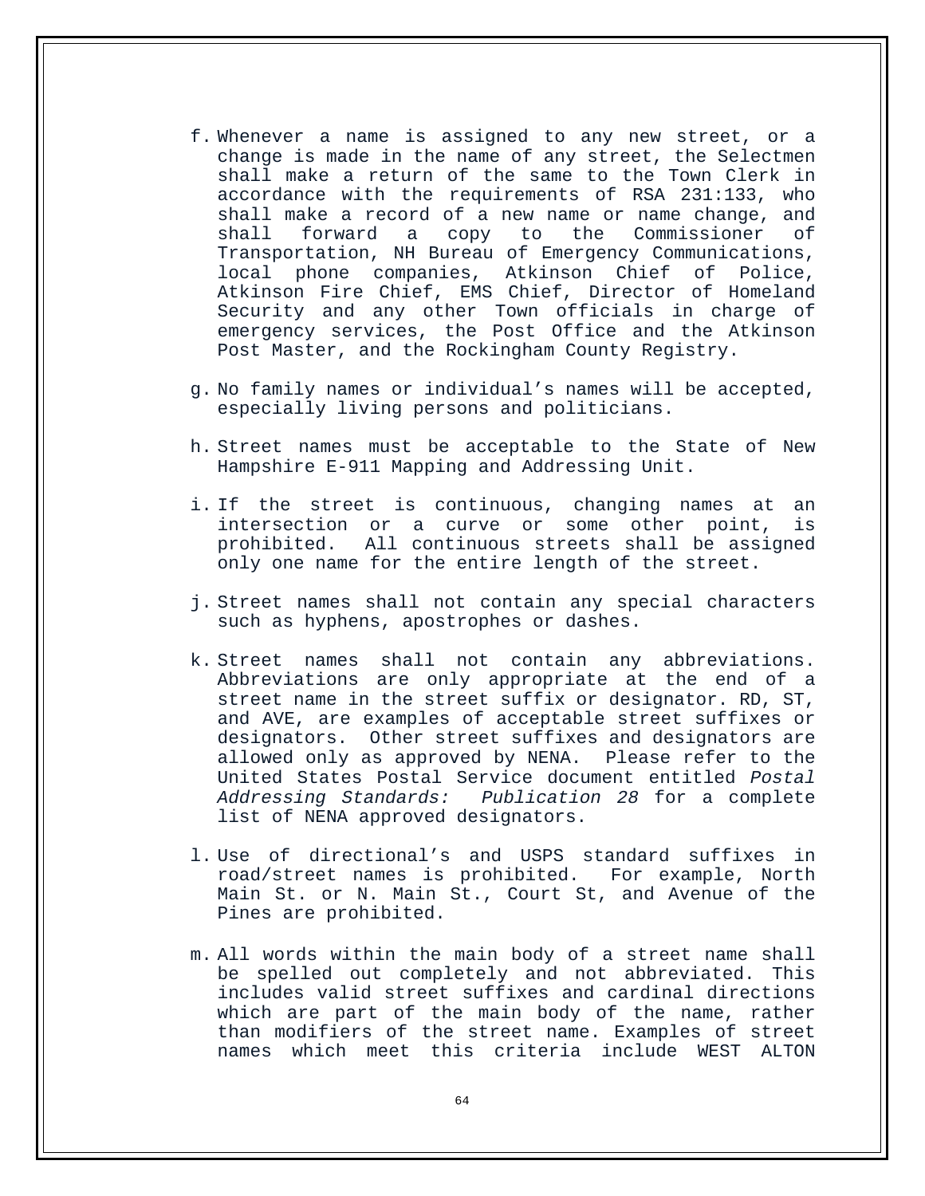f. Whenever a name is assigned to any new street, or a change is made in the name of any street, the Selectmen shall make a return of the same to the Town Clerk in accordance with the requirements of RSA 231:133, who shall make a record of a new name or name change, and shall forward a copy to the Commissioner of Transportation, NH Bureau of Emergency Communications, local phone companies, Atkinson Chief of Police, Atkinson Fire Chief, EMS Chief, Director of Homeland Security and any other Town officials in charge of emergency services, the Post Office and the Atkinson Post Master, and the Rockingham County Registry.

g. No family names or individual's names will be accepted, especially living persons and politicians.

h. Street names must be acceptable to the State of New Hampshire E-911 Mapping and Addressing Unit.

i. If the street is continuous, changing names at an intersection or a curve or some other point, is prohibited. All continuous streets shall be assigned only one name for the entire length of the street.

j. Street names shall not contain any special characters such as hyphens, apostrophes or dashes.

k. Street names shall not contain any abbreviations. Abbreviations are only appropriate at the end of a street name in the street suffix or designator. RD, ST, and AVE, are examples of acceptable street suffixes or designators. Other street suffixes and designators are allowed only as approved by NENA. Please refer to the United States Postal Service document entitled *Postal Addressing Standards: Publication 28* for a complete list of NENA approved designators.

l. Use of directional's and USPS standard suffixes in road/street names is prohibited. For example, North Main St. or N. Main St., Court St, and Avenue of the Pines are prohibited.

m. All words within the main body of a street name shall be spelled out completely and not abbreviated. This includes valid street suffixes and cardinal directions which are part of the main body of the name, rather than modifiers of the street name. Examples of street names which meet this criteria include WEST ALTON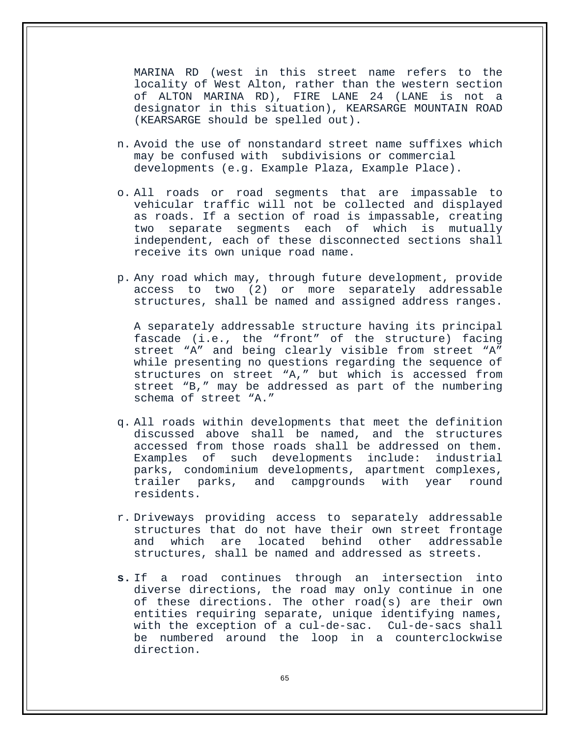MARINA RD (west in this street name refers to the locality of West Alton, rather than the western section of ALTON MARINA RD), FIRE LANE 24 (LANE is not a designator in this situation), KEARSARGE MOUNTAIN ROAD (KEARSARGE should be spelled out).

n. Avoid the use of nonstandard street name suffixes which may be confused with subdivisions or commercial developments (e.g. Example Plaza, Example Place).

o. All roads or road segments that are impassable to vehicular traffic will not be collected and displayed as roads. If a section of road is impassable, creating two separate segments each of which is mutually independent, each of these disconnected sections shall receive its own unique road name.

p. Any road which may, through future development, provide access to two (2) or more separately addressable structures, shall be named and assigned address ranges.

   A separately addressable structure having its principal fascade (i.e., the “front” of the structure) facing street “A” and being clearly visible from street “A” while presenting no questions regarding the sequence of structures on street “A,” but which is accessed from street “B,” may be addressed as part of the numbering schema of street “A.”

q. All roads within developments that meet the definition discussed above shall be named, and the structures accessed from those roads shall be addressed on them. Examples of such developments include: industrial parks, condominium developments, apartment complexes, trailer parks, and campgrounds with year round residents.

r. Driveways providing access to separately addressable structures that do not have their own street frontage and which are located behind other addressable structures, shall be named and addressed as streets.

**s.** If a road continues through an intersection into diverse directions, the road may only continue in one of these directions. The other road(s) are their own entities requiring separate, unique identifying names, with the exception of a cul-de-sac. Cul-de-sacs shall be numbered around the loop in a counterclockwise direction.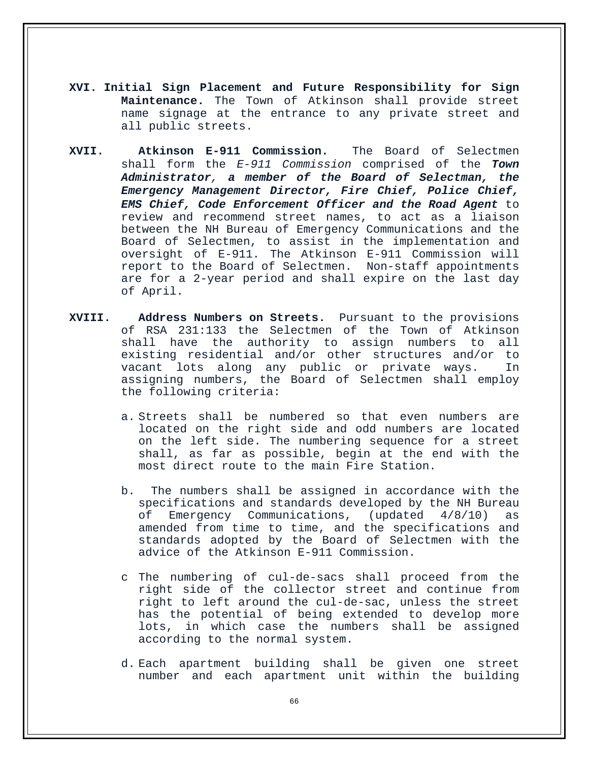**XVI. Initial Sign Placement and Future Responsibility for Sign Maintenance.** The Town of Atkinson shall provide street name signage at the entrance to any private street and all public streets.

**XVII. Atkinson E-911 Commission.** The Board of Selectmen shall form the *E-911 Commission* comprised of the ***Town Administrator, a member of the Board of Selectman, the Emergency Management Director, Fire Chief, Police Chief, EMS Chief, Code Enforcement Officer and the Road Agent*** to review and recommend street names, to act as a liaison between the NH Bureau of Emergency Communications and the Board of Selectmen, to assist in the implementation and oversight of E-911. The Atkinson E-911 Commission will report to the Board of Selectmen. Non-staff appointments are for a 2-year period and shall expire on the last day of April.

**XVIII. Address Numbers on Streets.** Pursuant to the provisions of RSA 231:133 the Selectmen of the Town of Atkinson shall have the authority to assign numbers to all existing residential and/or other structures and/or to vacant lots along any public or private ways. In assigning numbers, the Board of Selectmen shall employ the following criteria:

a. Streets shall be numbered so that even numbers are located on the right side and odd numbers are located on the left side. The numbering sequence for a street shall, as far as possible, begin at the end with the most direct route to the main Fire Station.

b. The numbers shall be assigned in accordance with the specifications and standards developed by the NH Bureau of Emergency Communications, (updated 4/8/10) as amended from time to time, and the specifications and standards adopted by the Board of Selectmen with the advice of the Atkinson E-911 Commission.

c The numbering of cul-de-sacs shall proceed from the right side of the collector street and continue from right to left around the cul-de-sac, unless the street has the potential of being extended to develop more lots, in which case the numbers shall be assigned according to the normal system.

d. Each apartment building shall be given one street number and each apartment unit within the building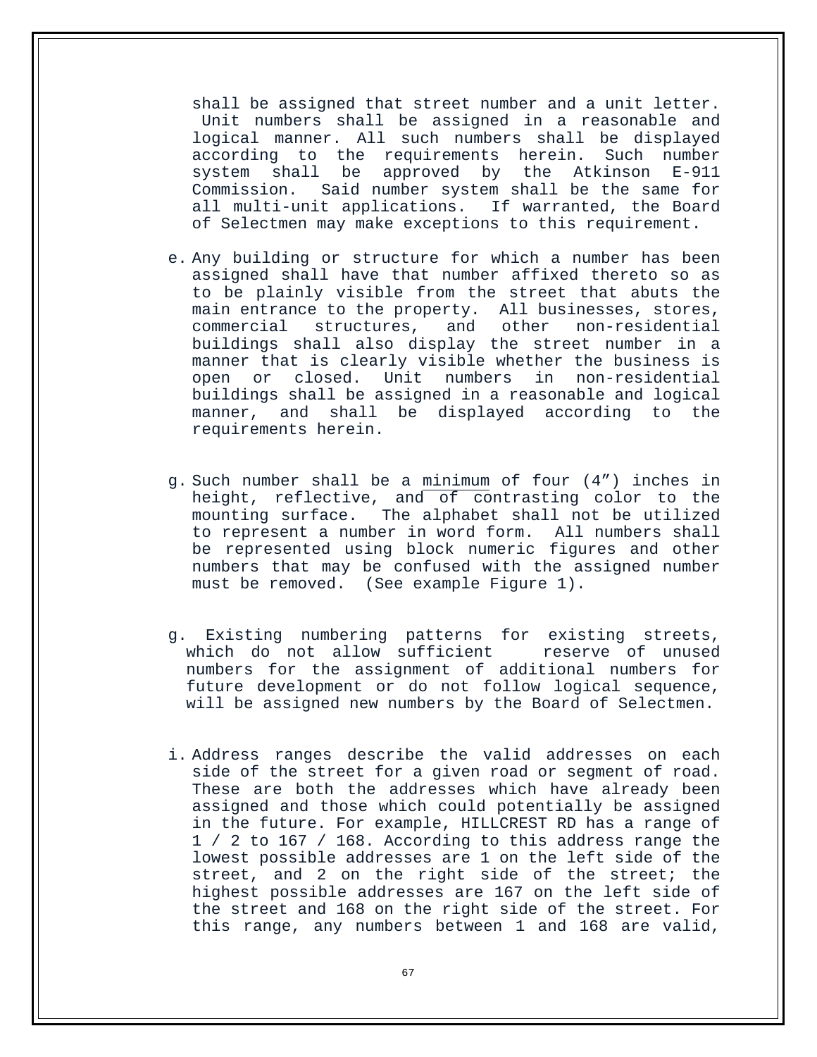shall be assigned that street number and a unit letter. Unit numbers shall be assigned in a reasonable and logical manner. All such numbers shall be displayed according to the requirements herein. Such number system shall be approved by the Atkinson E-911 Commission. Said number system shall be the same for all multi-unit applications. If warranted, the Board of Selectmen may make exceptions to this requirement.

e. Any building or structure for which a number has been assigned shall have that number affixed thereto so as to be plainly visible from the street that abuts the main entrance to the property. All businesses, stores, commercial structures, and other non-residential buildings shall also display the street number in a manner that is clearly visible whether the business is open or closed. Unit numbers in non-residential buildings shall be assigned in a reasonable and logical manner, and shall be displayed according to the requirements herein.

g. Such number shall be a <u>minimum</u> of four (4”) inches in height, reflective, and of contrasting color to the mounting surface. The alphabet shall not be utilized to represent a number in word form. All numbers shall be represented using block numeric figures and other numbers that may be confused with the assigned number must be removed. (See example Figure 1).

g. Existing numbering patterns for existing streets, which do not allow sufficient reserve of unused numbers for the assignment of additional numbers for future development or do not follow logical sequence, will be assigned new numbers by the Board of Selectmen.

i. Address ranges describe the valid addresses on each side of the street for a given road or segment of road. These are both the addresses which have already been assigned and those which could potentially be assigned in the future. For example, HILLCREST RD has a range of 1 / 2 to 167 / 168. According to this address range the lowest possible addresses are 1 on the left side of the street, and 2 on the right side of the street; the highest possible addresses are 167 on the left side of the street and 168 on the right side of the street. For this range, any numbers between 1 and 168 are valid,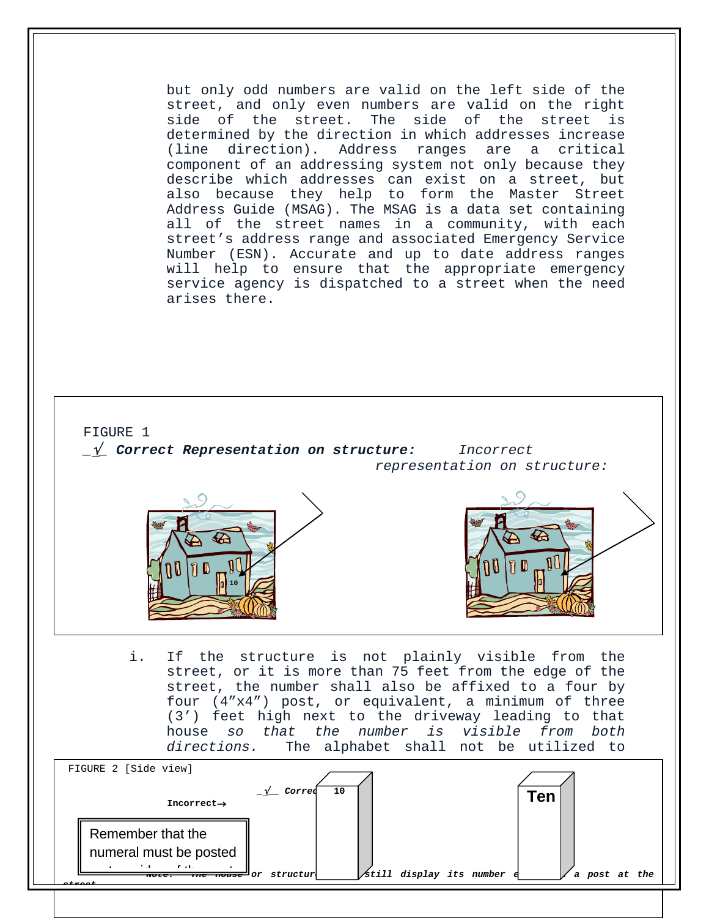but only odd numbers are valid on the left side of the street, and only even numbers are valid on the right side of the street. The side of the street is determined by the direction in which addresses increase (line direction). Address ranges are a critical component of an addressing system not only because they describe which addresses can exist on a street, but also because they help to form the Master Street Address Guide (MSAG). The MSAG is a data set containing all of the street names in a community, with each street's address range and associated Emergency Service Number (ESN). Accurate and up to date address ranges will help to ensure that the appropriate emergency service agency is dispatched to a street when the need arises there.

FIGURE 1

_√_ ***Correct Representation on structure:*** *Incorrect representation on structure:*

10

i. If the structure is not plainly visible from the street, or it is more than 75 feet from the edge of the street, the number shall also be affixed to a four by four (4"x4") post, or equivalent, a minimum of three (3') feet high next to the driveway leading to that house *so that the number is visible from both directions.* The alphabet shall not be utilized to

FIGURE 2 [Side view]

_√_ ***Correct*** 10

**Incorrect→** Ten

Remember that the numeral must be posted

***Note: The house or structure ... still display its number ... a post at the street***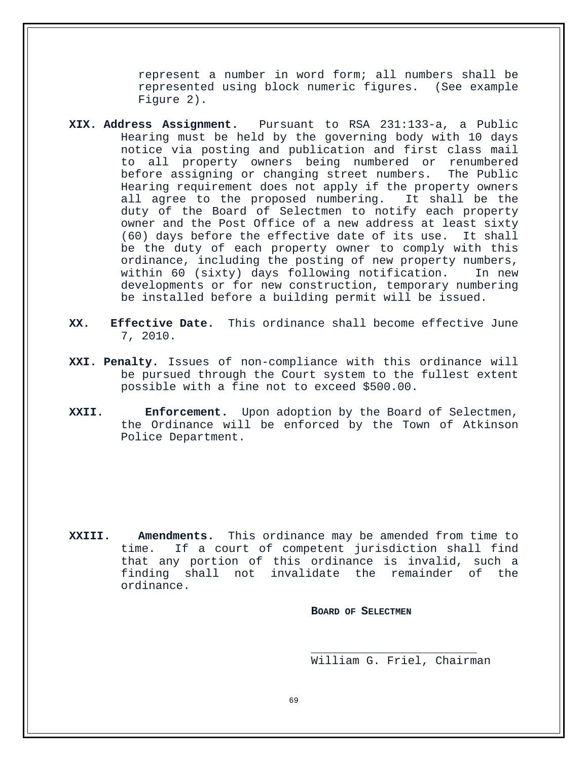represent a number in word form; all numbers shall be represented using block numeric figures. (See example Figure 2).

**XIX. Address Assignment.** Pursuant to RSA 231:133-a, a Public Hearing must be held by the governing body with 10 days notice via posting and publication and first class mail to all property owners being numbered or renumbered before assigning or changing street numbers. The Public Hearing requirement does not apply if the property owners all agree to the proposed numbering. It shall be the duty of the Board of Selectmen to notify each property owner and the Post Office of a new address at least sixty (60) days before the effective date of its use. It shall be the duty of each property owner to comply with this ordinance, including the posting of new property numbers, within 60 (sixty) days following notification. In new developments or for new construction, temporary numbering be installed before a building permit will be issued.

**XX. Effective Date.** This ordinance shall become effective June 7, 2010.

**XXI. Penalty.** Issues of non-compliance with this ordinance will be pursued through the Court system to the fullest extent possible with a fine not to exceed $500.00.

**XXII. Enforcement.** Upon adoption by the Board of Selectmen, the Ordinance will be enforced by the Town of Atkinson Police Department.

**XXIII. Amendments.** This ordinance may be amended from time to time. If a court of competent jurisdiction shall find that any portion of this ordinance is invalid, such a finding shall not invalidate the remainder of the ordinance.

**BOARD OF SELECTMEN**

\_\_\_\_\_\_\_\_\_\_\_\_\_\_\_\_\_\_\_\_\_\_\_\_\_

William G. Friel, Chairman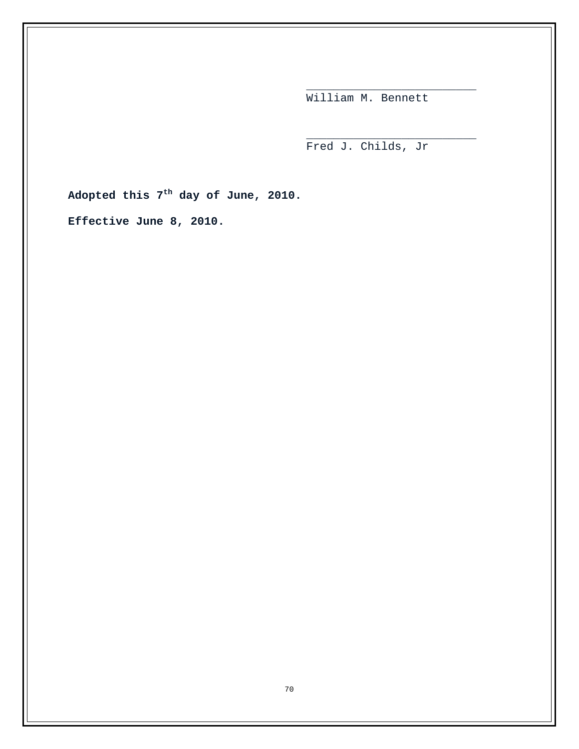\_\_\_\_\_\_\_\_\_\_\_\_\_\_\_\_\_\_\_\_\_\_\_\_\_
William M. Bennett

\_\_\_\_\_\_\_\_\_\_\_\_\_\_\_\_\_\_\_\_\_\_\_\_\_
Fred J. Childs, Jr

**Adopted this 7th day of June, 2010.**

**Effective June 8, 2010.**